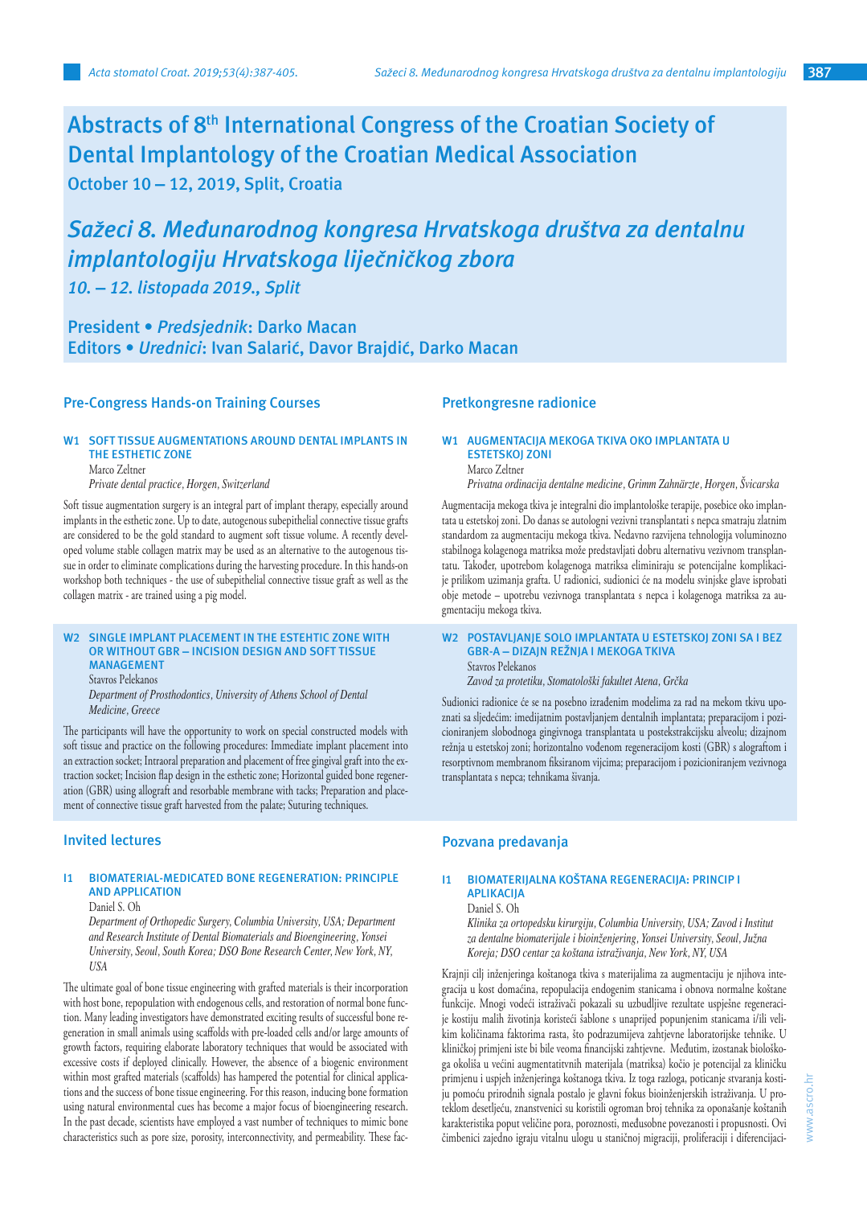# Abstracts of 8th International Congress of the Croatian Society of Dental Implantology of the Croatian Medical Association

**October 10 – 12, 2019, Split, Croatia**

# *Sažeci 8. Međunarodnog kongresa Hrvatskoga društva za dentalnu implantologiju Hrvatskoga liječničkog zbora*

***10. – 12. listopada 2019., Split***

**President • *Predsjednik*: Darko Macan**
**Editors • *Urednici*: Ivan Salarić, Davor Brajdić, Darko Macan**

## Pre-Congress Hands-on Training Courses

### W1 SOFT TISSUE AUGMENTATIONS AROUND DENTAL IMPLANTS IN THE ESTHETIC ZONE

Marco Zeltner

*Private dental practice, Horgen, Switzerland*

Soft tissue augmentation surgery is an integral part of implant therapy, especially around implants in the esthetic zone. Up to date, autogenous subepithelial connective tissue grafts are considered to be the gold standard to augment soft tissue volume. A recently developed volume stable collagen matrix may be used as an alternative to the autogenous tissue in order to eliminate complications during the harvesting procedure. In this hands-on workshop both techniques - the use of subepithelial connective tissue graft as well as the collagen matrix - are trained using a pig model.

### W2 SINGLE IMPLANT PLACEMENT IN THE ESTEHTIC ZONE WITH OR WITHOUT GBR – INCISION DESIGN AND SOFT TISSUE MANAGEMENT

Stavros Pelekanos

*Department of Prosthodontics, University of Athens School of Dental Medicine, Greece*

The participants will have the opportunity to work on special constructed models with soft tissue and practice on the following procedures: Immediate implant placement into an extraction socket; Intraoral preparation and placement of free gingival graft into the extraction socket; Incision flap design in the esthetic zone; Horizontal guided bone regeneration (GBR) using allograft and resorbable membrane with tacks; Preparation and placement of connective tissue graft harvested from the palate; Suturing techniques.

## Invited lectures

### I1 BIOMATERIAL-MEDICATED BONE REGENERATION: PRINCIPLE AND APPLICATION

Daniel S. Oh

*Department of Orthopedic Surgery, Columbia University, USA; Department and Research Institute of Dental Biomaterials and Bioengineering, Yonsei University, Seoul, South Korea; DSO Bone Research Center, New York, NY, USA*

The ultimate goal of bone tissue engineering with grafted materials is their incorporation with host bone, repopulation with endogenous cells, and restoration of normal bone function. Many leading investigators have demonstrated exciting results of successful bone regeneration in small animals using scaffolds with pre-loaded cells and/or large amounts of growth factors, requiring elaborate laboratory techniques that would be associated with excessive costs if deployed clinically. However, the absence of a biogenic environment within most grafted materials (scaffolds) has hampered the potential for clinical applications and the success of bone tissue engineering. For this reason, inducing bone formation using natural environmental cues has become a major focus of bioengineering research. In the past decade, scientists have employed a vast number of techniques to mimic bone characteristics such as pore size, porosity, interconnectivity, and permeability. These fac-

## Pretkongresne radionice

### W1 AUGMENTACIJA MEKOGA TKIVA OKO IMPLANTATA U ESTETSKOJ ZONI

Marco Zeltner

*Privatna ordinacija dentalne medicine, Grimm Zahnärzte, Horgen, Švicarska*

Augmentacija mekoga tkiva je integralni dio implantološke terapije, posebice oko implantata u estetskoj zoni. Do danas se autologni vezivni transplantati s nepca smatraju zlatnim standardom za augmentaciju mekoga tkiva. Nedavno razvijena tehnologija voluminozno stabilnoga kolagenoga matriksa može predstavljati dobru alternativu vezivnom transplantatu. Također, upotrebom kolagenoga matriksa eliminiraju se potencijalne komplikacije prilikom uzimanja grafta. U radionici, sudionici će na modelu svinjske glave isprobati obje metode – upotrebu vezivnoga transplantata s nepca i kolagenoga matriksa za augmentaciju mekoga tkiva.

### W2 POSTAVLJANJE SOLO IMPLANTATA U ESTETSKOJ ZONI SA I BEZ GBR-A – DIZAJN REŽNJA I MEKOGA TKIVA

Stavros Pelekanos

*Zavod za protetiku, Stomatološki fakultet Atena, Grčka*

Sudionici radionice će se na posebno izrađenim modelima za rad na mekom tkivu upoznati sa sljedećim: imedijatnim postavljanjem dentalnih implantata; preparacijom i pozicioniranjem slobodnoga gingivnoga transplantata u postekstrakcijsku alveolu; dizajnom režnja u estetskoj zoni; horizontalno vođenom regeneracijom kosti (GBR) s alograftom i resorptivnom membranom fiksiranom vijcima; preparacijom i pozicioniranjem vezivnoga transplantata s nepca; tehnikama šivanja.

## Pozvana predavanja

### I1 BIOMATERIJALNA KOŠTANA REGENERACIJA: PRINCIP I APLIKACIJA

Daniel S. Oh

*Klinika za ortopedsku kirurgiju, Columbia University, USA; Zavod i Institut za dentalne biomaterijale i bioinženjering, Yonsei University, Seoul, Južna Koreja; DSO centar za koštana istraživanja, New York, NY, USA*

Krajnji cilj inženjeringa koštanoga tkiva s materijalima za augmentaciju je njihova integracija u kost domaćina, repopulacija endogenim stanicama i obnova normalne koštane funkcije. Mnogi vodeći istraživači pokazali su uzbudljive rezultate uspješne regeneracije kostiju malih životinja koristeći šablone s unaprijed popunjenim stanicama i/ili velikim količinama faktorima rasta, što podrazumijeva zahtjevne laboratorijske tehnike. U kliničkoj primjeni iste bi bile veoma financijski zahtjevne. Međutim, izostanak biološkoga okoliša u većini augmentativnih materijala (matriksa) kočio je potencijal za kliničku primjenu i uspjeh inženjeringa koštanoga tkiva. Iz toga razloga, poticanje stvaranja kostiju pomoću prirodnih signala postalo je glavni fokus bioinženjerskih istraživanja. U proteklom desetljeću, znanstvenici su koristili ogroman broj tehnika za oponašanje koštanih karakteristika poput veličine pora, poroznosti, međusobne povezanosti i propusnosti. Ovi čimbenici zajedno igraju vitalnu ulogu u staničnoj migraciji, proliferaciji i diferencijaci-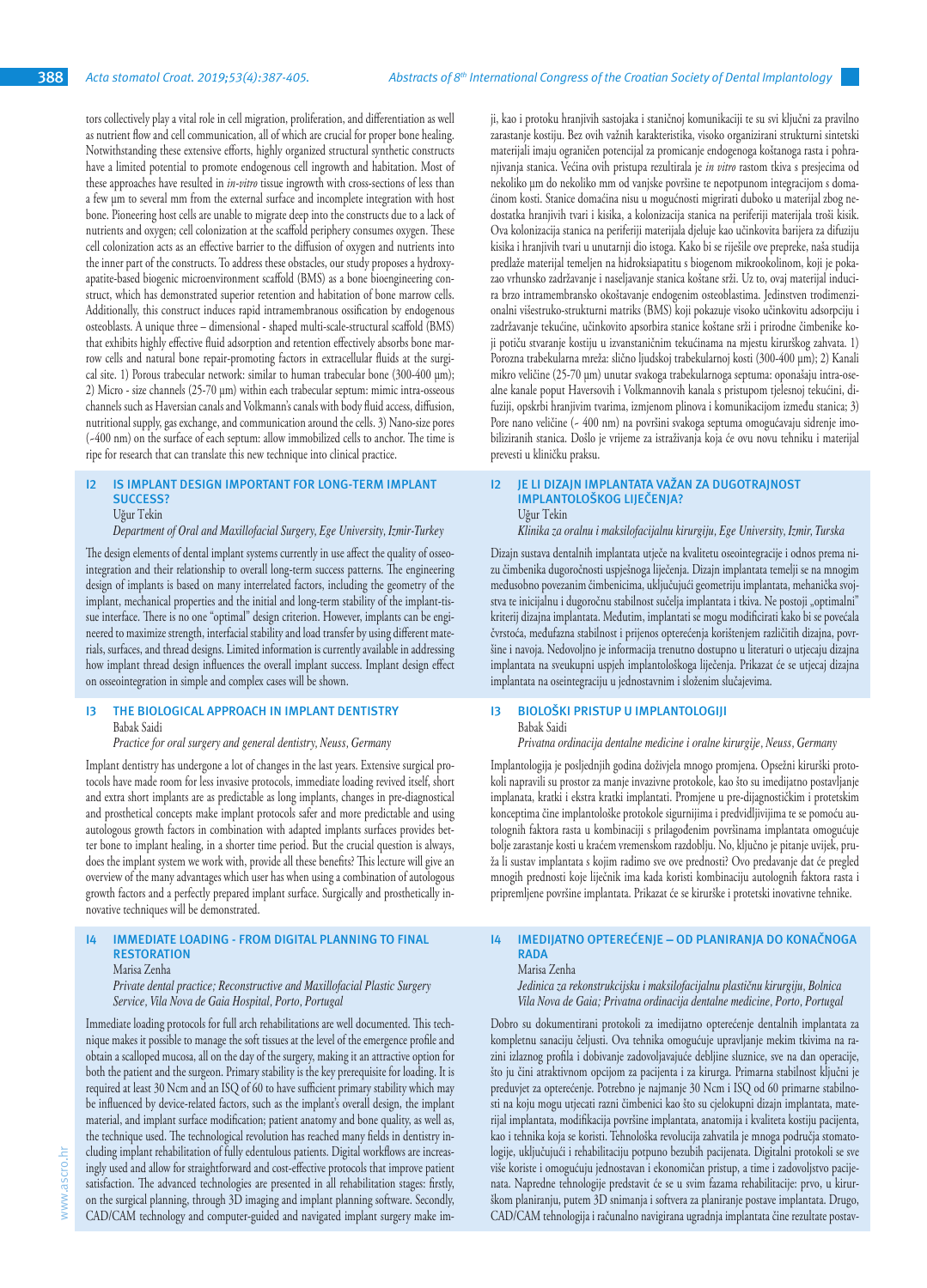tors collectively play a vital role in cell migration, proliferation, and differentiation as well as nutrient flow and cell communication, all of which are crucial for proper bone healing. Notwithstanding these extensive efforts, highly organized structural synthetic constructs have a limited potential to promote endogenous cell ingrowth and habitation. Most of these approaches have resulted in *in-vitro* tissue ingrowth with cross-sections of less than a few μm to several mm from the external surface and incomplete integration with host bone. Pioneering host cells are unable to migrate deep into the constructs due to a lack of nutrients and oxygen; cell colonization at the scaffold periphery consumes oxygen. These cell colonization acts as an effective barrier to the diffusion of oxygen and nutrients into the inner part of the constructs. To address these obstacles, our study proposes a hydroxyapatite-based biogenic microenvironment scaffold (BMS) as a bone bioengineering construct, which has demonstrated superior retention and habitation of bone marrow cells. Additionally, this construct induces rapid intramembranous ossification by endogenous osteoblasts. A unique three – dimensional - shaped multi-scale-structural scaffold (BMS) that exhibits highly effective fluid adsorption and retention effectively absorbs bone marrow cells and natural bone repair-promoting factors in extracellular fluids at the surgical site. 1) Porous trabecular network: similar to human trabecular bone (300-400 μm); 2) Micro - size channels (25-70 μm) within each trabecular septum: mimic intra-osseous channels such as Haversian canals and Volkmann's canals with body fluid access, diffusion, nutritional supply, gas exchange, and communication around the cells. 3) Nano-size pores (-400 nm) on the surface of each septum: allow immobilized cells to anchor. The time is ripe for research that can translate this new technique into clinical practice.

ji, kao i protoku hranjivih sastojaka i staničnoj komunikaciji te su svi ključni za pravilno zarastanje kostiju. Bez ovih važnih karakteristika, visoko organizirani strukturni sintetski materijali imaju ograničen potencijal za promicanje endogenoga koštanoga rasta i pohranjivanja stanica. Većina ovih pristupa rezultirala je *in vitro* rastom tkiva s presjecima od nekoliko μm do nekoliko mm od vanjske površine te nepotpunom integracijom s domaćinom kosti. Stanice domaćina nisu u mogućnosti migrirati duboko u materijal zbog nedostatka hranjivih tvari i kisika, a kolonizacija stanica na periferiji materijala troši kisik. Ova kolonizacija stanica na periferiji materijala djeluje kao učinkovita barijera za difuziju kisika i hranjivih tvari u unutarnji dio istoga. Kako bi se riješile ove prepreke, naša studija predlaže materijal temeljen na hidroksiapatitu s biogenom mikrookolinom, koji je pokazao vrhunsko zadržavanje i naseljavanje stanica koštane srži. Uz to, ovaj materijal inducira brzo intramembransko okoštavanje endogenim osteoblastima. Jedinstven trodimenzionalni višestruko-strukturni matriks (BMS) koji pokazuje visoko učinkovitu adsorpciju i zadržavanje tekućine, učinkovito apsorbira stanice koštane srži i prirodne čimbenike koji potiču stvaranje kostiju u izvanstaničnim tekućinama na mjestu kirurškog zahvata. 1) Porozna trabekularna mreža: slično ljudskoj trabekularnoj kosti (300-400 μm); 2) Kanali mikro veličine (25-70 μm) unutar svakoga trabekularnoga septuma: oponašaju intra-osealne kanale poput Haversovih i Volkmannovih kanala s pristupom tjelesnoj tekućini, difuziji, opskrbi hranjivim tvarima, izmjenom plinova i komunikacijom između stanica; 3) Pore nano veličine (- 400 nm) na površini svakoga septuma omogućavaju sidrenje imobiliziranih stanica. Došlo je vrijeme za istraživanja koja će ovu novu tehniku i materijal prevesti u kliničku praksu.

## I2 IS IMPLANT DESIGN IMPORTANT FOR LONG-TERM IMPLANT SUCCESS?

Uğur Tekin

*Department of Oral and Maxillofacial Surgery, Ege University, Izmir-Turkey*

The design elements of dental implant systems currently in use affect the quality of osseointegration and their relationship to overall long-term success patterns. The engineering design of implants is based on many interrelated factors, including the geometry of the implant, mechanical properties and the initial and long-term stability of the implant-tissue interface. There is no one "optimal" design criterion. However, implants can be engineered to maximize strength, interfacial stability and load transfer by using different materials, surfaces, and thread designs. Limited information is currently available in addressing how implant thread design influences the overall implant success. Implant design effect on osseointegration in simple and complex cases will be shown.

## I2 JE LI DIZAJN IMPLANTATA VAŽAN ZA DUGOTRAJNOST IMPLANTOLOŠKOG LIJEČENJA?

Uğur Tekin

*Klinika za oralnu i maksilofacijalnu kirurgiju, Ege University, Izmir, Turska*

Dizajn sustava dentalnih implantata utječe na kvalitetu oseointegracije i odnos prema nizu čimbenika dugoročnosti uspješnoga liječenja. Dizajn implantata temelji se na mnogim međusobno povezanim čimbenicima, uključujući geometriju implantata, mehanička svojstva te inicijalnu i dugoročnu stabilnost sučelja implantata i tkiva. Ne postoji „optimalni" kriterij dizajna implantata. Međutim, implantati se mogu modificirati kako bi se povećala čvrstoća, međufazna stabilnost i prijenos opterećenja korištenjem različitih dizajna, površine i navoja. Nedovoljno je informacija trenutno dostupno u literaturi o utjecaju dizajna implantata na sveukupni uspjeh implantološkog liječenja. Prikazat će se utjecaj dizajna implantata na oseintegraciju u jednostavnim i složenim slučajevima.

## I3 THE BIOLOGICAL APPROACH IN IMPLANT DENTISTRY

Babak Saidi

*Practice for oral surgery and general dentistry, Neuss, Germany*

Implant dentistry has undergone a lot of changes in the last years. Extensive surgical protocols have made room for less invasive protocols, immediate loading revived itself, short and extra short implants are as predictable as long implants, changes in pre-diagnostical and prosthetical concepts make implant protocols safer and more predictable and using autologous growth factors in combination with adapted implants surfaces provides better bone to implant healing, in a shorter time period. But the crucial question is always, does the implant system we work with, provide all these benefits? This lecture will give an overview of the many advantages which user has when using a combination of autologous growth factors and a perfectly prepared implant surface. Surgically and prosthetically innovative techniques will be demonstrated.

## I3 BIOLOŠKI PRISTUP U IMPLANTOLOGIJI

Babak Saidi

*Privatna ordinacija dentalne medicine i oralne kirurgije, Neuss, Germany*

Implantologija je posljednjih godina doživjela mnogo promjena. Opsežni kirurški protokoli napravili su prostor za manje invazivne protokole, kao što su imedijatno postavljanje implantata, kratki i ekstra kratki implantati. Promjene u pre-dijagnostičkim i protetskim konceptima čine implantološke protokole sigurnijima i predvidljivijima te se pomoću autolognih faktora rasta u kombinaciji s prilagođenim površinama implantata omogućuje bolje zarastanje kosti u kraćem vremenskom razdoblju. No, ključno je pitanje uvijek, pruža li sustav implantata s kojim radimo sve ove prednosti? Ovo predavanje će dati pregled mnogih prednosti koje liječnik ima kada koristi kombinaciju autolognih faktora rasta i pripremljene površine implantata. Prikazat će se kirurške i protetski inovativne tehnike.

## I4 IMMEDIATE LOADING - FROM DIGITAL PLANNING TO FINAL RESTORATION

Marisa Zenha

*Private dental practice; Reconstructive and Maxillofacial Plastic Surgery Service, Vila Nova de Gaia Hospital, Porto, Portugal*

Immediate loading protocols for full arch rehabilitations are well documented. This technique makes it possible to manage the soft tissues at the level of the emergence profile and obtain a scalloped mucosa, all on the day of the surgery, making it an attractive option for both the patient and the surgeon. Primary stability is the key prerequisite for loading. It is required at least 30 Ncm and an ISQ of 60 to have sufficient primary stability which may be influenced by device-related factors, such as the implant's overall design, the implant material, and implant surface modification; patient anatomy and bone quality, as well as, the technique used. The technological revolution has reached many fields in dentistry including implant rehabilitation of fully edentulous patients. Digital workflows are increasingly used and allow for straightforward and cost-effective protocols that improve patient satisfaction. The advanced technologies are presented in all rehabilitation stages: firstly, on the surgical planning, through 3D imaging and implant planning software. Secondly, CAD/CAM technology and computer-guided and navigated implant surgery make im-

## I4 IMEDIJATNO OPTEREĆENJE – OD PLANIRANJA DO KONAČNOGA RADA

Marisa Zenha

*Jedinica za rekonstrukcijsku i maksilofacijalnu plastičnu kirurgiju, Bolnica Vila Nova de Gaia; Privatna ordinacija dentalne medicine, Porto, Portugal*

Dobro su dokumentirani protokoli za imedijatno opterećenje dentalnih implantata za kompletnu sanaciju čeljusti. Ova tehnika omogućuje upravljanje mekim tkivima na razini izlaznog profila i dobivanje zadovoljavajuće debljine sluznice, sve na dan operacije, što ju čini atraktivnom opcijom za pacijenta i za kirurga. Primarna stabilnost ključni je preduvjet za opterećenje. Potrebno je najmanje 30 Ncm i ISQ od 60 primarne stabilnosti na koju mogu utjecati razni čimbenici kao što su cjelokupni dizajn implantata, materijal implantata, modifikacija površine implantata, anatomija i kvaliteta kostiju pacijenta, kao i tehnika koja se koristi. Tehnološka revolucija zahvatila je mnoga područja stomatologije, uključujući i rehabilitaciju potpuno bezubih pacijenata. Digitalni protokoli se sve više koriste i omogućuju jednostavan i ekonomičan pristup, a time i zadovoljstvo pacijenata. Napredne tehnologije predstavit će se u svim fazama rehabilitacije: prvo, u kirurškom planiranju, putem 3D snimanja i softvera za planiranje postave implantata. Drugo, CAD/CAM tehnologija i računalno navigirana ugradnja implantata čine rezultate postav-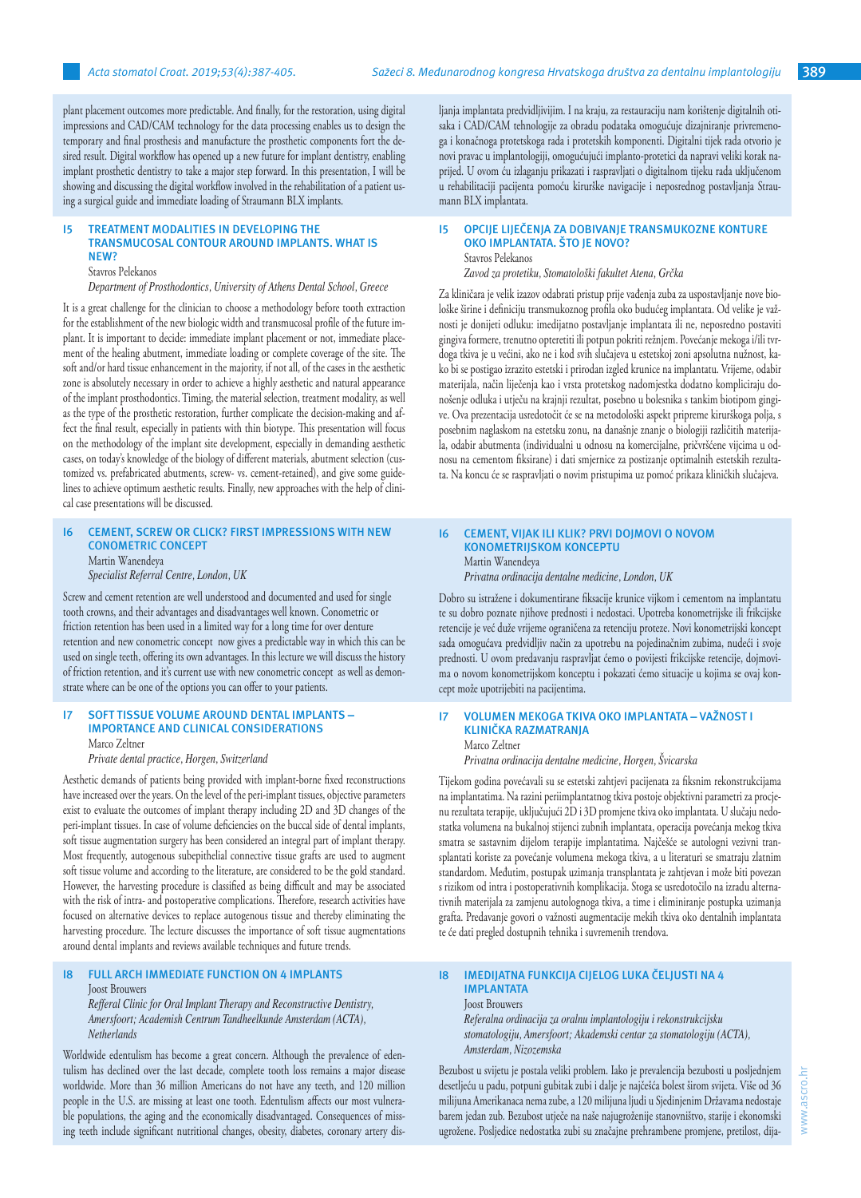plant placement outcomes more predictable. And finally, for the restoration, using digital impressions and CAD/CAM technology for the data processing enables us to design the temporary and final prosthesis and manufacture the prosthetic components fort the desired result. Digital workflow has opened up a new future for implant dentistry, enabling implant prosthetic dentistry to take a major step forward. In this presentation, I will be showing and discussing the digital workflow involved in the rehabilitation of a patient using a surgical guide and immediate loading of Straumann BLX implants.

ljanja implantata predvidljivijim. I na kraju, za restauraciju nam korištenje digitalnih otisaka i CAD/CAM tehnologije za obradu podataka omogućuje dizajniranje privremenoga i konačnoga protetskoga rada i protetskih komponenti. Digitalni tijek rada otvorio je novi pravac u implantologiji, omogućujući implanto-protetici da napravi veliki korak naprijed. U ovom ću izlaganju prikazati i raspravljati o digitalnom tijeku rada uključenom u rehabilitaciji pacijenta pomoću kirurške navigacije i neposrednog postavljanja Straumann BLX implantata.

## I5 TREATMENT MODALITIES IN DEVELOPING THE TRANSMUCOSAL CONTOUR AROUND IMPLANTS. WHAT IS NEW?

Stavros Pelekanos

*Department of Prosthodontics, University of Athens Dental School, Greece*

It is a great challenge for the clinician to choose a methodology before tooth extraction for the establishment of the new biologic width and transmucosal profile of the future implant. It is important to decide: immediate implant placement or not, immediate placement of the healing abutment, immediate loading or complete coverage of the site. The soft and/or hard tissue enhancement in the majority, if not all, of the cases in the aesthetic zone is absolutely necessary in order to achieve a highly aesthetic and natural appearance of the implant prosthodontics. Timing, the material selection, treatment modality, as well as the type of the prosthetic restoration, further complicate the decision-making and affect the final result, especially in patients with thin biotype. This presentation will focus on the methodology of the implant site development, especially in demanding aesthetic cases, on today's knowledge of the biology of different materials, abutment selection (customized vs. prefabricated abutments, screw- vs. cement-retained), and give some guidelines to achieve optimum aesthetic results. Finally, new approaches with the help of clinical case presentations will be discussed.

## I5 OPCIJE LIJEČENJA ZA DOBIVANJE TRANSMUKOZNE KONTURE OKO IMPLANTATA. ŠTO JE NOVO?

Stavros Pelekanos

*Zavod za protetiku, Stomatološki fakultet Atena, Grčka*

Za kliničara je velik izazov odabrati pristup prije vađenja zuba za uspostavljanje nove biološke širine i definiciju transmukoznog profila oko budućeg implantata. Od velike je važnosti je donijeti odluku: imedijatno postavljanje implantata ili ne, neposredno postaviti gingiva formere, trenutno opteretiti ili potpun pokriti režnjem. Povećanje mekoga i/ili tvrdoga tkiva je u većini, ako ne i kod svih slučajeva u estetskoj zoni apsolutna nužnost, kako bi se postigao izrazito estetski i prirodan izgled krunice na implantatu. Vrijeme, odabir materijala, način liječenja kao i vrsta protetskog nadomjestka dodatno kompliciraju donošenje odluka i utječu na krajnji rezultat, posebno u bolesnika s tankim biotipom gingive. Ova prezentacija usredotočit će se na metodološki aspekt pripreme kirurškoga polja, s posebnim naglaskom na estetsku zonu, na današnje znanje o biologiji različitih materijala, odabir abutmenta (individualni u odnosu na komercijalne, pričvršćene vijcima u odnosu na cementom fiksirane) i dati smjernice za postizanje optimalnih estetskih rezultata. Na koncu će se raspravljati o novim pristupima uz pomoć prikaza kliničkih slučajeva.

## I6 CEMENT, SCREW OR CLICK? FIRST IMPRESSIONS WITH NEW CONOMETRIC CONCEPT

Martin Wanendeya

*Specialist Referral Centre, London, UK*

Screw and cement retention are well understood and documented and used for single tooth crowns, and their advantages and disadvantages well known. Conometric or friction retention has been used in a limited way for a long time for over denture retention and new conometric concept now gives a predictable way in which this can be used on single teeth, offering its own advantages. In this lecture we will discuss the history of friction retention, and it's current use with new conometric concept as well as demonstrate where can be one of the options you can offer to your patients.

## I6 CEMENT, VIJAK ILI KLIK? PRVI DOJMOVI O NOVOM KONOMETRIJSKOM KONCEPTU

Martin Wanendeya

*Privatna ordinacija dentalne medicine, London, UK*

Dobro su istražene i dokumentirane fiksacije krunice vijkom i cementom na implantatu te su dobro poznate njihove prednosti i nedostaci. Upotreba konometrijske ili frikcijske retencije je već duže vrijeme ograničena za retenciju proteze. Novi konometrijski koncept sada omogućava predvidljiv način za upotrebu na pojedinačnim zubima, nudeći i svoje prednosti. U ovom predavanju raspravljat ćemo o povijesti frikcijske retencije, dojmovima o novom konometrijskom konceptu i pokazati ćemo situacije u kojima se ovaj koncept može upotrijebiti na pacijentima.

## I7 SOFT TISSUE VOLUME AROUND DENTAL IMPLANTS – IMPORTANCE AND CLINICAL CONSIDERATIONS

Marco Zeltner

*Private dental practice, Horgen, Switzerland*

Aesthetic demands of patients being provided with implant-borne fixed reconstructions have increased over the years. On the level of the peri-implant tissues, objective parameters exist to evaluate the outcomes of implant therapy including 2D and 3D changes of the peri-implant tissues. In case of volume deficiencies on the buccal side of dental implants, soft tissue augmentation surgery has been considered an integral part of implant therapy. Most frequently, autogenous subepithelial connective tissue grafts are used to augment soft tissue volume and according to the literature, are considered to be the gold standard. However, the harvesting procedure is classified as being difficult and may be associated with the risk of intra- and postoperative complications. Therefore, research activities have focused on alternative devices to replace autogenous tissue and thereby eliminating the harvesting procedure. The lecture discusses the importance of soft tissue augmentations around dental implants and reviews available techniques and future trends.

## I7 VOLUMEN MEKOGA TKIVA OKO IMPLANTATA – VAŽNOST I KLINIČKA RAZMATRANJA

Marco Zeltner

*Privatna ordinacija dentalne medicine, Horgen, Švicarska*

Tijekom godina povećavali su se estetski zahtjevi pacijenata za fiksnim rekonstrukcijama na implantatima. Na razini periimplantatnog tkiva postoje objektivni parametri za procjenu rezultata terapije, uključujući 2D i 3D promjene tkiva oko implantata. U slučaju nedostatka volumena na bukalnoj stijenci zubnih implantata, operacija povećanja mekog tkiva smatra se sastavnim dijelom terapije implantatima. Najčešće se autologni vezivni transplantati koriste za povećanje volumena mekoga tkiva, a u literaturi se smatraju zlatnim standardom. Međutim, postupak uzimanja transplantata je zahtjevan i može biti povezan s rizikom od intra i postoperativnih komplikacija. Stoga se usredotočilo na izradu alternativnih materijala za zamjenu autolognoga tkiva, a time i eliminiranje postupka uzimanja grafta. Predavanje govori o važnosti augmentacije mekih tkiva oko dentalnih implantata te će dati pregled dostupnih tehnika i suvremenih trendova.

## I8 FULL ARCH IMMEDIATE FUNCTION ON 4 IMPLANTS

Joost Brouwers

*Refferal Clinic for Oral Implant Therapy and Reconstructive Dentistry, Amersfoort; Academish Centrum Tandheelkunde Amsterdam (ACTA), Netherlands*

Worldwide edentulism has become a great concern. Although the prevalence of edentulism has declined over the last decade, complete tooth loss remains a major disease worldwide. More than 36 million Americans do not have any teeth, and 120 million people in the U.S. are missing at least one tooth. Edentulism affects our most vulnerable populations, the aging and the economically disadvantaged. Consequences of missing teeth include significant nutritional changes, obesity, diabetes, coronary artery dis-

## I8 IMEDIJATNA FUNKCIJA CIJELOG LUKA ČELJUSTI NA 4 IMPLANTATA

Joost Brouwers

*Referalna ordinacija za oralnu implantologiju i rekonstrukcijsku stomatologiju, Amersfoort; Akademski centar za stomatologiju (ACTA), Amsterdam, Nizozemska*

Bezubost u svijetu je postala veliki problem. Iako je prevalencija bezubosti u posljednjem desetljeću u padu, potpuni gubitak zubi i dalje je najčešća bolest širom svijeta. Više od 36 milijuna Amerikanaca nema zube, a 120 milijuna ljudi u Sjedinjenim Državama nedostaje barem jedan zub. Bezubost utječe na naše najugroženije stanovništvo, starije i ekonomski ugrožene. Posljedice nedostatka zubi su značajne prehrambene promjene, pretilost, dija-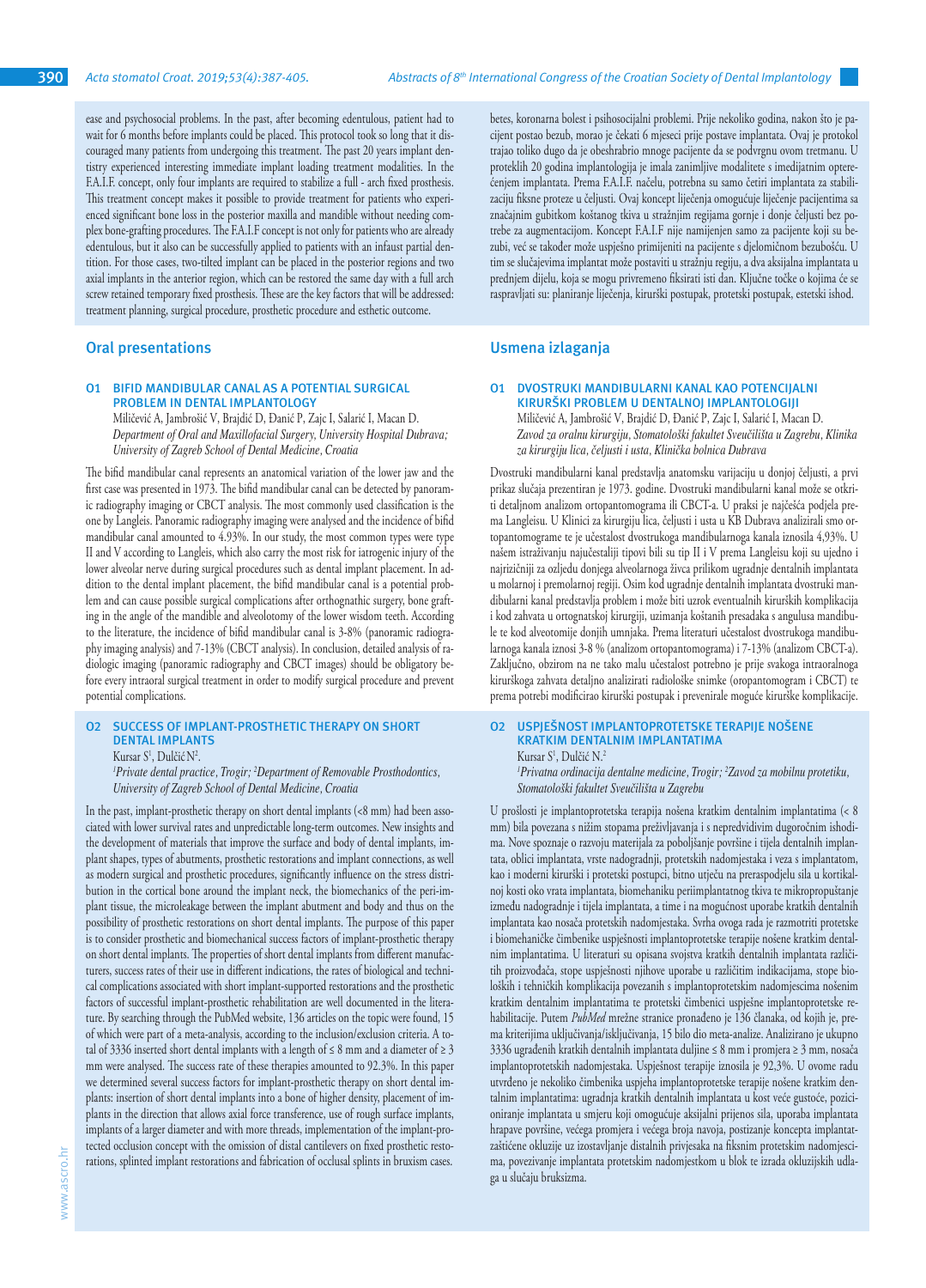ease and psychosocial problems. In the past, after becoming edentulous, patient had to wait for 6 months before implants could be placed. This protocol took so long that it discouraged many patients from undergoing this treatment. The past 20 years implant dentistry experienced interesting immediate implant loading treatment modalities. In the F.A.I.F. concept, only four implants are required to stabilize a full - arch fixed prosthesis. This treatment concept makes it possible to provide treatment for patients who experienced significant bone loss in the posterior maxilla and mandible without needing complex bone-grafting procedures. The F.A.I.F concept is not only for patients who are already edentulous, but it also can be successfully applied to patients with an infaust partial dentition. For those cases, two-tilted implant can be placed in the posterior regions and two axial implants in the anterior region, which can be restored the same day with a full arch screw retained temporary fixed prosthesis. These are the key factors that will be addressed: treatment planning, surgical procedure, prosthetic procedure and esthetic outcome.

betes, koronarna bolest i psihosocijalni problemi. Prije nekoliko godina, nakon što je pacijent postao bezub, morao je čekati 6 mjeseci prije postave implantata. Ovaj je protokol trajao toliko dugo da je obeshrabrio mnoge pacijente da se podvrgnu ovom tretmanu. U proteklih 20 godina implantologija je imala zanimljive modalitete s imedijatnim opterećenjem implantata. Prema F.A.I.F. načelu, potrebna su samo četiri implantata za stabilizaciju fiksne proteze u čeljusti. Ovaj koncept liječenja omogućuje liječenje pacijentima sa značajnim gubitkom koštanog tkiva u stražnjim regijama gornje i donje čeljusti bez potrebe za augmentacijom. Koncept F.A.I.F nije namijenjen samo za pacijente koji su bezubi, već se također može uspješno primijeniti na pacijente s djelomičnom bezubošću. U tim se slučajevima implantat može postaviti u stražnju regiju, a dva aksijalna implantata u prednjem dijelu, koja se mogu privremeno fiksirati isti dan. Ključne točke o kojima će se raspravljati su: planiranje liječenja, kirurški postupak, protetski postupak, estetski ishod.

## Oral presentations

### O1 BIFID MANDIBULAR CANAL AS A POTENTIAL SURGICAL PROBLEM IN DENTAL IMPLANTOLOGY

Miličević A, Jambrošić V, Brajdić D, Đanić P, Zajc I, Salarić I, Macan D.
*Department of Oral and Maxillofacial Surgery, University Hospital Dubrava; University of Zagreb School of Dental Medicine, Croatia*

The bifid mandibular canal represents an anatomical variation of the lower jaw and the first case was presented in 1973. The bifid mandibular canal can be detected by panoramic radiography imaging or CBCT analysis. The most commonly used classification is the one by Langleis. Panoramic radiography imaging were analysed and the incidence of bifid mandibular canal amounted to 4.93%. In our study, the most common types were type II and V according to Langleis, which also carry the most risk for iatrogenic injury of the lower alveolar nerve during surgical procedures such as dental implant placement. In addition to the dental implant placement, the bifid mandibular canal is a potential problem and can cause possible surgical complications after orthognathic surgery, bone grafting in the angle of the mandible and alveolotomy of the lower wisdom teeth. According to the literature, the incidence of bifid mandibular canal is 3-8% (panoramic radiography imaging analysis) and 7-13% (CBCT analysis). In conclusion, detailed analysis of radiologic imaging (panoramic radiography and CBCT images) should be obligatory before every intraoral surgical treatment in order to modify surgical procedure and prevent potential complications.

### O2 SUCCESS OF IMPLANT-PROSTHETIC THERAPY ON SHORT DENTAL IMPLANTS

Kursar S[1], Dulčić N[2].
[1]*Private dental practice, Trogir;* [2]*Department of Removable Prosthodontics, University of Zagreb School of Dental Medicine, Croatia*

In the past, implant-prosthetic therapy on short dental implants (<8 mm) had been associated with lower survival rates and unpredictable long-term outcomes. New insights and the development of materials that improve the surface and body of dental implants, implant shapes, types of abutments, prosthetic restorations and implant connections, as well as modern surgical and prosthetic procedures, significantly influence on the stress distribution in the cortical bone around the implant neck, the biomechanics of the peri-implant tissue, the microleakage between the implant abutment and body and thus on the possibility of prosthetic restorations on short dental implants. The purpose of this paper is to consider prosthetic and biomechanical success factors of implant-prosthetic therapy on short dental implants. The properties of short dental implants from different manufacturers, success rates of their use in different indications, the rates of biological and technical complications associated with short implant-supported restorations and the prosthetic factors of successful implant-prosthetic rehabilitation are well documented in the literature. By searching through the PubMed website, 136 articles on the topic were found, 15 of which were part of a meta-analysis, according to the inclusion/exclusion criteria. A total of 3336 inserted short dental implants with a length of ≤ 8 mm and a diameter of ≥ 3 mm were analysed. The success rate of these therapies amounted to 92.3%. In this paper we determined several success factors for implant-prosthetic therapy on short dental implants: insertion of short dental implants into a bone of higher density, placement of implants in the direction that allows axial force transference, use of rough surface implants, implants of a larger diameter and with more threads, implementation of the implant-protected occlusion concept with the omission of distal cantilevers on fixed prosthetic restorations, splinted implant restorations and fabrication of occlusal splints in bruxism cases.

## Usmena izlaganja

### O1 DVOSTRUKI MANDIBULARNI KANAL KAO POTENCIJALNI KIRURŠKI PROBLEM U DENTALNOJ IMPLANTOLOGIJI

Miličević A, Jambrošić V, Brajdić D, Đanić P, Zajc I, Salarić I, Macan D.
*Zavod za oralnu kirurgiju, Stomatološki fakultet Sveučilišta u Zagrebu, Klinika za kirurgiju lica, čeljusti i usta, Klinička bolnica Dubrava*

Dvostruki mandibularni kanal predstavlja anatomsku varijaciju u donjoj čeljusti, a prvi prikaz slučaja prezentiran je 1973. godine. Dvostruki mandibularni kanal može se otkriti detaljnom analizom ortopantomograma ili CBCT-a. U praksi je najčešća podjela prema Langleisu. U Klinici za kirurgiju lica, čeljusti i usta u KB Dubrava analizirali smo ortopantomograme te je učestalost dvostrukoga mandibularnoga kanala iznosila 4,93%. U našem istraživanju najučestaliji tipovi bili su tip II i V prema Langleisu koji su ujedno i najrizičniji za ozljedu donjega alveolarnoga živca prilikom ugradnje dentalnih implantata u molarnoj i premolarnoj regiji. Osim kod ugradnje dentalnih implantata dvostruki mandibularni kanal predstavlja problem i može biti uzrok eventualnih kirurških komplikacija i kod zahvata u ortognatskoj kirurgiji, uzimanja koštanih presadaka s angulusa mandibule te kod alveotomije donjih umnjaka. Prema literaturi učestalost dvostrukoga mandibularnoga kanala iznosi 3-8 % (analizom ortopantomograma) i 7-13% (analizom CBCT-a). Zaključno, obzirom na ne tako malu učestalost potrebno je prije svakoga intraoralnoga kirurškoga zahvata detaljno analizirati radiološke snimke (oropantomogram i CBCT) te prema potrebi modificirao kirurški postupak i prevenirale moguće kirurške komplikacije.

### O2 USPJEŠNOST IMPLANTOPROTETSKE TERAPIJE NOŠENE KRATKIM DENTALNIM IMPLANTATIMA

Kursar S[1], Dulčić N.[2]
[1]*Privatna ordinacija dentalne medicine, Trogir;* [2]*Zavod za mobilnu protetiku, Stomatološki fakultet Sveučilišta u Zagrebu*

U prošlosti je implantoprotetska terapija nošena kratkim dentalnim implantatima (< 8 mm) bila povezana s nižim stopama preživljavanja i s nepredvidivim dugoročnim ishodima. Nove spoznaje o razvoju materijala za poboljšanje površine i tijela dentalnih implantata, oblici implantata, vrste nadogradnji, protetskih nadomjestaka i veza s implantatom, kao i moderni kirurški i protetski postupci, bitno utječu na preraspodjelu sila u kortikalnoj kosti oko vrata implantata, biomehaniku periimplantatnog tkiva te mikropropuštanje između nadogradnje i tijela implantata, a time i na mogućnost uporabe kratkih dentalnih implantata kao nosača protetskih nadomjestaka. Svrha ovoga rada je razmotriti protetske i biomehaničke čimbenike uspješnosti implantoprotetske terapije nošene kratkim dentalnim implantatima. U literaturi su opisana svojstva kratkih dentalnih implantata različitih proizvođača, stope uspješnosti njihove uporabe u različitim indikacijama, stope bioloških i tehničkih komplikacija povezanih s implantoprotetskim nadomjescima nošenim kratkim dentalnim implantatima te protetski čimbenici uspješne implantoprotetske rehabilitacije. Putem *PubMed* mrežne stranice pronađeno je 136 članaka, od kojih je, prema kriterijima uključivanja/isključivanja, 15 bilo dio meta-analize. Analizirano je ukupno 3336 ugrađenih kratkih dentalnih implantata duljine ≤ 8 mm i promjera ≥ 3 mm, nosača implantoprotetskih nadomjestaka. Uspješnost terapije iznosila je 92,3%. U ovome radu utvrđeno je nekoliko čimbenika uspjeha implantoprotetske terapije nošene kratkim dentalnim implantatima: ugradnja kratkih dentalnih implantata u kost veće gustoće, pozicioniranje implantata u smjeru koji omogućuje aksijalni prijenos sila, uporaba implantata hrapave površine, većeg promjera i većeg broja navoja, postizanje koncepta implantatzaštićene okluzije uz izostavljanje distalnih privjesaka na fiksnim protetskim nadomjescima, povezivanje implantata protetskim nadomjestkom u blok te izrada okluzijskih udlaga u slučaju bruksizma.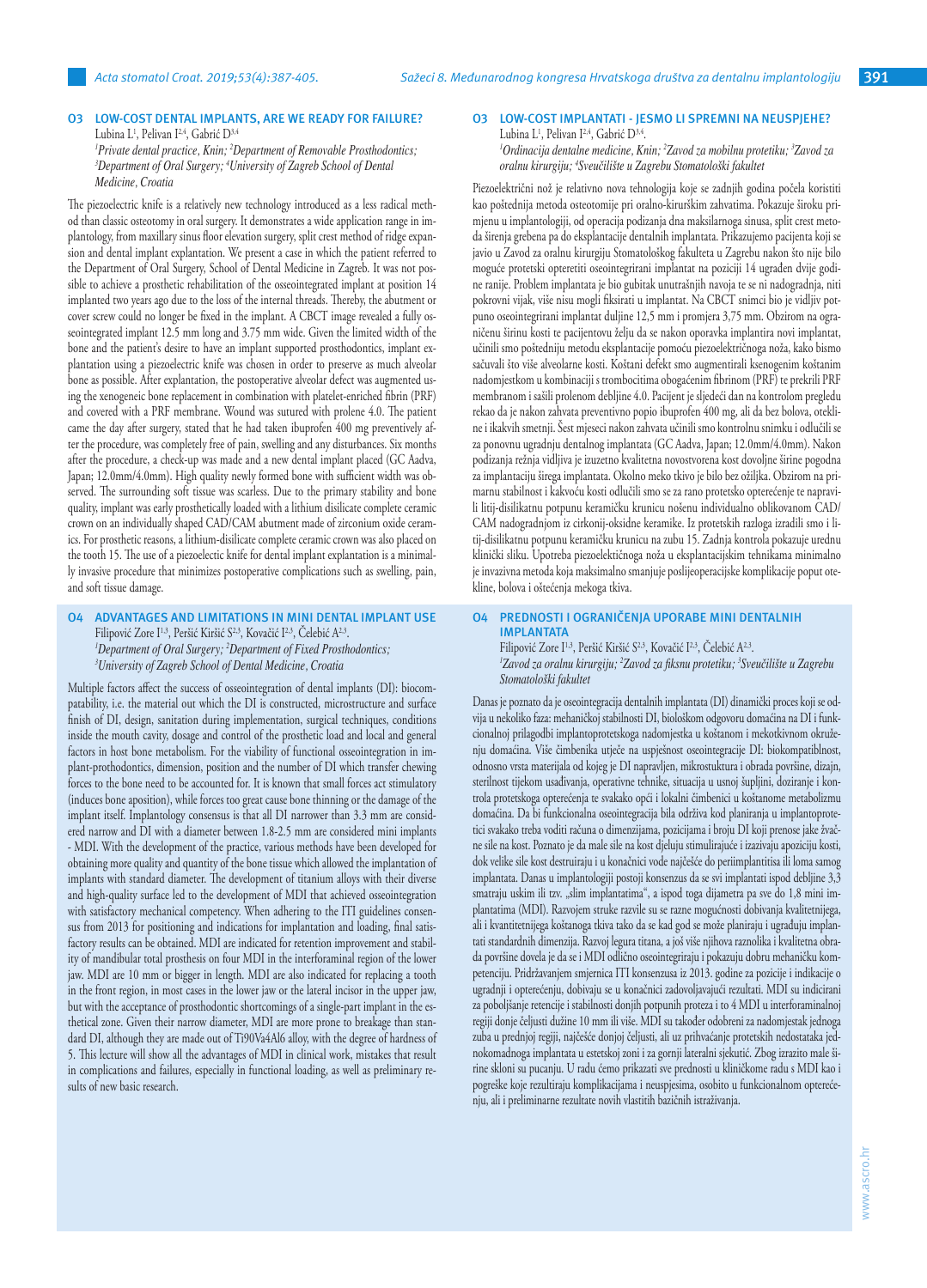## O3 LOW-COST DENTAL IMPLANTS, ARE WE READY FOR FAILURE?

Lubina L[1], Pelivan I[2,4], Gabrić D[3,4]

*[1]Private dental practice, Knin; [2]Department of Removable Prosthodontics; [3]Department of Oral Surgery; [4]University of Zagreb School of Dental Medicine, Croatia*

The piezoelectric knife is a relatively new technology introduced as a less radical method than classic osteotomy in oral surgery. It demonstrates a wide application range in implantology, from maxillary sinus floor elevation surgery, split crest method of ridge expansion and dental implant explantation. We present a case in which the patient referred to the Department of Oral Surgery, School of Dental Medicine in Zagreb. It was not possible to achieve a prosthetic rehabilitation of the osseointegrated implant at position 14 implanted two years ago due to the loss of the internal threads. Thereby, the abutment or cover screw could no longer be fixed in the implant. A CBCT image revealed a fully osseointegrated implant 12.5 mm long and 3.75 mm wide. Given the limited width of the bone and the patient's desire to have an implant supported prosthodontics, implant explantation using a piezoelectric knife was chosen in order to preserve as much alveolar bone as possible. After explantation, the postoperative alveolar defect was augmented using the xenogeneic bone replacement in combination with platelet-enriched fibrin (PRF) and covered with a PRF membrane. Wound was sutured with prolene 4.0. The patient came the day after surgery, stated that he had taken ibuprofen 400 mg preventively after the procedure, was completely free of pain, swelling and any disturbances. Six months after the procedure, a check-up was made and a new dental implant placed (GC Aadva, Japan; 12.0mm/4.0mm). High quality newly formed bone with sufficient width was observed. The surrounding soft tissue was scarless. Due to the primary stability and bone quality, implant was early prosthetically loaded with a lithium disilicate complete ceramic crown on an individually shaped CAD/CAM abutment made of zirconium oxide ceramics. For prosthetic reasons, a lithium-disilicate complete ceramic crown was also placed on the tooth 15. The use of a piezoelectic knife for dental implant explantation is a minimally invasive procedure that minimizes postoperative complications such as swelling, pain, and soft tissue damage.

## O4 ADVANTAGES AND LIMITATIONS IN MINI DENTAL IMPLANT USE

Filipović Zore I[1,3], Peršić Kiršić S[2,3], Kovačić I[2,3], Čelebić A[2,3].

*[1]Department of Oral Surgery; [2]Department of Fixed Prosthodontics; [3]University of Zagreb School of Dental Medicine, Croatia*

Multiple factors affect the success of osseointegration of dental implants (DI): biocompatibility, i.e. the material out which the DI is constructed, microstructure and surface finish of DI, design, sanitation during implementation, surgical techniques, conditions inside the mouth cavity, dosage and control of the prosthetic load and local and general factors in host bone metabolism. For the viability of functional osseointegration in implant-prosthodontics, dimension, position and the number of DI which transfer chewing forces to the bone need to be accounted for. It is known that small forces act stimulatory (induces bone apposition), while forces too great cause bone thinning or the damage of the implant itself. Implantology consensus is that all DI narrower than 3.3 mm are considered narrow and DI with a diameter between 1.8-2.5 mm are considered mini implants - MDI. With the development of the practice, various methods have been developed for obtaining more quality and quantity of the bone tissue which allowed the implantation of implants with standard diameter. The development of titanium alloys with their diverse and high-quality surface led to the development of MDI that achieved osseointegration with satisfactory mechanical competency. When adhering to the ITI guidelines consensus from 2013 for positioning and indications for implantation and loading, final satisfactory results can be obtained. MDI are indicated for retention improvement and stability of mandibular total prosthesis on four MDI in the interforaminal region of the lower jaw. MDI are 10 mm or bigger in length. MDI are also indicated for replacing a tooth in the front region, in most cases in the lower jaw or the lateral incisor in the upper jaw, but with the acceptance of prosthodontic shortcomings of a single-part implant in the esthetical zone. Given their narrow diameter, MDI are more prone to breakage than standard DI, although they are made out of Ti90Va4Al6 alloy, with the degree of hardness of 5. This lecture will show all the advantages of MDI in clinical work, mistakes that result in complications and failures, especially in functional loading, as well as preliminary results of new basic research.

## O3 LOW-COST IMPLANTATI - JESMO LI SPREMNI NA NEUSPJEHE?

Lubina L[1], Pelivan I[2,4], Gabrić D[3,4].

*[1]Ordinacija dentalne medicine, Knin; [2]Zavod za mobilnu protetiku; [3]Zavod za oralnu kirurgiju; [4]Sveučilište u Zagrebu Stomatološki fakultet*

Piezoelektrični nož je relativno nova tehnologija koje se zadnjih godina počela koristiti kao poštednija metoda osteotomije pri oralno-kirurškim zahvatima. Pokazuje široku primjenu u implantologiji, od operacija podizanja dna maksilarnoga sinusa, split crest metoda širenja grebena pa do eksplantacije dentalnih implantata. Prikazujemo pacijenta koji se javio u Zavod za oralnu kirurgiju Stomatološkog fakulteta u Zagrebu nakon što nije bilo moguće protetski opteretiti oseointegrirani implantat na poziciji 14 ugrađen dvije godine ranije. Problem implantata je bio gubitak unutrašnjih navoja te se ni nadogradnja, niti pokrovni vijak, više nisu mogli fiksirati u implantat. Na CBCT snimci bio je vidljiv potpuno oseointegrirani implantat duljine 12,5 mm i promjera 3,75 mm. Obzirom na ograničenu širinu kosti te pacijentovu želju da se nakon oporavka implantira novi implantat, učinili smo poštednu metodu eksplantacije pomoću piezoelektričnoga noža, kako bismo sačuvali što više alveolarne kosti. Koštani defekt smo augmentirali ksenogenim koštanim nadomjestkom u kombinaciji s trombocitima obogaćenim fibrinom (PRF) te prekrili PRF membranom i sašili prolenom debljine 4.0. Pacijent je sljedeći dan na kontrolom pregledu rekao da je nakon zahvata preventivno popio ibuprofen 400 mg, ali da bez bolova, otekline i ikakvih smetnji. Šest mjeseci nakon zahvata učinili smo kontrolnu snimku i odlučili se za ponovnu ugradnju dentalnog implantata (GC Aadva, Japan; 12.0mm/4.0mm). Nakon podizanja režnja vidljiva je izuzetno kvalitetna novostvorena kost dovoljne širine pogodna za implantaciju širega implantata. Okolno meko tkivo je bilo bez ožiljka. Obzirom na primarnu stabilnost i kakvoću kosti odlučili smo se za rano protetsko opterećenje te napravili litij-disilikatnu potpunu keramičku krunicu nošenu individualno oblikovanom CAD/CAM nadogradnjom iz cirkonij-oksidne keramike. Iz protetskih razloga izradili smo i litij-disilikatnu potpunu keramičku krunicu na zubu 15. Zadnja kontrola pokazuje urednu kliničku sliku. Upotreba piezoelektičnoga noža u eksplantacijskim tehnikama minimalno je invazivna metoda koja maksimalno smanjuje poslijeoperacijske komplikacije poput otekline, bolova i oštećenja mekoga tkiva.

## O4 PREDNOSTI I OGRANIČENJA UPORABE MINI DENTALNIH IMPLANTATA

Filipović Zore I[1,3], Peršić Kiršić S[2,3], Kovačić I[2,3], Čelebić A[2,3].

*[1]Zavod za oralnu kirurgiju; [2]Zavod za fiksnu protetiku; [3]Sveučilište u Zagrebu Stomatološki fakultet*

Danas je poznato da je oseointegracija dentalnih implantata (DI) dinamički proces koji se odvija u nekoliko faza: mehaničkoj stabilnosti DI, biološkom odgovoru domaćina na DI i funkcionalnoj prilagodbi implantoprotetskoga nadomjestka u koštanom i mekotkivnom okruženju domaćina. Više čimbenika utječe na uspješnost oseointegracije DI: biokompatibilnost, odnosno vrsta materijala od kojeg je DI napravljen, mikrostuktura i obrada površine, dizajn, sterilnost tijekom usađivanja, operativne tehnike, situacija u usnoj šupljini, doziranje i kontrola protetskoga opterećenja te svakako opći i lokalni čimbenici u koštanome metabolizmu domaćina. Da bi funkcionalna oseointegracija bila održiva kod planiranja u implantoprotetici svakako treba voditi računa o dimenzijama, pozicijama i broju DI koji prenose jake žvačne sile na kost. Poznato je da male sile na kost djeluju stimulirajuće i izazivaju apoziciju kosti, dok velike sile kost destruiraju i u konačnici vode najčešće do periimplantitisa ili loma samog implantata. Danas u implantologiji postoji konsenzus da se svi implantati ispod debljine 3,3 smatraju uskim ili tzv. „slim implantatima", a ispod toga dijametra pa sve do 1,8 mini implantatima (MDI). Razvojem struke razvile su se razne mogućnosti dobivanja kvalitetnijega, ali i kvantitetnijega koštanoga tkiva tako da se kad god se može planiraju i ugrađuju implantati standardnih dimenzija. Razvoj legura titana, a još više njihova raznolika i kvalitetna obrada površine dovela je da se i MDI odlično oseointegriraju i pokazuju dobru mehaničku kompetenciju. Pridržavanjem smjernica ITI konsenzusa iz 2013. godine za pozicije i indikacije o ugradnji i opterećenju, dobivaju se u konačnici zadovoljavajući rezultati. MDI su indicirani za poboljšanje retencije i stabilnosti donjih potpunih proteza i to 4 MDI u interforaminalnoj regiji donje čeljusti dužine 10 mm ili više. MDI su također odobreni za nadomjestak jednoga zuba u prednjoj regiji, najčešće donjoj čeljusti, ali uz prihvaćanje protetskih nedostataka jednokomadnoga implantata u estetskoj zoni i za gornji lateralni sjekutić. Zbog izrazito male širine skloni su pucanju. U radu ćemo prikazati sve prednosti u kliničkome radu s MDI kao i pogreške koje rezultiraju komplikacijama i neuspjesima, osobito u funkcionalnom opterećenju, ali i preliminarne rezultate novih vlastitih bazičnih istraživanja.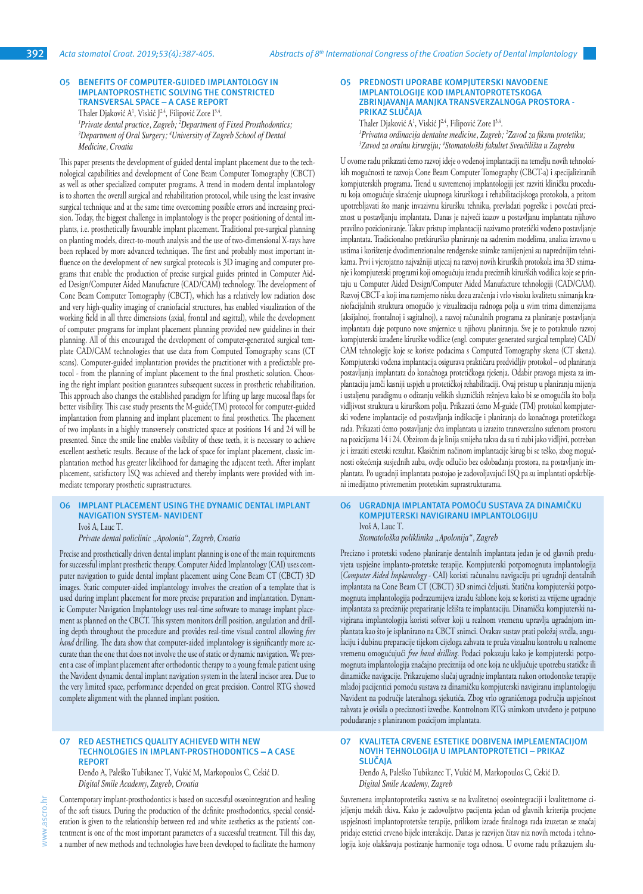## O5 BENEFITS OF COMPUTER-GUIDED IMPLANTOLOGY IN IMPLANTOPROSTHETIC SOLVING THE CONSTRICTED TRANSVERSAL SPACE – A CASE REPORT

Thaler Djaković A[1], Viskić J[2,4], Filipović Zore I[3,4].

*[1]Private dental practice, Zagreb; [2]Department of Fixed Prosthodontics; [3]Department of Oral Surgery; [4]University of Zagreb School of Dental Medicine, Croatia*

This paper presents the development of guided dental implant placement due to the technological capabilities and development of Cone Beam Computer Tomography (CBCT) as well as other specialized computer programs. A trend in modern dental implantology is to shorten the overall surgical and rehabilitation protocol, while using the least invasive surgical technique and at the same time overcoming possible errors and increasing precision. Today, the biggest challenge in implantology is the proper positioning of dental implants, i.e. prosthetically favourable implant placement. Traditional pre-surgical planning on planting models, direct-to-mouth analysis and the use of two-dimensional X-rays have been replaced by more advanced techniques. The first and probably most important influence on the development of new surgical protocols is 3D imaging and computer programs that enable the production of precise surgical guides printed in Computer Aided Design/Computer Aided Manufacture (CAD/CAM) technology. The development of Cone Beam Computer Tomography (CBCT), which has a relatively low radiation dose and very high-quality imaging of craniofacial structures, has enabled visualization of the working field in all three dimensions (axial, frontal and sagittal), while the development of computer programs for implant placement planning provided new guidelines in their planning. All of this encouraged the development of computer-generated surgical template CAD/CAM technologies that use data from Computed Tomography scans (CT scans). Computer-guided implantation provides the practitioner with a predictable protocol - from the planning of implant placement to the final prosthetic solution. Choosing the right implant position guarantees subsequent success in prosthetic rehabilitation. This approach also changes the established paradigm for lifting up large mucosal flaps for better visibility. This case study presents the M-guide(TM) protocol for computer-guided implantation from planning and implant placement to final prosthetics. The placement of two implants in a highly transversely constricted space at positions 14 and 24 will be presented. Since the smile line enables visibility of these teeth, it is necessary to achieve excellent aesthetic results. Because of the lack of space for implant placement, classic implantation method has greater likelihood for damaging the adjacent teeth. After implant placement, satisfactory ISQ was achieved and thereby implants were provided with immediate temporary prosthetic suprastructures.

## O5 PREDNOSTI UPORABE KOMPJUTERSKI NAVOĐENE IMPLANTOLOGIJE KOD IMPLANTOPROTETSKOGA ZBRINJAVANJA MANJKA TRANSVERZALNOGA PROSTORA - PRIKAZ SLUČAJA

Thaler Djaković A[1], Viskić J[2,4], Filipović Zore I[3,4].

*[1]Privatna ordinacija dentalne medicine, Zagreb; [2]Zavod za fiksnu protetiku; [3]Zavod za oralnu kirurgiju; [4]Stomatološki fakultet Sveučilišta u Zagrebu*

U ovome radu prikazati ćemo razvoj ideje o vođenoj implantaciji na temelju novih tehnoloških mogućnosti te razvoja Cone Beam Computer Tomography (CBCT-a) i specijaliziranih kompjuterskih programa. Trend u suvremenoj implantologiji jest razviti kliničku proceduru koja omogućuje skraćenje ukupnoga kirurškoga i rehabilitacijskoga protokola, a pritom upotrebljavati što manje invazivnu kiruršku tehniku, prevladati pogreške i povećati preciznost u postavljanju implantata. Danas je najveći izazov u postavljanju implantata njihovo pravilno pozicioniranje. Takav pristup implantaciji nazivamo protetički vođeno postavljanje implantata. Tradicionalno pretkirurško planiranje na sadrenim modelima, analiza izravno u ustima i korištenje dvodimenzionalne rendgenske snimke zamijenjeni su naprednijim tehnikama. Prvi i vjerojatno najvažniji utjecaj na razvoj novih kirurških protokola ima 3D snimanje i kompjuterski programi koji omogućuju izradu preciznih kirurških vodilica koje se printaju u Computer Aided Design/Computer Aided Manufacture tehnologiji (CAD/CAM). Razvoj CBCT-a koji ima razmjerno nisku dozu zračenja i vrlo visoku kvalitetu snimanja kraniofacijalnih struktura omogućio je vizualizaciju radnoga polja u svim trima dimenzijama (aksijalnoj, frontalnoj i sagitalnoj), a razvoj računalnih programa za planiranje postavljanja implantata daje potpuno nove smjernice u njihovu planiranju. Sve je to potaknulo razvoj kompjuterski izrađene kirurške vodilice (engl. computer generated surgical template) CAD/CAM tehnologije koje se koriste podacima s Computed Tomography skena (CT skena). Kompjuterski vođena implantacija osigurava praktičaru predvidljiv protokol – od planiranja postavljanja implantata do konačnoga protetičkoga rješenja. Odabir pravoga mjesta za implantaciju jamči kasniji uspjeh u protetičkoj rehabilitaciji. Ovaj pristup u planiranju mijenja i ustaljenu paradigmu o odizanju velikih sluzničkih režnjeva kako bi se omogućila što bolja vidljivost struktura u kirurškom polju. Prikazati ćemo M-guide (TM) protokol kompjuterski vođene implantacije od postavljanja indikacije i planiranja do konačnoga protetičkoga rada. Prikazati ćemo postavljanje dva implantata u izrazito transverzalno suženom prostoru na pozicijama 14 i 24. Obzirom da je linija smijeha takva da su ti zubi jako vidljivi, potreban je i izraziti estetski rezultat. Klasičnim načinom implantacije kirug bi se teško, zbog mogućnosti oštećenja susjednih zuba, ovdje odlučio bez oslobađanja prostora, na postavljanje implantata. Po ugradnji implantata postojao je zadovoljavajući ISQ pa su implantati opskrbljeni imedijatno privremenim protetskim suprastrukturama.

## O6 IMPLANT PLACEMENT USING THE DYNAMIC DENTAL IMPLANT NAVIGATION SYSTEM- NAVIDENT

Ivoš A, Lauc T.

*Private dental policlinic „Apolonia", Zagreb, Croatia*

Precise and prosthetically driven dental implant planning is one of the main requirements for successful implant prosthetic therapy. Computer Aided Implantology (CAI) uses computer navigation to guide dental implant placement using Cone Beam CT (CBCT) 3D images. Static computer-aided implantology involves the creation of a template that is used during implant placement for more precise preparation and implantation. Dynamic Computer Navigation Implantology uses real-time software to manage implant placement as planned on the CBCT. This system monitors drill position, angulation and drilling depth throughout the procedure and provides real-time visual control allowing *free hand* drilling. The data show that computer-aided implantology is significantly more accurate than the one that does not involve the use of static or dynamic navigation. We present a case of implant placement after orthodontic therapy to a young female patient using the Navident dynamic dental implant navigation system in the lateral incisor area. Due to the very limited space, performance depended on great precision. Control RTG showed complete alignment with the planned implant position.

## O6 UGRADNJA IMPLANTATA POMOĆU SUSTAVA ZA DINAMIČKU KOMPJUTERSKI NAVIGIRANU IMPLANTOLOGIJU

Ivoš A, Lauc T.

*Stomatološka poliklinika „Apolonija", Zagreb*

Precizno i protetski vođeno planiranje dentalnih implantata jedan je od glavnih preduvjeta uspješne implanto-protetske terapije. Kompjuterski potpomognuta implantologija (*Computer Aided Implantology* - CAI) koristi računalnu navigaciju pri ugradnji dentalnih implantata na Cone Beam CT (CBCT) 3D snimci čeljusti. Statična kompjuterski potpomognuta implantologija podrazumijeva izradu šablone koja se koristi za vrijeme ugradnje implantata za preciznije prepariranje ležišta te implantaciju. Dinamička kompjuterski navigirana implantologija koristi softver koji u realnom vremenu upravlja ugradnjom implantata kao što je isplanirano na CBCT snimci. Ovakav sustav prati položaj svrdla, angulaciju i dubinu preparacije tijekom cijeloga zahvata te pruža vizualnu kontrolu u realnome vremenu omogućujući *free hand drilling*. Podaci pokazuju kako je kompjuterski potpomognuta implantologija značajno preciznija od one koja ne uključuje upotrebu statičke ili dinamičke navigacije. Prikazujemo slučaj ugradnje implantata nakon ortodontske terapije mladoj pacijentici pomoću sustava za dinamičku kompjuterski navigiranu implantologiju Navident na području lateralnoga sjekutića. Zbog vrlo ograničenoga područja uspješnost zahvata je ovisila o preciznosti izvedbe. Kontrolnom RTG snimkom utvrđeno je potpuno podudaranje s planiranom pozicijom implantata.

## O7 RED AESTHETICS QUALITY ACHIEVED WITH NEW TECHNOLOGIES IN IMPLANT-PROSTHODONTICS – A CASE REPORT

Đenđo A, Paleško Tubikanec T, Vukić M, Markopoulos C, Cekić D.

*Digital Smile Academy, Zagreb, Croatia*

Contemporary implant-prosthodontics is based on successful osseointegration and healing of the soft tissues. During the production of the definite prosthodontics, special consideration is given to the relationship between red and white aesthetics as the patients' contentment is one of the most important parameters of a successful treatment. Till this day, a number of new methods and technologies have been developed to facilitate the harmony

## O7 KVALITETA CRVENE ESTETIKE DOBIVENA IMPLEMENTACIJOM NOVIH TEHNOLOGIJA U IMPLANTOPROTETICI – PRIKAZ SLUČAJA

Đenđo A, Paleško Tubikanec T, Vukić M, Markopoulos C, Cekić D.

*Digital Smile Academy, Zagreb*

Suvremena implantoprotetika zasniva se na kvalitetnoj oseointegraciji i kvalitetnome cijeljenju mekih tkiva. Kako je zadovoljstvo pacijenta jedan od glavnih kriterija procjene uspješnosti implantoprotetske terapije, prilikom izrade finalnoga rada izuzetan se značaj pridaje estetici crveno bijele interakcije. Danas je razvijen čitav niz novih metoda i tehnologija koje olakšavaju postizanje harmonije toga odnosa. U ovome radu prikazujem slu-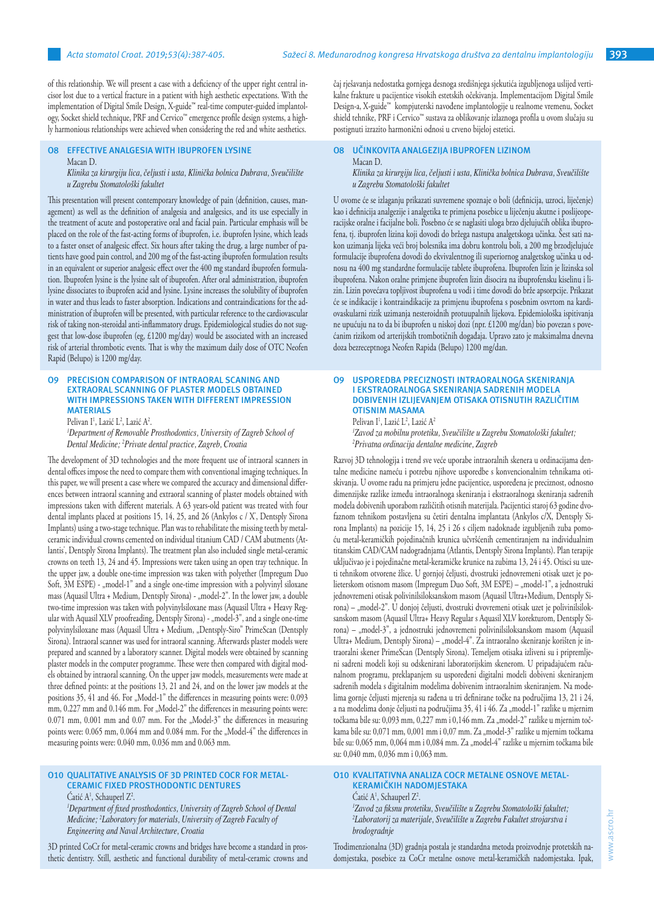of this relationship. We will present a case with a deficiency of the upper right central incisor lost due to a vertical fracture in a patient with high aesthetic expectations. With the implementation of Digital Smile Design, X-guide™ real-time computer-guided implantology, Socket shield technique, PRF and Cervico™ emergence profile design systems, a highly harmonious relationships were achieved when considering the red and white aesthetics.

## O8 EFFECTIVE ANALGESIA WITH IBUPROFEN LYSINE

Macan D.

*Klinika za kirurgiju lica, čeljusti i usta, Klinička bolnica Dubrava, Sveučilište u Zagrebu Stomatološki fakultet*

This presentation will present contemporary knowledge of pain (definition, causes, management) as well as the definition of analgesia and analgesics, and its use especially in the treatment of acute and postoperative oral and facial pain. Particular emphasis will be placed on the role of the fast-acting forms of ibuprofen, i.e. ibuprofen lysine, which leads to a faster onset of analgesic effect. Six hours after taking the drug, a large number of patients have good pain control, and 200 mg of the fast-acting ibuprofen formulation results in an equivalent or superior analgesic effect over the 400 mg standard ibuprofen formulation. Ibuprofen lysine is the lysine salt of ibuprofen. After oral administration, ibuprofen lysine dissociates to ibuprofen acid and lysine. Lysine increases the solubility of ibuprofen in water and thus leads to faster absorption. Indications and contraindications for the administration of ibuprofen will be presented, with particular reference to the cardiovascular risk of taking non-steroidal anti-inflammatory drugs. Epidemiological studies do not suggest that low-dose ibuprofen (eg, £1200 mg/day) would be associated with an increased risk of arterial thrombotic events. That is why the maximum daily dose of OTC Neofen Rapid (Belupo) is 1200 mg/day.

## O9 PRECISION COMPARISON OF INTRAORAL SCANING AND EXTRAORAL SCANNING OF PLASTER MODELS OBTAINED WITH IMPRESSIONS TAKEN WITH DIFFERENT IMPRESSION MATERIALS

Pelivan I[1], Lazić L[2], Lazić A[2].

[1]*Department of Removable Prosthodontics, University of Zagreb School of Dental Medicine;* [2]*Private dental practice, Zagreb, Croatia*

The development of 3D technologies and the more frequent use of intraoral scanners in dental offices impose the need to compare them with conventional imaging techniques. In this paper, we will present a case where we compared the accuracy and dimensional differences between intraoral scanning and extraoral scanning of plaster models obtained with impressions taken with different materials. A 63 years-old patient was treated with four dental implants placed at positions 15, 14, 25, and 26 (Ankylos c / X', Dentsply Sirona Implants) using a two-stage technique. Plan was to rehabilitate the missing teeth by metal-ceramic individual crowns cemented on individual titanium CAD / CAM abutments (Atlantis', Dentsply Sirona Implants). The treatment plan also included single metal-ceramic crowns on teeth 13, 24 and 45. Impressions were taken using an open tray technique. In the upper jaw, a double one-time impression was taken with polyether (Impregum Duo Soft, 3M ESPE) - „model-1" and a single one-time impression with a polyvinyl siloxane mass (Aquasil Ultra + Medium, Dentsply Sirona) - „model-2". In the lower jaw, a double two-time impression was taken with polyvinylsiloxane mass (Aquasil Ultra + Heavy Regular with Aquasil XLV proofreading, Dentsply Sirona) - „model-3", and a single one-time polyvinylsiloxane mass (Aquasil Ultra + Medium, „Dentsply-Siro" PrimeScan (Dentsply Sirona). Intraoral scanner was used for intraoral scanning. Afterwards plaster models were prepared and scanned by a laboratory scanner. Digital models were obtained by scanning plaster models in the computer programme. These were then compared with digital models obtained by intraoral scanning. On the upper jaw models, measurements were made at three defined points: at the positions 13, 21 and 24, and on the lower jaw models at the positions 35, 41 and 46. For „Model-1" the differences in measuring points were: 0.093 mm, 0.227 mm and 0.146 mm. For „Model-2" the differences in measuring points were: 0.071 mm, 0.001 mm and 0.07 mm. For the „Model-3" the differences in measuring points were: 0.065 mm, 0.064 mm and 0.084 mm. For the „Model-4" the differences in measuring points were: 0.040 mm, 0.036 mm and 0.063 mm.

## O10 QUALITATIVE ANALYSIS OF 3D PRINTED COCR FOR METAL-CERAMIC FIXED PROSTHODONTIC DENTURES

Ćatić A[1], Schauperl Z[2].

[1]*Department of fixed prosthodontics, University of Zagreb School of Dental Medicine;* [2]*Laboratory for materials, University of Zagreb Faculty of Engineering and Naval Architecture, Croatia*

3D printed CoCr for metal-ceramic crowns and bridges have become a standard in prosthetic dentistry. Still, aesthetic and functional durability of metal-ceramic crowns and

čaj rješavanja nedostatka gornjega desnoga središnjega sjekutića izgubljenoga uslijed vertikalne frakture u pacijentice visokih estetskih očekivanja. Implementacijom Digital Smile Design-a, X-guide™ kompjuterski navođene implantologije u realnome vremenu, Socket shield tehnike, PRF i Cervico™ sustava za oblikovanje izlaznoga profila u ovom slučaju su postignuti izrazito harmonični odnosi u crveno bijeloj estetici.

## O8 UČINKOVITA ANALGEZIJA IBUPROFEN LIZINOM

Macan D.

*Klinika za kirurgiju lica, čeljusti i usta, Klinička bolnica Dubrava, Sveučilište u Zagrebu Stomatološki fakultet*

U ovome će se izlaganju prikazati suvremene spoznaje o boli (definicija, uzroci, liječenje) kao i definicija analgezije i analgetika te primjena posebice u liječenju akutne i poslijeoperacijske oralne i facijalne boli. Posebno će se naglasiti uloga brzo djelujućih oblika ibuprofena, tj. ibuprofen lizina koji dovodi do bržega nastupa analgetskoga učinka. Šest sati nakon uzimanja lijeka veći broj bolesnika ima dobru kontrolu boli, a 200 mg brzodjelujuće formulacije ibuprofena dovodi do ekvivalentnog ili superiornog analgetskog učinka u odnosu na 400 mg standardne formulacije tablete ibuprofena. Ibuprofen lizin je lizinska sol ibuprofena. Nakon oralne primjene ibuprofen lizin disocira na ibuprofensku kiselinu i lizin. Lizin povećava topljivost ibuprofena u vodi i time dovodi do brže apsorpcije. Prikazat će se indikacije i kontraindikacije za primjenu ibuprofena s posebnim osvrtom na kardiovaskularni rizik uzimanja nesteroidnih protuupalnih lijekova. Epidemiološka ispitivanja ne upućuju na to da bi ibuprofen u niskoj dozi (npr. £1200 mg/dan) bio povezan s povećanim rizikom od arterijskih trombotičnih događaja. Upravo zato je maksimalna dnevna doza bezreceptnoga Neofen Rapida (Belupo) 1200 mg/dan.

## O9 USPOREDBA PRECIZNOSTI INTRAORALNOGA SKENIRANJA I EKSTRAORALNOGA SKENIRANJA SADRENIH MODELA DOBIVENIH IZLIJEVANJEM OTISAKA OTISNUTIH RAZLIČITIM OTISNIM MASAMA

Pelivan I[1], Lazić L[2], Lazić A[2]

[1]*Zavod za mobilnu protetiku, Sveučilište u Zagrebu Stomatološki fakultet;* [2]*Privatna ordinacija dentalne medicine, Zagreb*

Razvoj 3D tehnologija i trend sve veće uporabe intraoralnih skenera u ordinacijama dentalne medicine nameću i potrebu njihove usporedbe s konvencionalnim tehnikama otiskivanja. U ovome radu na primjeru jedne pacijentice, uspoređena je preciznost, odnosno dimenzijske razlike između intraoralnoga skeniranja i ekstraoralnoga skeniranja sadrenih modela dobivenih uporabom različitih otisnih materijala. Pacijentici staroj 63 godine dvofaznom tehnikom postavljena su četiri dentalna implantata (Ankylos c/X, Dentsply Sirona Implants) na pozicije 15, 14, 25 i 26 s ciljem nadoknade izgubljenih zuba pomoću metal-keramičkih pojedinačnih krunica učvršćenih cementiranjem na individualnim titanskim CAD/CAM nadogradnjama (Atlantis, Dentsply Sirona Implants). Plan terapije uključivao je i pojedinačne metal-keramičke krunice na zubima 13, 24 i 45. Otisci su uzeti tehnikom otvorene žlice. U gornjoj čeljusti, dvostruki jednovremeni otisak uzet je polieterskom otisnom masom (Impregum Duo Soft, 3M ESPE) – „model-1", a jednostruki jednovremeni otisak polivinilsiloksanskom masom (Aquasil Ultra+Medium, Dentsply Sirona) – „model-2". U donjoj čeljusti, dvostruki dvovremeni otisak uzet je polivinilsiloksanskom masom (Aquasil Ultra+ Heavy Regular s Aquasil XLV korekturom, Dentsply Sirona) – „model-3", a jednostruki jednovremeni polivinilsiloksanskom masom (Aquasil Ultra+ Medium, Dentsply Sirona) – „model-4". Za intraoralno skeniranje korišten je intraoralni skener PrimeScan (Dentsply Sirona). Temeljem otisaka izliveni su i pripremljeni sadreni modeli koji su odskenirani laboratorijskim skenerom. U pripadajućem računalnom programu, preklapanjem su uspoređeni digitalni modeli dobiveni skeniranjem sadrenih modela s digitalnim modelima dobivenim intraoralnim skeniranjem. Na modelima gornje čeljusti mjerenja su rađena u tri definirane točke na područjima 13, 21 i 24, a na modelima donje čeljusti na područjima 35, 41 i 46. Za „model-1" razlike u mjernim točkama bile su: 0,093 mm, 0,227 mm i 0,146 mm. Za „model-2" razlike u mjernim točkama bile su: 0,071 mm, 0,001 mm i 0,07 mm. Za „model-3" razlike u mjernim točkama bile su: 0,065 mm, 0,064 mm i 0,084 mm. Za „model-4" razlike u mjernim točkama bile su: 0,040 mm, 0,036 mm i 0,063 mm.

## O10 KVALITATIVNA ANALIZA COCR METALNE OSNOVE METAL-KERAMIČKIH NADOMJESTAKA

Ćatić A[1], Schauperl Z[2].

[1]*Zavod za fiksnu protetiku, Sveučilište u Zagrebu Stomatološki fakultet;* [2]*Laboratorij za materijale, Sveučilište u Zagrebu Fakultet strojarstva i brodogradnje*

Trodimenzionalna (3D) gradnja postala je standardna metoda proizvodnje protetskih nadomjestaka, posebice za CoCr metalne osnove metal-keramičkih nadomjestaka. Ipak,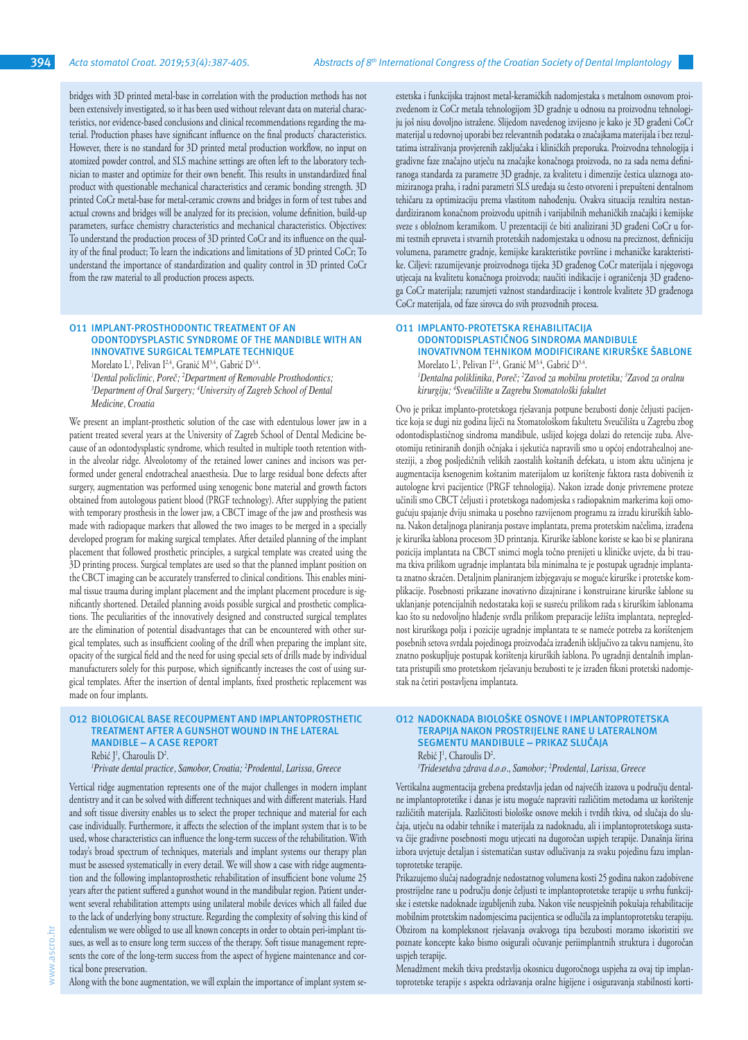bridges with 3D printed metal-base in correlation with the production methods has not been extensively investigated, so it has been used without relevant data on material characteristics, nor evidence-based conclusions and clinical recommendations regarding the material. Production phases have significant influence on the final products' characteristics. However, there is no standard for 3D printed metal production workflow, no input on atomized powder control, and SLS machine settings are often left to the laboratory technician to master and optimize for their own benefit. This results in unstandardized final product with questionable mechanical characteristics and ceramic bonding strength. 3D printed CoCr metal-base for metal-ceramic crowns and bridges in form of test tubes and actual crowns and bridges will be analyzed for its precision, volume definition, build-up parameters, surface chemistry characteristics and mechanical characteristics. Objectives: To understand the production process of 3D printed CoCr and its influence on the quality of the final product; To learn the indications and limitations of 3D printed CoCr; To understand the importance of standardization and quality control in 3D printed CoCr from the raw material to all production process aspects.

estetska i funkcijska trajnost metal-keramičkih nadomjestaka s metalnom osnovom proizvedenom iz CoCr metala tehnologijom 3D gradnje u odnosu na proizvodnu tehnologiju još nisu dovoljno istražene. Slijedom navedenog izvijesno je kako je 3D građeni CoCr materijal u redovnoj uporabi bez relevantnih podataka o značajkama materijala i bez rezultatima istraživanja provjerenih zaključaka i kliničkih preporuka. Proizvodna tehnologija i gradivne faze značajno utječu na značajke konačnoga proizvoda, no za sada nema definiranoga standarda za parametre 3D gradnje, za kvalitetu i dimenzije čestica ulaznoga atomiziranoga praha, i radni parametri SLS uređaja su često otvoreni i prepušteni dentalnom tehičaru za optimizaciju prema vlastitom nahođenju. Ovakva situacija rezultira nestandardiziranom konačnom proizvodu upitnih i varijabilnih mehaničkih značajki i kemijske sveze s obložnom keramikom. U prezentaciji će biti analizirani 3D građeni CoCr u formi testnih epruveta i stvarnih protetskih nadomjestaka u odnosu na preciznost, definiciju volumena, parametre gradnje, kemijske karakteristike površine i mehaničke karakteristike. Ciljevi: razumijevanje proizvodnoga tijeka 3D građenog CoCr materijala i njegovoga utjecaja na kvalitetu konačnoga proizvoda; naučiti indikacije i ograničenja 3D građenoga CoCr materijala; razumjeti važnost standardizacije i kontrole kvalitete 3D građenog CoCr materijala, od faze sirovca do svih prozvodnih procesa.

## O11 IMPLANT-PROSTHODONTIC TREATMENT OF AN ODONTODYSPLASTIC SYNDROME OF THE MANDIBLE WITH AN INNOVATIVE SURGICAL TEMPLATE TECHNIQUE

Morelato L[1], Pelivan I[2,4], Granić M[3,4], Gabrić D[3,4].

*[1]Dental policlinic, Poreč; [2]Department of Removable Prosthodontics; [3]Department of Oral Surgery; [4]University of Zagreb School of Dental Medicine, Croatia*

We present an implant-prosthetic solution of the case with edentulous lower jaw in a patient treated several years at the University of Zagreb School of Dental Medicine because of an odontodysplastic syndrome, which resulted in multiple tooth retention within the alveolar ridge. Alveolotomy of the retained lower canines and incisors was performed under general endotracheal anaesthesia. Due to large residual bone defects after surgery, augmentation was performed using xenogenic bone material and growth factors obtained from autologous patient blood (PRGF technology). After supplying the patient with temporary prosthesis in the lower jaw, a CBCT image of the jaw and prosthesis was made with radiopaque markers that allowed the two images to be merged in a specially developed program for making surgical templates. After detailed planning of the implant placement that followed prosthetic principles, a surgical template was created using the 3D printing process. Surgical templates are used so that the planned implant position on the CBCT imaging can be accurately transferred to clinical conditions. This enables minimal tissue trauma during implant placement and the implant placement procedure is significantly shortened. Detailed planning avoids possible surgical and prosthetic complications. The peculiarities of the innovatively designed and constructed surgical templates are the elimination of potential disadvantages that can be encountered with other surgical templates, such as insufficient cooling of the drill when preparing the implant site, opacity of the surgical field and the need for using special sets of drills made by individual manufacturers solely for this purpose, which significantly increases the cost of using surgical templates. After the insertion of dental implants, fixed prosthetic replacement was made on four implants.

## O11 IMPLANTO-PROTETSKA REHABILITACIJA ODONTODISPLASTIČNOG SINDROMA MANDIBULE INOVATIVNOM TEHNIKOM MODIFICIRANE KIRURŠKE ŠABLONE

Morelato L[1], Pelivan I[2,4], Granić M[3,4], Gabrić D[3,4].

*[1]Dentalna poliklinika, Poreč; [2]Zavod za mobilnu protetiku; [3]Zavod za oralnu kirurgiju; [4]Sveučilište u Zagrebu Stomatološki fakultet*

Ovo je prikaz implanto-protetskoga rješavanja potpune bezubosti donje čeljusti pacijentice koja se dugi niz godina liječi na Stomatološkom fakultetu Sveučilišta u Zagrebu zbog odontodisplastičnog sindroma mandibule, uslijed kojega dolazi do retencije zuba. Alveotomiju retiniranih donjih očnjaka i sjekutića napravili smo u općoj endotrahealnoj anesteziji, a zbog posljedičnih velikih zaostalih koštanih defekata, u istom aktu učinjena je augmentacija ksenogenim koštanim materijalom uz korištenje faktora rasta dobivenih iz autologne krvi pacijentice (PRGF tehnologija). Nakon izrade donje privremene proteze učinili smo CBCT čeljusti i protetskoga nadomjeska s radiopaknim markerima koji omogućuju spajanje dviju snimaka u posebno razvijenom programu za izradu kirurških šablona. Nakon detaljnoga planiranja postave implantata, prema protetskim načelima, izrađena je kirurška šablona procesom 3D printanja. Kirurške šablone koriste se kao bi se planirana pozicija implantata na CBCT snimci mogla točno prenijeti u kliničke uvjete, da bi trauma tkiva prilikom ugradnje implantata bila minimalna te je postupak ugradnje implantata znatno skraćen. Detaljnim planiranjem izbjegavaju se moguće kirurške i protetske komplikacije. Posebnosti prikazane inovativno dizajnirane i konstruirane kirurške šablone su uklanjanje potencijalnih nedostataka koji se susreću prilikom rada s kirurškim šablonama kao što su nedovoljno hlađenje svrdla prilikom preparacije ležišta implantata, nepreglednost kirurškoga polja i pozicije ugradnje implantata te se nameće potreba za korištenjem posebnih setova svrdala pojedinoga proizvođača izrađenih isključivo za takvu namjenu, što znatno poskupljuje postupak korištenja kirurških šablona. Po ugradnji dentalnih implantata pristupili smo protetskom rješavanju bezubosti te je izrađen fiksni protetski nadomjestak na četiri postavljena implantata.

## O12 BIOLOGICAL BASE RECOUPMENT AND IMPLANTOPROSTHETIC TREATMENT AFTER A GUNSHOT WOUND IN THE LATERAL MANDIBLE – A CASE REPORT

Rebić J[1], Charoulis D[2].

*[1]Private dental practice, Samobor, Croatia; [2]Prodental, Larissa, Greece*

Vertical ridge augmentation represents one of the major challenges in modern implant dentistry and it can be solved with different techniques and with different materials. Hard and soft tissue diversity enables us to select the proper technique and material for each case individually. Furthermore, it affects the selection of the implant system that is to be used, whose characteristics can influence the long-term success of the rehabilitation. With today's broad spectrum of techniques, materials and implant systems our therapy plan must be assessed systematically in every detail. We will show a case with ridge augmentation and the following implantoprosthetic rehabilitation of insufficient bone volume 25 years after the patient suffered a gunshot wound in the mandibular region. Patient underwent several rehabilitation attempts using unilateral mobile devices which all failed due to the lack of underlying bony structure. Regarding the complexity of solving this kind of edentulism we were obliged to use all known concepts in order to obtain peri-implant tissues, as well as to ensure long term success of the therapy. Soft tissue management represents the core of the long-term success from the aspect of hygiene maintenance and cortical bone preservation.

Along with the bone augmentation, we will explain the importance of implant system se-

## O12 NADOKNADA BIOLOŠKE OSNOVE I IMPLANTOPROTETSKA TERAPIJA NAKON PROSTRIJELNE RANE U LATERALNOM SEGMENTU MANDIBULE – PRIKAZ SLUČAJA

Rebić J[1], Charoulis D[2].

*[1]Tridesetdva zdrava d.o.o., Samobor; [2]Prodental, Larissa, Greece*

Vertikalna augmentacija grebena predstavlja jedan od najvećih izazova u području dentalne implantoprotetike i danas je istu moguće napraviti različitim metodama uz korištenje različitih materijala. Različitosti biološke osnove mekih i tvrdih tkiva, od slučaja do slučaja, utječu na odabir tehnike i materijala za nadoknadu, ali i implantoprotetskoga sustava čije gradivne posebnosti mogu utjecati na dugoročan uspjeh terapije. Današnja širina izbora uvjetuje detaljan i sistematičan sustav odlučivanja za svaku pojedinu fazu implantoprotetske terapije.

Prikazujemo slučaj nadogradnje nedostatnog volumena kosti 25 godina nakon zadobivene prostrijelne rane u području donje čeljusti te implantoprotetske terapije u svrhu funkcijske i estetske nadoknade izgubljenih zuba. Nakon više neuspješnih pokušaja rehabilitacije mobilnim protetskim nadomjescima pacijentica se odlučila za implantoprotetsku terapiju. Obzirom na kompleksnost rješavanja ovakvoga tipa bezubosti moramo iskoristiti sve poznate koncepte kako bismo osigurali očuvanje periimplantnih struktura i dugoročan uspjeh terapije.

Menadžment mekih tkiva predstavlja okosnicu dugoročnoga uspjeha za ovaj tip implantoprotetske terapije s aspekta održavanja oralne higijene i osiguravanja stabilnosti korti-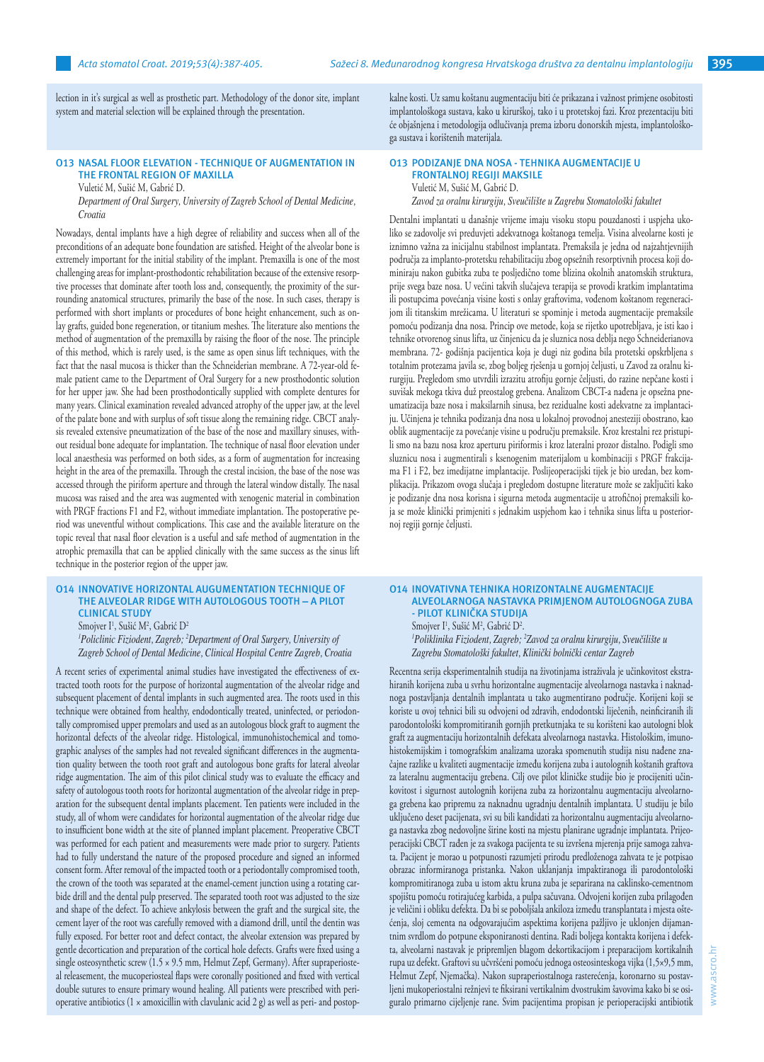lection in it's surgical as well as prosthetic part. Methodology of the donor site, implant system and material selection will be explained through the presentation.

kalne kosti. Uz samu koštanu augmentaciju biti će prikazana i važnost primjene osobitosti implantološkoga sustava, kako u kirurškoj, tako i u protetskoj fazi. Kroz prezentaciju biti će objašnjena i metodologija odlučivanja prema izboru donorskih mjesta, implantološkoga sustava i korištenih materijala.

## O13 NASAL FLOOR ELEVATION - TECHNIQUE OF AUGMENTATION IN THE FRONTAL REGION OF MAXILLA

Vuletić M, Sušić M, Gabrić D.

*Department of Oral Surgery, University of Zagreb School of Dental Medicine, Croatia*

Nowadays, dental implants have a high degree of reliability and success when all of the preconditions of an adequate bone foundation are satisfied. Height of the alveolar bone is extremely important for the initial stability of the implant. Premaxilla is one of the most challenging areas for implant-prosthodontic rehabilitation because of the extensive resorptive processes that dominate after tooth loss and, consequently, the proximity of the surrounding anatomical structures, primarily the base of the nose. In such cases, therapy is performed with short implants or procedures of bone height enhancement, such as onlay grafts, guided bone regeneration, or titanium meshes. The literature also mentions the method of augmentation of the premaxilla by raising the floor of the nose. The principle of this method, which is rarely used, is the same as open sinus lift techniques, with the fact that the nasal mucosa is thicker than the Schneiderian membrane. A 72-year-old female patient came to the Department of Oral Surgery for a new prosthodontic solution for her upper jaw. She had been prosthodontically supplied with complete dentures for many years. Clinical examination revealed advanced atrophy of the upper jaw, at the level of the palate bone and with surplus of soft tissue along the remaining ridge. CBCT analysis revealed extensive pneumatization of the base of the nose and maxillary sinuses, without residual bone adequate for implantation. The technique of nasal floor elevation under local anaesthesia was performed on both sides, as a form of augmentation for increasing height in the area of the premaxilla. Through the crestal incision, the base of the nose was accessed through the piriform aperture and through the lateral window distally. The nasal mucosa was raised and the area was augmented with xenogenic material in combination with PRGF fractions F1 and F2, without immediate implantation. The postoperative period was uneventful without complications. This case and the available literature on the topic reveal that nasal floor elevation is a useful and safe method of augmentation in the atrophic premaxilla that can be applied clinically with the same success as the sinus lift technique in the posterior region of the upper jaw.

## O13 PODIZANJE DNA NOSA - TEHNIKA AUGMENTACIJE U FRONTALNOJ REGIJI MAKSILE

Vuletić M, Sušić M, Gabrić D.

*Zavod za oralnu kirurgiju, Sveučilište u Zagrebu Stomatološki fakultet*

Dentalni implantati u današnje vrijeme imaju visoku stopu pouzdanosti i uspjeha ukoliko se zadovolje svi preduvjeti adekvatnoga koštanoga temelja. Visina alveolarne kosti je iznimno važna za inicijalnu stabilnost implantata. Premaksila je jedna od najzahtjevnijih područja za implanto-protetsku rehabilitaciju zbog opsežnih resorptivnih procesa koji dominiraju nakon gubitka zuba te posljedično tome blizina okolnih anatomskih struktura, prije svega baze nosa. U većini takvih slučajeva terapija se provodi kratkim implantatima ili postupcima povećanja visine kosti s onlay graftovima, vođenom koštanom regeneracijom ili titanskim mrežicama. U literaturi se spominje i metoda augmentacije premaksile pomoću podizanja dna nosa. Princip ove metode, koja se rijetko upotrebljava, je isti kao i tehnike otvorenog sinus lifta, uz činjenicu da je sluznica nosa deblja nego Schneiderianova membrana. 72- godišnja pacijentica koja je dugi niz godina bila protetski opskrbljena s totalnim protezama javila se, zbog boljeg rješenja u gornjoj čeljusti, u Zavod za oralnu kirurgiju. Pregledom smo utvrdili izrazitu atrofiju gornje čeljusti, do razine nepčane kosti i suvišak mekoga tkiva duž preostalog grebena. Analizom CBCT-a nađena je opsežna pneumatizacija baze nosa i maksilarnih sinusa, bez rezidualne kosti adekvatne za implantaciju. Učinjena je tehnika podizanja dna nosa u lokalnoj provodnoj anesteziji obostrano, kao oblik augmentacije za povećanje visine u području premaksile. Kroz krestalni rez pristupili smo na bazu nosa kroz aperturu piriformis i kroz lateralni prozor distalno. Podigli smo sluznicu nosa i augmentirali s ksenogenim materijalom u kombinaciji s PRGF frakcijama F1 i F2, bez imedijatne implantacije. Poslijeoperacijski tijek je bio uredan, bez komplikacija. Prikazom ovoga slučaja i pregledom dostupne literature može se zaključiti kako je podizanje dna nosa korisna i sigurna metoda augmentacije u atrofičnoj premaksili koja se može klinički primjeniti s jednakim uspjehom kao i tehnika sinus lifta u posteriornoj regiji gornje čeljusti.

## O14 INNOVATIVE HORIZONTAL AUGUMENTATION TECHNIQUE OF THE ALVEOLAR RIDGE WITH AUTOLOGOUS TOOTH – A PILOT CLINICAL STUDY

Smojver I[1], Sušić M[2], Gabrić D[2]

*[1]Policlinic Fiziodent, Zagreb; [2]Department of Oral Surgery, University of Zagreb School of Dental Medicine, Clinical Hospital Centre Zagreb, Croatia*

A recent series of experimental animal studies have investigated the effectiveness of extracted tooth roots for the purpose of horizontal augmentation of the alveolar ridge and subsequent placement of dental implants in such augmented area. The roots used in this technique were obtained from healthy, endodontically treated, uninfected, or periodontally compromised upper premolars and used as an autologous block graft to augment the horizontal defects of the alveolar ridge. Histological, immunohistochemical and tomographic analyses of the samples had not revealed significant differences in the augmentation quality between the tooth root graft and autologous bone grafts for lateral alveolar ridge augmentation. The aim of this pilot clinical study was to evaluate the efficacy and safety of autologous tooth roots for horizontal augmentation of the alveolar ridge in preparation for the subsequent dental implants placement. Ten patients were included in the study, all of whom were candidates for horizontal augmentation of the alveolar ridge due to insufficient bone width at the site of planned implant placement. Preoperative CBCT was performed for each patient and measurements were made prior to surgery. Patients had to fully understand the nature of the proposed procedure and signed an informed consent form. After removal of the impacted tooth or a periodontally compromised tooth, the crown of the tooth was separated at the enamel-cement junction using a rotating carbide drill and the dental pulp preserved. The separated tooth root was adjusted to the size and shape of the defect. To achieve ankylosis between the graft and the surgical site, the cement layer of the root was carefully removed with a diamond drill, until the dentin was fully exposed. For better root and defect contact, the alveolar extension was prepared by gentle decortication and preparation of the cortical hole defects. Grafts were fixed using a single osteosynthetic screw (1.5 × 9.5 mm, Helmut Zepf, Germany). After supraperiosteal releasement, the mucoperiosteal flaps were coronally positioned and fixed with vertical double sutures to ensure primary wound healing. All patients were prescribed with perioperative antibiotics (1 × amoxicillin with clavulanic acid 2 g) as well as peri- and postop-

## O14 INOVATIVNA TEHNIKA HORIZONTALNE AUGMENTACIJE ALVEOLARNOGA NASTAVKA PRIMJENOM AUTOLOGNOGA ZUBA - PILOT KLINIČKA STUDIJA

Smojver I[1], Sušić M[2], Gabrić D[2].

*[1]Poliklinika Fiziodent, Zagreb; [2]Zavod za oralnu kirurgiju, Sveučilište u Zagrebu Stomatološki fakultet, Klinički bolnički centar Zagreb*

Recentna serija eksperimentalnih studija na životinjama istraživala je učinkovitost ekstrahiranih korijena zuba u svrhu horizontalne augmentacije alveolarnoga nastavka i naknadnoga postavljanja dentalnih implantata u tako augmentirano područje. Korijeni koji se koriste u ovoj tehnici bili su odvojeni od zdravih, endodontski liječenih, neinficiranih ili parodontološki kompromitiranih gornjih pretkutnjaka te su korišteni kao autologni blok graft za augmentaciju horizontalnih defekata alveolarnoga nastavka. Histološkim, imunohistokemijskim i tomografskim analizama uzoraka spomenutih studija nisu nađene značajne razlike u kvaliteti augmentacije između korijena zuba i autolognih koštanih graftova za lateralnu augmentaciju grebena. Cilj ove pilot kliničke studije bio je procijeniti učinkovitost i sigurnost autolognih korijena zuba za horizontalnu augmentaciju alveolarnoga grebena kao pripremu za naknadnu ugradnju dentalnih implantata. U studiju je bilo uključeno deset pacijenata, svi su bili kandidati za horizontalnu augmentaciju alveolarnoga nastavka zbog nedovoljne širine kosti na mjestu planirane ugradnje implantata. Prijeoperacijski CBCT rađen je za svakoga pacijenta te su izvršena mjerenja prije samoga zahvata. Pacijent je morao u potpunosti razumjeti prirodu predloženoga zahvata te je potpisao obrazac informiranoga pristanka. Nakon uklanjanja impaktiranoga ili parodontološki kompromitiranoga zuba u istom aktu kruna zuba je separirana na caklinsko-cementnom spojištu pomoću rotirajućeg karbida, a pulpa sačuvana. Odvojeni korijen zuba prilagođen je veličini i obliku defekta. Da bi se poboljšala ankiloza između transplantata i mjesta oštećenja, sloj cementa na odgovarajućim aspektima korijena pažljivo je uklonjen dijamantnim svrdlom do potpune eksponiranosti dentina. Radi boljega kontakta korijena i defekta, alveolarni nastavak je pripremljen blagom dekortikacijom i preparacijom kortikalnih rupa uz defekt. Graftovi su učvršćeni pomoću jednoga osteosinteskoga vijka (1,5×9,5 mm, Helmut Zepf, Njemačka). Nakon supraperiostalnoga rasterećenja, koronarno su postavljeni mukoperiostalni režnjevi te fiksirani vertikalnim dvostrukim šavovima kako bi se osiguralo primarno cijeljenje rane. Svim pacijentima propisan je perioperacijski antibiotik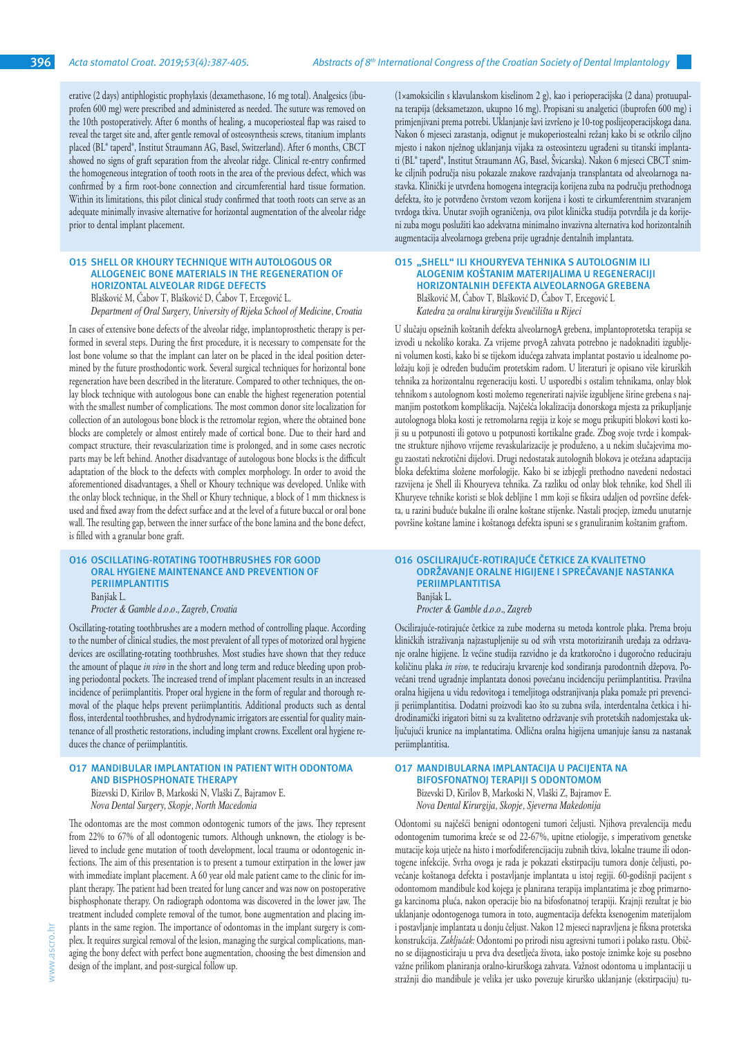erative (2 days) antiphlogistic prophylaxis (dexamethasone, 16 mg total). Analgesics (ibuprofen 600 mg) were prescribed and administered as needed. The suture was removed on the 10th postoperatively. After 6 months of healing, a mucoperiosteal flap was raised to reveal the target site and, after gentle removal of osteosynthesis screws, titanium implants placed (BL® taperd®, Institut Straumann AG, Basel, Switzerland). After 6 months, CBCT showed no signs of graft separation from the alveolar ridge. Clinical re-entry confirmed the homogeneous integration of tooth roots in the area of the previous defect, which was confirmed by a firm root-bone connection and circumferential hard tissue formation. Within its limitations, this pilot clinical study confirmed that tooth roots can serve as an adequate minimally invasive alternative for horizontal augmentation of the alveolar ridge prior to dental implant placement.

(1×amoksicilin s klavulanskom kiselinom 2 g), kao i perioperacijska (2 dana) protuupalna terapija (deksametazon, ukupno 16 mg). Propisani su analgetici (ibuprofen 600 mg) i primjenjivani prema potrebi. Uklanjanje šavi izvršeno je 10-tog poslijeoperacijskoga dana. Nakon 6 mjeseci zarastanja, odignut je mukoperiostealni režanj kako bi se otkrilo ciljno mjesto i nakon nježnog uklanjanja vijaka za osteosintezu ugrađeni su titanski implantati (BL® taperd®, Institut Straumann AG, Basel, Švicarska). Nakon 6 mjeseci CBCT snimke ciljnih područja nisu pokazale znakove razdvajanja transplantata od alveolarnoga nastavka. Klinički je utvrđena homogena integracija korijena zuba na području prethodnoga defekta, što je potvrđeno čvrstom vezom korijena i kosti te cirkumferentnim stvaranjem tvrdoga tkiva. Unutar svojih ograničenja, ova pilot klinička studija potvrdila je da korijeni zuba mogu poslužiti kao adekvatna minimalno invazivna alternativa kod horizontalnih augmentacija alveolarnoga grebena prije ugradnje dentalnih implantata.

### O15 SHELL OR KHOURY TECHNIQUE WITH AUTOLOGOUS OR ALLOGENEIC BONE MATERIALS IN THE REGENERATION OF HORIZONTAL ALVEOLAR RIDGE DEFECTS

Blašković M, Čabov T, Blašković D, Čabov T, Ercegović L.

*Department of Oral Surgery, University of Rijeka School of Medicine, Croatia*

In cases of extensive bone defects of the alveolar ridge, implantoprosthetic therapy is performed in several steps. During the first procedure, it is necessary to compensate for the lost bone volume so that the implant can later on be placed in the ideal position determined by the future prosthodontic work. Several surgical techniques for horizontal bone regeneration have been described in the literature. Compared to other techniques, the onlay block technique with autologous bone can enable the highest regeneration potential with the smallest number of complications. The most common donor site localization for collection of an autologous bone block is the retromolar region, where the obtained bone blocks are completely or almost entirely made of cortical bone. Due to their hard and compact structure, their revascularization time is prolonged, and in some cases necrotic parts may be left behind. Another disadvantage of autologous bone blocks is the difficult adaptation of the block to the defects with complex morphology. In order to avoid the aforementioned disadvantages, a Shell or Khoury technique was developed. Unlike with the onlay block technique, in the Shell or Khury technique, a block of 1 mm thickness is used and fixed away from the defect surface and at the level of a future buccal or oral bone wall. The resulting gap, between the inner surface of the bone lamina and the bone defect, is filled with a granular bone graft.

### O15 „SHELL" ILI KHOURYEVA TEHNIKA S AUTOLOGNIM ILI ALOGENIM KOŠTANIM MATERIJALIMA U REGENERACIJI HORIZONTALNIH DEFEKTA ALVEOLARNOGA GREBENA

Blašković M, Čabov T, Blašković D, Čabov T, Ercegović L.

*Katedra za oralnu kirurgiju Sveučilišta u Rijeci*

U slučaju opsežnih koštanih defekta alveolarnogA grebena, implantoprotetska terapija se izvodi u nekoliko koraka. Za vrijeme prvogA zahvata potrebno je nadoknaditi izgubljeni volumen kosti, kako bi se tijekom idućega zahvata implantat postavio u idealnome položaju koji je određen budućim protetskim radom. U literaturi je opisano više kirurških tehnika za horizontalnu regeneraciju kosti. U usporedbi s ostalim tehnikama, onlay blok tehnikom s autolognom kosti možemo regenerirati najviše izgubljene širine grebena s najmanjim postotkom komplikacija. Najčešća lokalizacija donorskoga mjesta za prikupljanje autolognoga bloka kosti je retromolarna regija iz koje se mogu prikupiti blokovi kosti koji su u potpunosti ili gotovo u potpunosti kortikalne građe. Zbog svoje tvrde i kompaktne strukture njihovo vrijeme revaskularizacije je produženo, a u nekim slučajevima mogu zaostati nekrotični dijelovi. Drugi nedostatak autolognih blokova je otežana adaptacija bloka defektima složene morfologije. Kako bi se izbjegli prethodno navedeni nedostaci razvijena je Shell ili Khouryeva tehnika. Za razliku od onlay blok tehnike, kod Shell ili Khuryeve tehnike koristi se blok debljine 1 mm koji se fiksira udaljen od površine defekta, u razini buduće bukalne ili oralne koštane stijenke. Nastali procjep, između unutarnje površine koštane lamine i koštanoga defekta ispuni se s granuliranim koštanim graftom.

### O16 OSCILLATING-ROTATING TOOTHBRUSHES FOR GOOD ORAL HYGIENE MAINTENANCE AND PREVENTION OF PERIIMPLANTITIS

Banjšak L.

*Procter & Gamble d.o.o., Zagreb, Croatia*

Oscillating-rotating toothbrushes are a modern method of controlling plaque. According to the number of clinical studies, the most prevalent of all types of motorized oral hygiene devices are oscillating-rotating toothbrushes. Most studies have shown that they reduce the amount of plaque *in vivo* in the short and long term and reduce bleeding upon probing periodontal pockets. The increased trend of implant placement results in an increased incidence of periimplantitis. Proper oral hygiene in the form of regular and thorough removal of the plaque helps prevent periimplantitis. Additional products such as dental floss, interdental toothbrushes, and hydrodynamic irrigators are essential for quality maintenance of all prosthetic restorations, including implant crowns. Excellent oral hygiene reduces the chance of periimplantitis.

### O16 OSCILIRAJUĆE-ROTIRAJUĆE ČETKICE ZA KVALITETNO ODRŽAVANJE ORALNE HIGIJENE I SPREČAVANJE NASTANKA PERIIMPLANTITISA

Banjšak L.

*Procter & Gamble d.o.o., Zagreb*

Oscilirajuće-rotirajuće četkice za zube moderna su metoda kontrole plaka. Prema broju kliničkih istraživanja najzastupljenije su od svih vrsta motoriziranih uređaja za održavanje oralne higijene. Iz većine studija razvidno je da kratkoročno i dugoročno reduciraju količinu plaka *in vivo*, te reduciraju krvarenje kod sondiranja parodontnih džepova. Povećani trend ugradnje implantata donosi povećanu incidenciju periimplantitisa. Pravilna oralna higijena u vidu redovitoga i temeljitoga odstranjivanja plaka pomaže pri prevenciji periimplantitisa. Dodatni proizvodi kao što su zubna svila, interdentalna četkica i hidrodinamički irigatori bitni su za kvalitetno održavanje svih protetskih nadomjestaka uključujući krunice na implantatima. Odlična oralna higijena umanjuje šansu za nastanak periimplantitisa.

### O17 MANDIBULAR IMPLANTATION IN PATIENT WITH ODONTOMA AND BISPHOSPHONATE THERAPY

Bizevski D, Kirilov B, Markoski N, Vlaški Z, Bajramov E.

*Nova Dental Surgery, Skopje, North Macedonia*

The odontomas are the most common odontogenic tumors of the jaws. They represent from 22% to 67% of all odontogenic tumors. Although unknown, the etiology is believed to include gene mutation of tooth development, local trauma or odontogenic infections. The aim of this presentation is to present a tumour extirpation in the lower jaw with immediate implant placement. A 60 year old male patient came to the clinic for implant therapy. The patient had been treated for lung cancer and was now on postoperative bisphosphonate therapy. On radiograph odontoma was discovered in the lower jaw. The treatment included complete removal of the tumor, bone augmentation and placing implants in the same region. The importance of odontomas in the implant surgery is complex. It requires surgical removal of the lesion, managing the surgical complications, managing the bony defect with perfect bone augmentation, choosing the best dimension and design of the implant, and post-surgical follow up.

### O17 MANDIBULARNA IMPLANTACIJA U PACIJENTA NA BIFOSFONATNOJ TERAPIJI S ODONTOMOM

Bizevski D, Kirilov B, Markoski N, Vlaški Z, Bajramov E.

*Nova Dental Kirurgija, Skopje, Sjeverna Makedonija*

Odontomi su najčešći benigni odontogeni tumori čeljusti. Njihova prevalencija među odontogenim tumorima kreće se od 22-67%, upitne etiologije, s imperativom genetske mutacije koja utječe na histo i morfodiferencijaciju zubnih tkiva, lokalne traume ili odontogene infekcije. Svrha ovoga je rada je pokazati ekstirpaciju tumora donje čeljusti, povećanje koštanoga defekta i postavljanje implantata u istoj regiji. 60-godišnji pacijent s odontomom mandibule kod kojega je planirana terapija implantatima je zbog primarnoga karcinoma pluća, nakon operacije bio na bifosfonatnoj terapiji. Krajnji rezultat je bio uklanjanje odontogenoga tumora in toto, augmentacija defekta koštanogenim materijalom i postavljanje implantata u donju čeljust. Nakon 12 mjeseci napravljena je fiksna protetska konstrukcija. *Zaključak:* Odontomi po prirodi nisu agresivni tumori i polako rastu. Obično se dijagnosticiraju u prva dva desetljeća života, iako postoje iznimke koje su posebno važne prilikom planiranja oralno-kirurškoga zahvata. Važnost odontoma u implantaciji u stražnji dio mandibule je velika jer usko povezuje kirurško uklanjanje (ekstirpaciju) tu-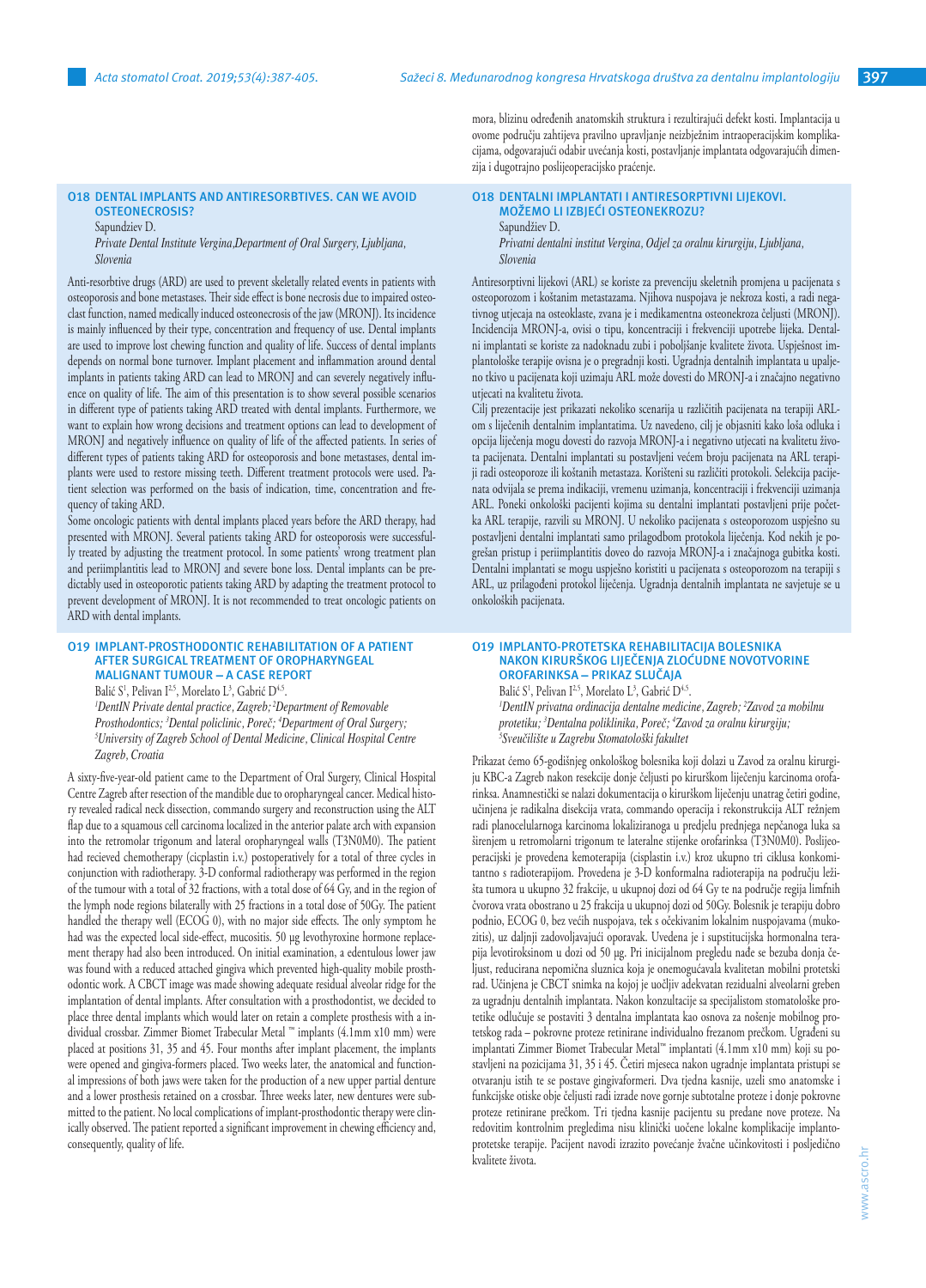mora, blizinu određenih anatomskih struktura i rezultirajući defekt kosti. Implantacija u ovome području zahtijeva pravilno upravljanje neizbježnim intraoperacijskim komplikacijama, odgovarajući odabir uvećanja kosti, postavljanje implantata odgovarajućih dimenzija i dugotrajno poslijeoperacijsko praćenje.

### O18 DENTAL IMPLANTS AND ANTIRESORBTIVES. CAN WE AVOID OSTEONECROSIS?

Sapundziev D.

*Private Dental Institute Vergina,Department of Oral Surgery, Ljubljana, Slovenia*

Anti-resorbtive drugs (ARD) are used to prevent skeletally related events in patients with osteoporosis and bone metastases. Their side effect is bone necrosis due to impaired osteoclast function, named medically induced osteonecrosis of the jaw (MRONJ). Its incidence is mainly influenced by their type, concentration and frequency of use. Dental implants are used to improve lost chewing function and quality of life. Success of dental implants depends on normal bone turnover. Implant placement and inflammation around dental implants in patients taking ARD can lead to MRONJ and can severely negatively influence on quality of life. The aim of this presentation is to show several possible scenarios in different type of patients taking ARD treated with dental implants. Furthermore, we want to explain how wrong decisions and treatment options can lead to development of MRONJ and negatively influence on quality of life of the affected patients. In series of different types of patients taking ARD for osteoporosis and bone metastases, dental implants were used to restore missing teeth. Different treatment protocols were used. Patient selection was performed on the basis of indication, time, concentration and frequency of taking ARD.

Some oncologic patients with dental implants placed years before the ARD therapy, had presented with MRONJ. Several patients taking ARD for osteoporosis were successfully treated by adjusting the treatment protocol. In some patients' wrong treatment plan and periimplantitis lead to MRONJ and severe bone loss. Dental implants can be predictably used in osteoporotic patients taking ARD by adapting the treatment protocol to prevent development of MRONJ. It is not recommended to treat oncologic patients on ARD with dental implants.

### O18 DENTALNI IMPLANTATI I ANTIRESORPTIVNI LIJEKOVI. MOŽEMO LI IZBJEĆI OSTEONEKROZU?

Sapundžiev D.

*Privatni dentalni institut Vergina, Odjel za oralnu kirurgiju, Ljubljana, Slovenia*

Antiresorptivni lijekovi (ARL) se koriste za prevenciju skeletnih promjena u pacijenata s osteoporozom i koštanim metastazama. Njihova nuspojava je nekroza kosti, a radi negativnog utjecaja na osteoklaste, zvana je i medikamentna osteonekroza čeljusti (MRONJ). Incidencija MRONJ-a, ovisi o tipu, koncentraciji i frekvenciji upotrebe lijeka. Dentalni implantati se koriste za nadoknadu zubi i poboljšanje kvalitete života. Uspješnost implantološke terapije ovisna je o pregradnji kosti. Ugradnja dentalnih implantata u upaljeno tkivo u pacijenata koji uzimaju ARL može dovesti do MRONJ-a i značajno negativno utjecati na kvalitetu života.

Cilj prezentacije jest prikazati nekoliko scenarija u različitih pacijenata na terapiji ARL-om s liječenih dentalnim implantatima. Uz navedeno, cilj je objasniti kako loša odluka i opcija liječenja mogu dovesti do razvoja MRONJ-a i negativno utjecati na kvalitetu života pacijenata. Dentalni implantati su postavljeni većem broju pacijenata na ARL terapiji radi osteoporoze ili koštanih metastaza. Korišteni su različiti protokoli. Selekcija pacijenata odvijala se prema indikaciji, vremenu uzimanja, koncentraciji i frekvenciji uzimanja ARL. Poneki onkološki pacijenti kojima su dentalni implantati postavljeni prije početka ARL terapije, razvili su MRONJ. U nekoliko pacijenata s osteoporozom uspješno su postavljeni dentalni implantati samo prilagodbom protokola liječenja. Kod nekih je pogrešan pristup i periimplantitis doveo do razvoja MRONJ-a i značajnoga gubitka kosti. Dentalni implantati se mogu uspješno koristiti u pacijenata s osteoporozom na terapiji s ARL, uz prilagođeni protokol liječenja. Ugradnja dentalnih implantata ne savjetuje se u onkoloških pacijenata.

### O19 IMPLANT-PROSTHODONTIC REHABILITATION OF A PATIENT AFTER SURGICAL TREATMENT OF OROPHARYNGEAL MALIGNANT TUMOUR – A CASE REPORT

Balić S[1], Pelivan I[2,5], Morelato L[3], Gabrić D[4,5].

*[1]DentIN Private dental practice, Zagreb; [2]Department of Removable Prosthodontics; [3]Dental policlinic, Poreč; [4]Department of Oral Surgery; [5]University of Zagreb School of Dental Medicine, Clinical Hospital Centre Zagreb, Croatia*

A sixty-five-year-old patient came to the Department of Oral Surgery, Clinical Hospital Centre Zagreb after resection of the mandible due to oropharyngeal cancer. Medical history revealed radical neck dissection, commando surgery and reconstruction using the ALT flap due to a squamous cell carcinoma localized in the anterior palate arch with expansion into the retromolar trigonum and lateral oropharyngeal walls (T3N0M0). The patient had recieved chemotherapy (cicplastin i.v.) postoperatively for a total of three cycles in conjunction with radiotherapy. 3-D conformal radiotherapy was performed in the region of the tumour with a total of 32 fractions, with a total dose of 64 Gy, and in the region of the lymph node regions bilaterally with 25 fractions in a total dose of 50Gy. The patient handled the therapy well (ECOG 0), with no major side effects. The only symptom he had was the expected local side-effect, mucositis. 50 μg levothyroxine hormone replacement therapy had also been introduced. On initial examination, a edentulous lower jaw was found with a reduced attached gingiva which prevented high-quality mobile prosthodontic work. A CBCT image was made showing adequate residual alveolar ridge for the implantation of dental implants. After consultation with a prosthodontist, we decided to place three dental implants which would later on retain a complete prosthesis with a individual crossbar. Zimmer Biomet Trabecular Metal ™ implants (4.1mm x10 mm) were placed at positions 31, 35 and 45. Four months after implant placement, the implants were opened and gingiva-formers placed. Two weeks later, the anatomical and functional impressions of both jaws were taken for the production of a new upper partial denture and a lower prosthesis retained on a crossbar. Three weeks later, new dentures were submitted to the patient. No local complications of implant-prosthodontic therapy were clinically observed. The patient reported a significant improvement in chewing efficiency and, consequently, quality of life.

### O19 IMPLANTO-PROTETSKA REHABILITACIJA BOLESNIKA NAKON KIRURŠKOG LIJEČENJA ZLOĆUDNE NOVOTVORINE OROFARINKSA – PRIKAZ SLUČAJA

Balić S[1], Pelivan I[2,5], Morelato L[3], Gabrić D[4,5].

*[1]DentIN privatna ordinacija dentalne medicine, Zagreb; [2]Zavod za mobilnu protetiku; [3]Dentalna poliklinika, Poreč; [4]Zavod za oralnu kirurgiju; [5]Sveučilište u Zagrebu Stomatološki fakultet*

Prikazat ćemo 65-godišnjeg onkološkog bolesnika koji dolazi u Zavod za oralnu kirurgiju KBC-a Zagreb nakon resekcije donje čeljusti po kirurškom liječenju karcinoma orofarinksa. Anamnestički se nalazi dokumentacija o kirurškom liječenju unatrag četiri godine, učinjena je radikalna disekcija vrata, commando operacija i rekonstrukcija ALT režnjem radi planocelularnoga karcinoma lokaliziranoga u predjelu prednjega nepčanoga luka sa širenjem u retromolarni trigonum te lateralne stijenke orofarinksa (T3N0M0). Poslijeoperacijski je provedena kemoterapija (cisplastin i.v.) kroz ukupno tri ciklusa konkomitantno s radioterapijom. Provedena je 3-D konformalna radioterapija na području ležišta tumora u ukupno 32 frakcije, u ukupnoj dozi od 64 Gy te na područje regija limfnih čvorova vrata obostrano u 25 frakcija u ukupnoj dozi od 50Gy. Bolesnik je terapiju dobro podnio, ECOG 0, bez većih nuspojava, tek s očekivanim lokalnim nuspojavama (mukozitis), uz daljnji zadovoljavajući oporavak. Uvedena je i supstitucijska hormonalna terapija levotiroksinom u dozi od 50 μg. Pri inicijalnom pregledu nađe se bezuba donja čeljust, reducirana nepomična sluznica koja je onemogućavala kvalitetan mobilni protetski rad. Učinjena je CBCT snimka na kojoj je uočljiv adekvatan rezidualni alveolarni greben za ugradnju dentalnih implantata. Nakon konzultacije sa specijalistom stomatološke protetike odlučuje se postaviti 3 dentalna implantata kao osnova za nošenje mobilnog protetskog rada – pokrovne proteze retinirane individualno frezanom prečkom. Ugrađeni su implantati Zimmer Biomet Trabecular Metal™ implantati (4.1mm x10 mm) koji su postavljeni na pozicijama 31, 35 i 45. Četiri mjeseca nakon ugradnje implantata pristupi se otvaranju istih te se postave gingivaformeri. Dva tjedna kasnije, uzeli smo anatomske i funkcijske otiske obje čeljusti radi izrade nove gornje subtotalne proteze i donje pokrovne proteze retinirane prečkom. Tri tjedna kasnije pacijentu su predane nove proteze. Na redovitim kontrolnim pregledima nisu klinički uočene lokalne komplikacije implanto-protetske terapije. Pacijent navodi izrazito povećanje žvačne učinkovitosti i posljedično kvalitete života.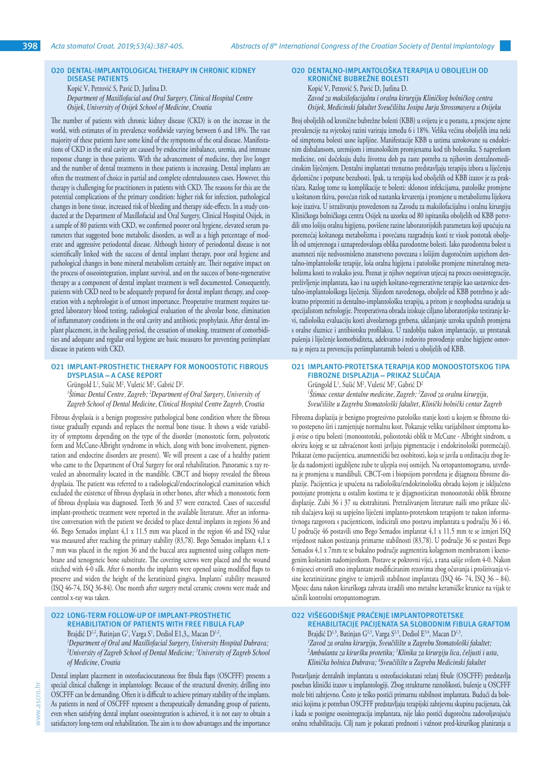## O20 DENTAL-IMPLANTOLOGICAL THERAPY IN CHRONIC KIDNEY DISEASE PATIENTS

Kopić V, Petrović S, Pavić D, Jurlina D.

*Department of Maxillofacial and Oral Surgery, Clinical Hospital Centre Osijek, University of Osijek School of Medicine, Croatia*

The number of patients with chronic kidney disease (CKD) is on the increase in the world, with estimates of its prevalence worldwide varying between 6 and 18%. The vast majority of these patients have some kind of the symptoms of the oral disease. Manifestations of CKD in the oral cavity are caused by endocrine imbalance, uremia, and immune response change in these patients. With the advancement of medicine, they live longer and the number of dental treatments in these patients is increasing. Dental implants are often the treatment of choice in partial and complete edentulousness cases. However, this therapy is challenging for practitioners in patients with CKD. The reasons for this are the potential complications of the primary condition: higher risk for infection, pathological changes in bone tissue, increased risk of bleeding and therapy side-effects. In a study conducted at the Department of Maxillofacial and Oral Surgery, Clinical Hospital Osijek, in a sample of 80 patients with CKD, we confirmed poorer oral hygiene, elevated serum parameters that suggested bone metabolic disorders, as well as a high percentage of moderate and aggressive periodontal disease. Although history of periodontal disease is not scientifically linked with the success of dental implant therapy, poor oral hygiene and pathological changes in bone mineral metabolism certainly are. Their negative impact on the process of osseointegration, implant survival, and on the success of bone-regenerative therapy as a component of dental implant treatment is well documented. Consequently, patients with CKD need to be adequately prepared for dental implant therapy, and cooperation with a nephrologist is of utmost importance. Preoperative treatment requires targeted laboratory blood testing, radiological evaluation of the alveolar bone, elimination of inflammatory conditions in the oral cavity and antibiotic prophylaxis. After dental implant placement, in the healing period, the cessation of smoking, treatment of comorbidities and adequate and regular oral hygiene are basic measures for preventing periimplant disease in patients with CKD.

## O21 IMPLANT-PROSTHETIC THERAPY FOR MONOOSTOTIC FIBROUS DYSPLASIA – A CASE REPORT

Grüngold L[1], Sušić M[2], Vuletić M[2], Gabrić D[2].

*[1]Štimac Dental Centre, Zagreb; [2]Department of Oral Surgery, University of Zagreb School of Dental Medicine, Clinical Hospital Centre Zagreb, Croatia*

Fibrous dysplasia is a benign progressive pathological bone condition where the fibrous tissue gradually expands and replaces the normal bone tissue. It shows a wide variability of symptoms depending on the type of the disorder (monostotic form, polyostotic form and McCune-Albright syndrome in which, along with bone involvement, pigmentation and endocrine disorders are present). We will present a case of a healthy patient who came to the Department of Oral Surgery for oral rehabilitation. Panoramic x ray revealed an abnormality located in the mandible. CBCT and biopsy revealed the fibrous dysplasia. The patient was referred to a radiological/endocrinological examination which excluded the existence of fibrous dysplasia in other bones, after which a monostotic form of fibrous dysplasia was diagnosed. Teeth 36 and 37 were extracted. Cases of successful implant-prosthetic treatment were reported in the available literature. After an informative conversation with the patient we decided to place dental implants in regions 36 and 46. Bego Semados implant 4,1 x 11,5 mm was placed in the region 46 and ISQ value was measured after reaching the primary stability (83,78). Bego Semados implants 4,1 x 7 mm was placed in the region 36 and the buccal area augmented using collagen membrane and xenogeneic bone substitute. The covering screws were placed and the wound stitched with 4-0 silk. After 6 months the implants were opened using modified flaps to preserve and widen the height of the keratinized gingiva. Implants' stability measured (ISQ 46-74, ISQ 36-84). One month after surgery metal ceramic crowns were made and control x-ray was taken.

## O22 LONG-TERM FOLLOW-UP OF IMPLANT-PROSTHETIC REHABILITATION OF PATIENTS WITH FREE FIBULA FLAP

Brajdić D[1,2], Batinjan G[1], Varga S[1], Dediol E1,3,, Macan D[1,2].

*[1]Department of Oral and Maxillofacial Surgery, University Hospital Dubrava; [2]University of Zagreb School of Dental Medicine; [3]University of Zagreb School of Medicine, Croatia*

Dental implant placement in osteofasciocutaneous free fibula flaps (OSCFFF) presents a special clinical challenge in implantology. Because of the structural diversity, drilling into OSCFFF can be demanding. Often it is difficult to achieve primary stability of the implants. As patients in need of OSCFFF represent a therapeutically demanding group of patients, even when satisfying dental implant osseointegration is achieved, it is not easy to obtain a satisfactory long-term oral rehabilitation. The aim is to show advantages and the importance

## O20 DENTALNO-IMPLANTOLOŠKA TERAPIJA U OBOLJELIH OD KRONIČNE BUBREŽNE BOLESTI

Kopić V, Petrović S, Pavić D, Jurlina D.

*Zavod za maksilofacijalnu i oralnu kirurgiju Kliničkog bolničkog centra Osijek, Medicinski fakultet Sveučilišta Josipa Jurja Strossmayera u Osijeku*

Broj oboljelih od kronične bubrežne bolesti (KBB) u svijetu je u porastu, a procjene njene prevalencije na svjetskoj razini variraju između 6 i 18%. Velika većina oboljelih ima neki od simptoma bolesti usne šupljine. Manifestacije KBB u ustima uzrokovane su endokrinim disbalansom, uremijom i imunološkim promjenama kod tih bolesnika. S napretkom medicine, oni dočekuju dužu životnu dob pa raste potreba za njihovim dentalnomedicinskim liječenjem. Dentalni implantati trenutno predstavljaju terapiju izbora u liječenju djelomične i potpune bezubosti. Ipak, ta terapija kod oboljelih od KBB izazov je za praktičara. Razlog tome su komplikacije te bolesti: sklonost infekcijama, patološke promjene u koštanom tkivu, povećan rizik od nastanka krvarenja i promjene u metabolizmu lijekova koje izaziva. U istraživanju provedenom na Zavodu za maksilofacijalnu i oralnu kirurgiju Kliničkoga bolničkoga centra Osijek na uzorku od 80 ispitanika oboljelih od KBB potvrdili smo lošiju oralnu higijenu, povišene razine laboratorijskih parametara koji upućuju na poremećaj koštanoga metabolizma i povećanu razgradnju kosti te visok postotak oboljelih od umjerenoga i uznapredovaloga oblika parodontne bolesti. Iako parodontna bolest u anamnezi nije nedvosmisleno znanstveno povezana s lošijim dugoročnim uspjehom dentalno-implantološke terapije, loša oralna higijena i patološke promjene mineralnog metabolizma kosti to svakako jesu. Poznat je njihov negativan utjecaj na proces oseointegracije, preživljenje implantata, kao i na uspjeh koštano-regenerativne terapije kao sastavnice dentalno-implantološkoga liječenja. Slijedom navedenoga, oboljele od KBB potrebno je adekvatno pripremiti za dentalno-implantološku terapiju, a pritom je neophodna suradnja sa specijalistom nefrologije. Preoperativna obrada iziskuje ciljano laboratorijsko testiranje krvi, radiološku evaluaciju kosti alveolarnoga grebena, uklanjanje uzroka upalnih promjena s oralne sluznice i antibiotsku profilaksu. U razdoblju nakon implantacije, uz prestanak pušenja i liječenje komorbiditeta, adekvatno i redovito provođenje oralne higijene osnovna je mjera za prevenciju periimplantatnih bolesti u oboljelih od KBB.

## O21 IMPLANTO-PROTETSKA TERAPIJA KOD MONOOSTOTSKOG TIPA FIBROZNE DISPLAZIJA – PRIKAZ SLUČAJA

Grüngold L[1], Sušić M[2], Vuletić M[2], Gabrić D[2]

*[1]Štimac centar dentalne medicine, Zagreb; [2]Zavod za oralnu kirurgiju, Sveučilište u Zagrebu Stomatološki fakultet, Klinički bolnički centar Zagreb*

Fibrozna displazija je benigno progresivno patološko stanje kosti u kojem se fibrozno tkivo postepeno širi i zamjenjuje normalnu kost. Pokazuje veliku varijabilnost simptoma koji ovise o tipu bolesti (monoostotski, poliostotski oblik te McCune - Albright sindrom, u okviru kojeg se uz zahvaćenost kosti javljaju pigmentacije i endokrinološki poremećaji). Prikazat ćemo pacijenticu, anamnestički bez osobitosti, koja se javila u ordinaciju zbog želje da nadomjesti izgubljene zube te uljepša svoj osmijeh. Na ortopantomogramu, utvrđena je promjena u mandibuli. CBCT-om i biopsijom potvrđena je dijagnoza fibrozne displazije. Pacijentica je upućena na radiološku/endokrinološku obradu kojom je isključeno postojanje promjena u ostalim kostima te je dijagnosticiran monoostotski oblik fibrozne displazije. Zubi 36 i 37 su ekstrahirani. Pretraživanjem literature našli smo prikaze sličnih slučajeva koji su uspješno liječeni implanto-protetskom terapijom te nakon informativnoga razgovora s pacijenticom, indicirali smo postavu implantata u području 36 i 46. U područje 46 postavili smo Bego Semados implantat 4,1 x 11.5 mm te se izmjeri ISQ vrijednost nakon postizanja primarne stabilnosti (83,78). U područje 36 se postavi Bego Semados 4,1 x 7mm te se bukalno područje augmentira kolagenom membranom i ksenogenim koštanim nadomjestkom. Postave se pokrovni vijci, a rana sašije svilom 4-0. Nakon 6 mjeseci otvorili smo implantate modificiranim rezovima zbog očuvanja i proširivanja visine keratinizirane gingive te izmjerili stabilnost implantata (ISQ 46- 74, ISQ 36 – 84). Mjesec dana nakon kirurškoga zahvata izradili smo metalne keramičke krunice na vijak te učinili kontrolni ortopantomogram.

## O22 VIŠEGODIŠNJE PRAĆENJE IMPLANTOPROTETSKE REHABILITACIJE PACIJENATA SA SLOBODNIM FIBULA GRAFTOM

Brajdić D[1,3], Batinjan G[2,3], Varga S[2,3], Dediol E[3,4], Macan D[1,3].

*[1]Zavod za oralnu kirurgiju, Sveučilište u Zagrebu Stomatološki fakultet; [2]Ambulanta za kiruršku protetiku; [3]Klinika za kirurgiju lica, čeljusti i usta, Klinička bolnica Dubrava; [4]Sveučilište u Zagrebu Medicinski fakultet*

Postavljanje dentalnih implantata u osteofasciokutani režanj fibule (OSCFFF) predstavlja poseban klinički izazov u implantologiji. Zbog strukturne raznolikosti, bušenje u OSCFFF može biti zahtjevno. Često je teško postići primarnu stabilnost implantata. Budući da bolesnici kojima je potreban OSCFFF predstavljaju terapijski zahtjevnu skupinu pacijenata, čak i kada se postigne oseointegracija implantata, nije lako postići dugoročnu zadovoljavajuću oralnu rehabilitaciju. Cilj nam je pokazati prednosti i važnost pred-kirurškog planiranja u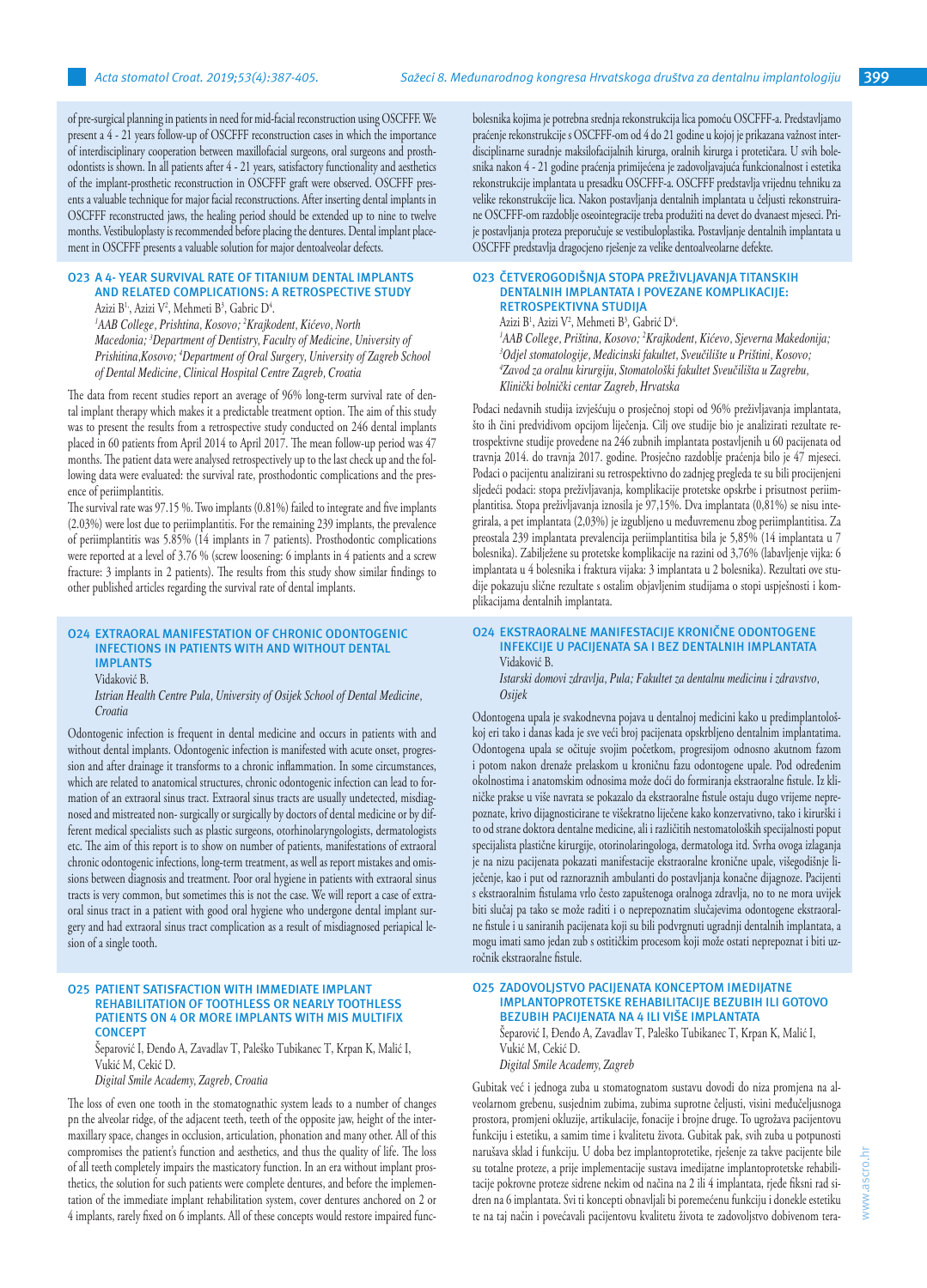of pre-surgical planning in patients in need for mid-facial reconstruction using OSCFFF. We present a 4 - 21 years follow-up of OSCFFF reconstruction cases in which the importance of interdisciplinary cooperation between maxillofacial surgeons, oral surgeons and prosthodontists is shown. In all patients after 4 - 21 years, satisfactory functionality and aesthetics of the implant-prosthetic reconstruction in OSCFFF graft were observed. OSCFFF presents a valuable technique for major facial reconstructions. After inserting dental implants in OSCFFF reconstructed jaws, the healing period should be extended up to nine to twelve months. Vestibuloplasty is recommended before placing the dentures. Dental implant placement in OSCFFF presents a valuable solution for major dentoalveolar defects.

### O23 A 4- YEAR SURVIVAL RATE OF TITANIUM DENTAL IMPLANTS AND RELATED COMPLICATIONS: A RETROSPECTIVE STUDY

Azizi B[1], Azizi V[2], Mehmeti B[3], Gabric D[4].

*[1]AAB College, Prishtina, Kosovo; [2]Krajkodent, Kićevo, North Macedonia; [3]Department of Dentistry, Faculty of Medicine, University of Prishitina,Kosovo; [4]Department of Oral Surgery, University of Zagreb School of Dental Medicine, Clinical Hospital Centre Zagreb, Croatia*

The data from recent studies report an average of 96% long-term survival rate of dental implant therapy which makes it a predictable treatment option. The aim of this study was to present the results from a retrospective study conducted on 246 dental implants placed in 60 patients from April 2014 to April 2017. The mean follow-up period was 47 months. The patient data were analysed retrospectively up to the last check up and the following data were evaluated: the survival rate, prosthodontic complications and the presence of periimplantitis.

The survival rate was 97.15 %. Two implants (0.81%) failed to integrate and five implants (2.03%) were lost due to periimplantitis. For the remaining 239 implants, the prevalence of periimplantitis was 5.85% (14 implants in 7 patients). Prosthodontic complications were reported at a level of 3.76 % (screw loosening: 6 implants in 4 patients and a screw fracture: 3 implants in 2 patients). The results from this study show similar findings to other published articles regarding the survival rate of dental implants.

### O24 EXTRAORAL MANIFESTATION OF CHRONIC ODONTOGENIC INFECTIONS IN PATIENTS WITH AND WITHOUT DENTAL IMPLANTS

Vidaković B.

*Istrian Health Centre Pula, University of Osijek School of Dental Medicine, Croatia*

Odontogenic infection is frequent in dental medicine and occurs in patients with and without dental implants. Odontogenic infection is manifested with acute onset, progression and after drainage it transforms to a chronic inflammation. In some circumstances, which are related to anatomical structures, chronic odontogenic infection can lead to formation of an extraoral sinus tract. Extraoral sinus tracts are usually undetected, misdiagnosed and mistreated non- surgically or surgically by doctors of dental medicine or by different medical specialists such as plastic surgeons, otorhinolaryngologists, dermatologists etc. The aim of this report is to show on number of patients, manifestations of extraoral chronic odontogenic infections, long-term treatment, as well as report mistakes and omissions between diagnosis and treatment. Poor oral hygiene in patients with extraoral sinus tracts is very common, but sometimes this is not the case. We will report a case of extraoral sinus tract in a patient with good oral hygiene who undergone dental implant surgery and had extraoral sinus tract complication as a result of misdiagnosed periapical lesion of a single tooth.

### O25 PATIENT SATISFACTION WITH IMMEDIATE IMPLANT REHABILITATION OF TOOTHLESS OR NEARLY TOOTHLESS PATIENTS ON 4 OR MORE IMPLANTS WITH MIS MULTIFIX CONCEPT

Šeparović I, Đenđo A, Zavadlav T, Paleško Tubikanec T, Krpan K, Malić I, Vukić M, Cekić D.

*Digital Smile Academy, Zagreb, Croatia*

The loss of even one tooth in the stomatognathic system leads to a number of changes pn the alveolar ridge, of the adjacent teeth, teeth of the opposite jaw, height of the intermaxillary space, changes in occlusion, articulation, phonation and many other. All of this compromises the patient's function and aesthetics, and thus the quality of life. The loss of all teeth completely impairs the masticatory function. In an era without implant prosthetics, the solution for such patients were complete dentures, and before the implementation of the immediate implant rehabilitation system, cover dentures anchored on 2 or 4 implants, rarely fixed on 6 implants. All of these concepts would restore impaired func-

bolesnika kojima je potrebna srednja rekonstrukcija lica pomoću OSCFFF-a. Predstavljamo praćenje rekonstrukcije s OSCFFF-om od 4 do 21 godine u kojoj je prikazana važnost interdisciplinarne suradnje maksilofacijalnih kirurga, oralnih kirurga i protetičara. U svih bolesnika nakon 4 - 21 godine praćenja primijećena je zadovoljavajuća funkcionalnost i estetika rekonstrukcije implantata u presadku OSCFFF-a. OSCFFF predstavlja vrijednu tehniku za velike rekonstrukcije lica. Nakon postavljanja dentalnih implantata u čeljusti rekonstruirane OSCFFF-om razdoblje oseointegracije treba produžiti na devet do dvanaest mjeseci. Prije postavljanja proteza preporučuje se vestibuloplastika. Postavljanje dentalnih implantata u OSCFFF predstavlja dragocjeno rješenje za velike dentoalveolarne defekte.

### O23 ČETVEROGODIŠNJA STOPA PREŽIVLJAVANJA TITANSKIH DENTALNIH IMPLANTATA I POVEZANE KOMPLIKACIJE: RETROSPEKTIVNA STUDIJA

Azizi B[1], Azizi V[2], Mehmeti B[3], Gabrić D[4].

*[1]AAB College, Priština, Kosovo; [2]Krajkodent, Kićevo, Sjeverna Makedonija; [3]Odjel stomatologije, Medicinski fakultet, Sveučilište u Prištini, Kosovo; [4]Zavod za oralnu kirurgiju, Stomatološki fakultet Sveučilišta u Zagrebu, Klinički bolnički centar Zagreb, Hrvatska*

Podaci nedavnih studija izvješćuju o prosječnoj stopi od 96% preživljavanja implantata, što ih čini predvidivom opcijom liječenja. Cilj ove studije bio je analizirati rezultate retrospektivne studije provedene na 246 zubnih implantata postavljenih u 60 pacijenata od travnja 2014. do travnja 2017. godine. Prosječno razdoblje praćenja bilo je 47 mjeseci. Podaci o pacijentu analizirani su retrospektivno do zadnjeg pregleda te su bili procijenjeni sljedeći podaci: stopa preživljavanja, komplikacije protetske opskrbe i prisutnost periimplantitisa. Stopa preživljavanja iznosila je 97,15%. Dva implantata (0,81%) se nisu integrirala, a pet implantata (2,03%) je izgubljeno u međuvremenu zbog periimplantitisa. Za preostala 239 implantata prevalencija periimplantitisa bila je 5,85% (14 implantata u 7 bolesnika). Zabilježene su protetske komplikacije na razini od 3,76% (labavljenje vijka: 6 implantata u 4 bolesnika i fraktura vijaka: 3 implantata u 2 bolesnika). Rezultati ove studije pokazuju slične rezultate s ostalim objavljenim studijama o stopi uspješnosti i komplikacijama dentalnih implantata.

### O24 EKSTRAORALNE MANIFESTACIJE KRONIČNE ODONTOGENE INFEKCIJE U PACIJENATA SA I BEZ DENTALNIH IMPLANTATA

Vidaković B.

*Istarski domovi zdravlja, Pula; Fakultet za dentalnu medicinu i zdravstvo, Osijek*

Odontogena upala je svakodnevna pojava u dentalnoj medicini kako u predimplantološkoj eri tako i danas kada je sve veći broj pacijenata opskrbljeno dentalnim implantatima. Odontogena upala se očituje svojim početkom, progresijom odnosno akutnom fazom i potom nakon drenaže prelaskom u kroničnu fazu odontogene upale. Pod određenim okolnostima i anatomskim odnosima može doći do formiranja ekstraoralne fistule. Iz kliničke prakse u više navrata se pokazalo da ekstraoralne fistule ostaju dugo vrijeme neprepoznate, krivo dijagnosticirane te višekratno liječene kako konzervativno, tako i kirurški i to od strane doktora dentalne medicine, ali i različitih nestomatoloških specijalnosti poput specijalista plastične kirurgije, otorinolaringologa, dermatologa itd. Svrha ovoga izlaganja je na nizu pacijenata pokazati manifestacije ekstraoralne kronične upale, višegodišnje liječenje, kao i put od raznoraznih ambulanti do postavljanja konačne dijagnoze. Pacijenti s ekstraoralnim fistulama vrlo često zapuštenoga oralnoga zdravlja, no to ne mora uvijek biti slučaj pa tako se može raditi i o neprepoznatim slučajevima odontogene ekstraoralne fistule i u saniranih pacijenata koji su bili podvrgnuti ugradnji dentalnih implantata, a mogu imati samo jedan zub s ostitičkim procesom koji može ostati neprepoznat i biti uzročnik ekstraoralne fistule.

### O25 ZADOVOLJSTVO PACIJENATA KONCEPTOM IMEDIJATNE IMPLANTOPROTETSKE REHABILITACIJE BEZUBIH ILI GOTOVO BEZUBIH PACIJENATA NA 4 ILI VIŠE IMPLANTATA

Šeparović I, Đenđo A, Zavadlav T, Paleško Tubikanec T, Krpan K, Malić I, Vukić M, Cekić D.

*Digital Smile Academy, Zagreb*

Gubitak već i jednoga zuba u stomatognatom sustavu dovodi do niza promjena na alveolarnom grebenu, susjednim zubima, zubima suprotne čeljusti, visini međučeljusnoga prostora, promjeni okluzije, artikulacije, fonacije i brojne druge. To ugrožava pacijentovu funkciju i estetiku, a samim time i kvalitetu života. Gubitak pak, svih zuba u potpunosti narušava sklad i funkciju. U doba bez implantoprotetike, rješenje za takve pacijente bile su totalne proteze, a prije implementacije sustava imedijatne implantoprotetske rehabilitacije pokrovne proteze sidrene nekim od načina na 2 ili 4 implantata, rjeđe fiksni rad sidren na 6 implantata. Svi ti koncepti obnavljali bi poremećenu funkciju i donekle estetiku te na taj način i povećavali pacijentovu kvalitetu života te zadovoljstvo dobivenom tera-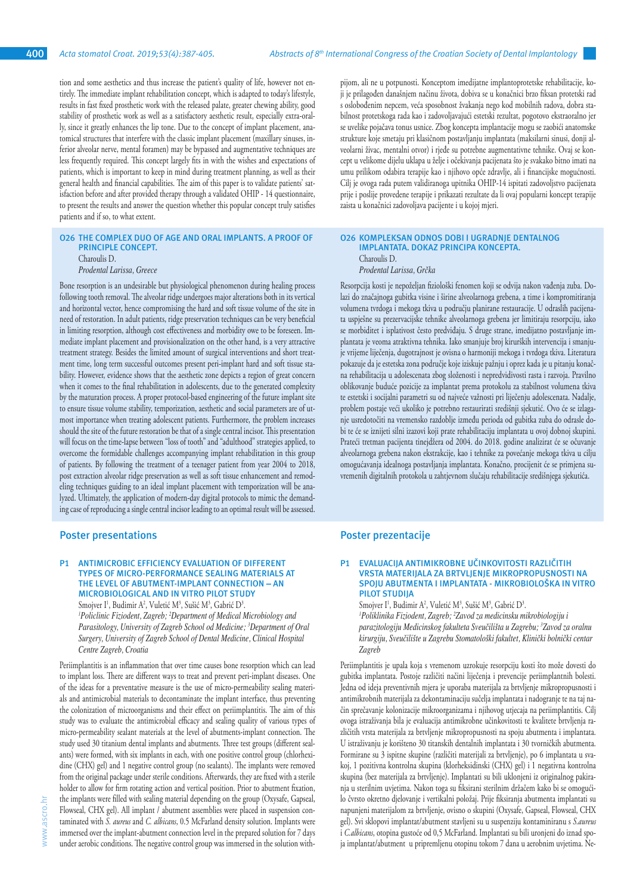tion and some aesthetics and thus increase the patient's quality of life, however not entirely. The immediate implant rehabilitation concept, which is adapted to today's lifestyle, results in fast fixed prosthetic work with the released palate, greater chewing ability, good stability of prosthetic work as well as a satisfactory aesthetic result, especially extra-orally, since it greatly enhances the lip tone. Due to the concept of implant placement, anatomical structures that interfere with the classic implant placement (maxillary sinuses, inferior alveolar nerve, mental foramen) may be bypassed and augmentative techniques are less frequently required. This concept largely fits in with the wishes and expectations of patients, which is important to keep in mind during treatment planning, as well as their general health and financial capabilities. The aim of this paper is to validate patients' satisfaction before and after provided therapy through a validated OHIP - 14 questionnaire, to present the results and answer the question whether this popular concept truly satisfies patients and if so, to what extent.

### O26 THE COMPLEX DUO OF AGE AND ORAL IMPLANTS. A PROOF OF PRINCIPLE CONCEPT.

Charoulis D.

*Prodental Larissa, Greece*

Bone resorption is an undesirable but physiological phenomenon during healing process following tooth removal. The alveolar ridge undergoes major alterations both in its vertical and horizontal vector, hence compromising the hard and soft tissue volume of the site in need of restoration. In adult patients, ridge preservation techniques can be very beneficial in limiting resorption, although cost effectiveness and morbidity owe to be foreseen. Immediate implant placement and provisionalization on the other hand, is a very attractive treatment strategy. Besides the limited amount of surgical interventions and short treatment time, long term successful outcomes present peri-implant hard and soft tissue stability. However, evidence shows that the aesthetic zone depicts a region of great concern when it comes to the final rehabilitation in adolescents, due to the generated complexity by the maturation process. A proper protocol-based engineering of the future implant site to ensure tissue volume stability, temporization, aesthetic and social parameters are of utmost importance when treating adolescent patients. Furthermore, the problem increases should the site of the future restoration be that of a single central incisor. This presentation will focus on the time-lapse between "loss of tooth" and "adulthood" strategies applied, to overcome the formidable challenges accompanying implant rehabilitation in this group of patients. By following the treatment of a teenager patient from year 2004 to 2018, post extraction alveolar ridge preservation as well as soft tissue enhancement and remodeling techniques guiding to an ideal implant placement with temporization will be analyzed. Ultimately, the application of modern-day digital protocols to mimic the demanding case of reproducing a single central incisor leading to an optimal result will be assessed.

## Poster presentations

### P1 ANTIMICROBIC EFFICIENCY EVALUATION OF DIFFERENT TYPES OF MICRO-PERFORMANCE SEALING MATERIALS AT THE LEVEL OF ABUTMENT-IMPLANT CONNECTION – AN MICROBIOLOGICAL AND IN VITRO PILOT STUDY

Smojver I[1], Budimir A[2], Vuletić M[3], Sušić M[3], Gabrić D[3].

[1]*Policlinic Fiziodent, Zagreb;* [2]*Department of Medical Microbiology and Parasitology, University of Zagreb School od Medicine;* [3]*Department of Oral Surgery, University of Zagreb School of Dental Medicine, Clinical Hospital Centre Zagreb, Croatia*

Periimplantitis is an inflammation that over time causes bone resorption which can lead to implant loss. There are different ways to treat and prevent peri-implant diseases. One of the ideas for a preventative measure is the use of micro-permeability sealing materials and antimicrobial materials to decontaminate the implant interface, thus preventing the colonization of microorganisms and their effect on periimplantitis. The aim of this study was to evaluate the antimicrobial efficacy and sealing quality of various types of micro-permeability sealant materials at the level of abutments-implant connection. The study used 30 titanium dental implants and abutments. Three test groups (different sealants) were formed, with six implants in each, with one positive control group (chlorhexidine (CHX) gel) and 1 negative control group (no sealants). The implants were removed from the original package under sterile conditions. Afterwards, they are fixed with a sterile holder to allow for firm rotating action and vertical position. Prior to abutment fixation, the implants were filled with sealing material depending on the group (Oxysafe, Gapseal, Flowseal, CHX gel). All implant / abutment assemblies were placed in suspension contaminated with *S. aureus* and *C. albicans*, 0.5 McFarland density solution. Implants were immersed over the implant-abutment connection level in the prepared solution for 7 days under aerobic conditions. The negative control group was immersed in the solution with-

pijom, ali ne u potpunosti. Konceptom imedijatne implantoprotetske rehabilitacije, koji je prilagođen današnjem načinu života, dobiva se u konačnici brzo fiksan protetski rad s oslobođenim nepcem, veća sposobnost žvakanja nego kod mobilnih radova, dobra stabilnost protetskoga rada kao i zadovoljavajući estetski rezultat, pogotovo ekstraoralno jer se uvelike pojačava tonus usnice. Zbog koncepta implantacije mogu se zaobići anatomske strukture koje smetaju pri klasičnom postavljanju implantata (maksilarni sinusi, donji alveolarni živac, mentalni otvor) i rjeđe su potrebne augmentativne tehnike. Ovaj se koncept u velikome dijelu uklapa u želje i očekivanja pacijenata što je svakako bitno imati na umu prilikom odabira terapije kao i njihovo opće zdravlje, ali i financijske mogućnosti. Cilj je ovoga rada putem validiranoga upitnika OHIP-14 ispitati zadovoljstvo pacijenata prije i poslije provedene terapije i prikazati rezultate da li ovaj popularni koncept terapije zaista u konačnici zadovoljava pacijente i u kojoj mjeri.

### O26 KOMPLEKSAN ODNOS DOBI I UGRADNJE DENTALNOG IMPLANTATA. DOKAZ PRINCIPA KONCEPTA.

Charoulis D.

*Prodental Larissa, Grčka*

Resorpcija kosti je nepoželjan fiziološki fenomen koji se odvija nakon vađenja zuba. Dolazi do značajnoga gubitka visine i širine alveolarnoga grebena, a time i kompromitiranja volumena tvrdoga i mekoga tkiva u području planirane restauracije. U odraslih pacijenata uspješne su prezervacijske tehnike alveolarnoga grebena jer limitiraju resorpciju, iako se morbiditet i isplativost često predviđaju. S druge strane, imedijatno postavljanje implantata je veoma atraktivna tehnika. Iako smanjuje broj kirurških intervencija i smanjuje vrijeme liječenja, dugotrajnost je ovisna o harmoniji mekoga i tvrdoga tkiva. Literatura pokazuje da je estetska zona područje koje iziskuje pažnju i oprez kada je u pitanju konačna rehabilitacija u adolescenata zbog složenosti i nepredvidivosti rasta i razvoja. Pravilno oblikovanje buduće pozicije za implantat prema protokolu za stabilnost volumena tkiva te estetski i socijalni parametri su od najveće važnosti pri liječenju adolescenata. Nadalje, problem postaje veći ukoliko je potrebno restaurirati središnji sjekutić. Ovo će se izlaganje usredotočiti na vremensko razdoblje između perioda od gubitka zuba do odrasle dobi te će se iznijeti silni izazovi koji prate rehabilitaciju implantata u ovoj dobnoj skupini. Prateći tretman pacijenta tinejdžera od 2004. do 2018. godine analizirat će se očuvanje alveolarnoga grebena nakon ekstrakcije, kao i tehnike za povećanje mekoga tkiva u cilju omogućavanja idealnoga postavljanja implantata. Konačno, procijenit će se primjena suvremenih digitalnih protokola u zahtjevnom slučaju rehabilitacije središnjega sjekutića.

## Poster prezentacije

### P1 EVALUACIJA ANTIMIKROBNE UČINKOVITOSTI RAZLIČITIH VRSTA MATERIJALA ZA BRTVLJENJE MIKROPROPUSNOSTI NA SPOJU ABUTMENTA I IMPLANTATA - MIKROBIOLOŠKA IN VITRO PILOT STUDIJA

Smojver I[1], Budimir A[2], Vuletić M[3], Sušić M[3], Gabrić D[3].

[1]*Poliklinika Fiziodent, Zagreb;* [2]*Zavod za medicinsku mikrobiologiju i parazitologiju Medicinskog fakulteta Sveučilišta u Zagrebu;* [3]*Zavod za oralnu kirurgiju, Sveučilište u Zagrebu Stomatološki fakultet, Klinički bolnički centar Zagreb*

Periimplantitis je upala koja s vremenom uzrokuje resorpciju kosti što može dovesti do gubitka implantata. Postoje različiti načini liječenja i prevencije periimplantnih bolesti. Jedna od ideja preventivnih mjera je uporaba materijala za brtvljenje mikropropusnosti i antimikrobnih materijala za dekontaminaciju sučelja implantata i nadogranje te na taj način sprečavanje kolonizacije mikroorganizama i njihovog utjecaja na periimplantitis. Cilj ovoga istraživanja bila je evaluacija antimikrobne učinkovitosti te kvalitete brtvljenja različitih vrsta materijala za brtvljenje mikropropusnosti na spoju abutmenta i implantata. U istraživanju je korišteno 30 titanskih dentalnih implantata i 30 tvorničkih abutmenta. Formirane su 3 ispitne skupine (različiti materijali za brtvljenje), po 6 implantata u svakoj, 1 pozitivna kontrolna skupina (klorheksidinski (CHX) gel) i 1 negativna kontrolna skupina (bez materijala za brtvljenje). Implantati su bili uklonjeni iz originalnog pakiranja u sterilnim uvjetima. Nakon toga su fiksirani sterilnim držačem kako bi se omogućilo čvrsto okretno djelovanje i vertikalni položaj. Prije fiksiranja abutmenta implantati su napunjeni materijalom za brtvljenje, ovisno o skupini (Oxysafe, Gapseal, Flowseal, CHX gel). Svi sklopovi implantat/abutment stavljeni su u suspenziju kontaminiranu s *S.aureus* i *C.albicans*, otopina gustoće od 0,5 McFarland. Implantati su bili uronjeni do iznad spoja implantat/abutment u pripremljenu otopinu tokom 7 dana u aerobnim uvjetima. Ne-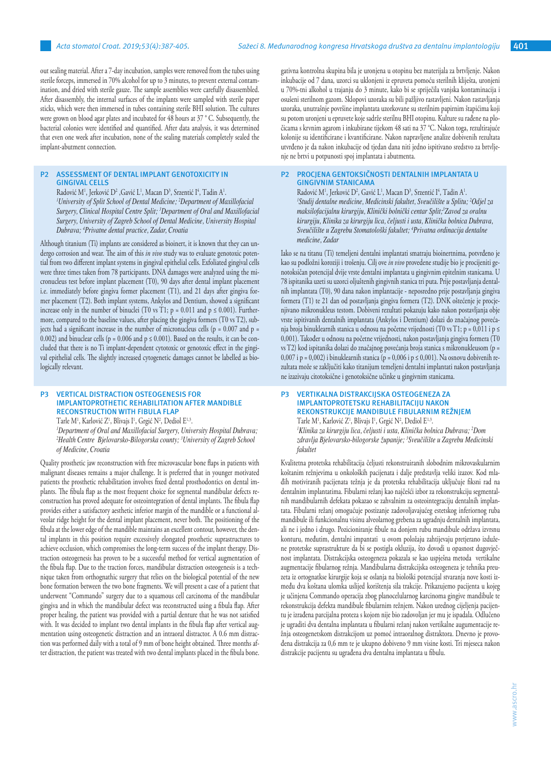out sealing material. After a 7-day incubation, samples were removed from the tubes using sterile forceps, immersed in 70% alcohol for up to 3 minutes, to prevent external contamination, and dried with sterile gauze. The sample assemblies were carefully disassembled. After disassembly, the internal surfaces of the implants were sampled with sterile paper sticks, which were then immersed in tubes containing sterile BHI solution. The cultures were grown on blood agar plates and incubated for 48 hours at 37 ° C. Subsequently, the bacterial colonies were identified and quantified. After data analysis, it was determined that even one week after incubation, none of the sealing materials completely sealed the implant-abutment connection.

## P2 ASSESSMENT OF DENTAL IMPLANT GENOTOXICITY IN GINGIVAL CELLS

Radović M[1], Jerković D[2], Gavić L[1], Macan D[3], Srzentić I[4], Tadin A[1].
*[1]University of Split School of Dental Medicine; [2]Department of Maxillofacial Surgery, Clinical Hospital Centre Split; [3]Department of Oral and Maxillofacial Surgery, University of Zagreb School of Dental Medicine, University Hospital Dubrava; [4]Privatne dental practice, Zadar, Croatia*

Although titanium (Ti) implants are considered as bioinert, it is known that they can undergo corrosion and wear. The aim of this *in vivo* study was to evaluate genotoxic potential from two different implant systems in gingival epithelial cells. Exfoliated gingival cells were three times taken from 78 participants. DNA damages were analyzed using the micronucleus test before implant placement (T0), 90 days after dental implant placement i.e. immediately before gingiva former placement (T1), and 21 days after gingiva former placement (T2). Both implant systems, Ankylos and Dentium, showed a significant increase only in the number of binuclei (T0 vs T1; $p = 0.011$ and $p \leq 0.001$). Furthermore, compared to the baseline values, after placing the gingiva formers (T0 vs T2), subjects had a significant increase in the number of micronucleus cells ($p = 0.007$ and $p = 0.002$) and binuclear cells ($p = 0.006$ and $p \leq 0.001$). Based on the results, it can be concluded that there is no Ti implant-dependent cytotoxic or genotoxic effect in the gingival epithelial cells. The slightly increased cytogenetic damages cannot be labelled as biologically relevant.

## P3 VERTICAL DISTRACTION OSTEOGENESIS FOR IMPLANTOPROTHETIC REHABILITATION AFTER MANDIBLE RECONSTRUCTION WITH FIBULA FLAP

Tarle M[1], Karlović Z[1], Blivajs I[1], Grgić N[2], Dediol E[1,3].
*[1]Department of Oral and Maxillofacial Surgery, University Hospital Dubrava; [2]Health Centre Bjelovarsko-Bilogorska county; [3]University of Zagreb School of Medicine, Croatia*

Quality prosthetic jaw reconstruction with free microvascular bone flaps in patients with malignant diseases remains a major challenge. It is preferred that in younger motivated patients the prosthetic rehabilitation involves fixed dental prosthodontics on dental implants. The fibula flap as the most frequent choice for segmental mandibular defects reconstruction has proved adequate for osteointegration of dental implants. The fibula flap provides either a satisfactory aesthetic inferior margin of the mandible or a functional alveolar ridge height for the dental implant placement, never both. The positioning of the fibula at the lower edge of the mandible maintains an excellent contour, however, the dental implants in this position require excessively elongated prosthetic suprastructures to achieve occlusion, which compromises the long-term success of the implant therapy. Distraction osteogenesis has proven to be a successful method for vertical augmentation of the fibula flap. Due to the traction forces, mandibular distraction osteogenesis is a technique taken from orthognathic surgery that relies on the biological potential of the new bone formation between the two bone fragments. We will present a case of a patient that underwent "Commando" surgery due to a squamous cell carcinoma of the mandibular gingiva and in which the mandibular defect was reconstructed using a fibula flap. After proper healing, the patient was provided with a partial denture that he was not satisfied with. It was decided to implant two dental implants in the fibula flap after vertical augmentation using osteogenetic distraction and an intraoral distractor. A 0.6 mm distraction was performed daily with a total of 9 mm of bone height obtained. Three months after distraction, the patient was treated with two dental implants placed in the fibula bone.

gativna kontrolna skupina bila je uronjena u otopinu bez materijala za brtvljenje. Nakon inkubacije od 7 dana, uzorci su uklonjeni iz epruveta pomoću sterilnih kliješta, uronjeni u 70%-tni alkohol u trajanju do 3 minute, kako bi se spriječila vanjska kontaminacija i osušeni sterilnom gazom. Sklopovi uzoraka su bili pažljivo rastavljeni. Nakon rastavljanja uzoraka, unutrašnje površine implantata uzorkovane su sterilnim papirnim štapićima koji su potom uronjeni u epruvete koje sadrže sterilnu BHI otopinu. Kulture su rađene na pločicama s krvnim agarom i inkubirane tijekom 48 sati na 37 °C. Nakon toga, rezultirajuće kolonije su identificirane i kvantificirane. Nakon napravljene analize dobivenih rezultata utvrđeno je da nakon inkubacije od tjedan dana niti jedno ispitivano sredstvo za brtvljenje ne brtvi u potpunosti spoj implantata i abutmenta.

## P2 PROCJENA GENTOKSIČNOSTI DENTALNIH IMPLANTATA U GINGIVNIM STANICAMA

Radović M[1], Jerković D[2], Gavić L[1], Macan D[3], Srzentić I[4], Tadin A[1].
*[1]Studij dentalne medicine, Medicinski fakultet, Sveučilište u Splitu; [2]Odjel za maksilofacijalnu kirurgiju, Klinički bolnički centar Split; [3]Zavod za oralnu kirurgiju, Klinika za kirurgiju lica, čeljusti i usta, Klinička bolnica Dubrava, Sveučilište u Zagrebu Stomatološki fakultet; [4]Privatna ordinacija dentalne medicine, Zadar*

Iako se na titanu (Ti) temeljeni dentalni implantati smatraju bioinertnima, potvrđeno je kao su podložni koroziji i trošenju. Cilj ove *in vivo* provedene studije bio je procijeniti genotoksičan potencijal dvije vrste dentalni implantata u gingivnim epitelnim stanicama. U 78 ispitanika uzeti su uzorci oljuštenih gingivnih stanica tri puta. Prije postavljanja dentalnih implantata (T0), 90 dana nakon implantacije - neposredno prije postavljanja gingiva formera (T1) te 21 dan od postavljanja gingiva formera (T2). DNK oštećenje je procjenjivano mikronukleus testom. Dobiveni rezultati pokazuju kako nakon postavljanja obje vrste ispitivanih dentalnih implantata (Ankylos i Dentium) dolazi do značajnog povećanja broja binuklearnih stanica u odnosu na početne vrijednosti (T0 vs T1; $p = 0{,}011$ i $p \leq 0{,}001$). Također u odnosu na početne vrijednosti, nakon postavljanja gingiva formera (T0 vs T2) kod ispitanika dolazi do značajnog povećanja broja stanica s mikronukleusom ($p = 0{,}007$ i $p = 0{,}002$) i binuklearnih stanica ($p = 0{,}006$ i $p \leq 0{,}001$). Na osnovu dobivenih rezultata može se zaključiti kako titanijum temeljeni dentalni implantati nakon postavljanja ne izazivaju citotoksične i genotoksične učinke u gingivnim stanicama.

## P3 VERTIKALNA DISTRAKCIJSKA OSTEOGENEZA ZA IMPLANTOPROTETSKU REHABILITACIJU NAKON REKONSTRUKCIJE MANDIBULE FIBULARNIM REŽNJEM

Tarle M[1], Karlović Z[1], Blivajs I[1], Grgić N[2], Dediol E[1,3].
*[1]Klinika za kirurgiju lica, čeljusti i usta, Klinička bolnica Dubrava; [2]Dom zdravlja Bjelovarsko-bilogorske županije; [3]Sveučilište u Zagrebu Medicinski fakultet*

Kvalitetna protetska rehabilitacija čeljusti rekonstruiranih slobodnim mikrovaskularnim koštanim režnjevima u onkoloških pacijenata i dalje predstavlja veliki izazov. Kod mladih motiviranih pacijenata težnja je da protetska rehabilitacija uključuje fiksni rad na dentalnim implantatima. Fibularni režanj kao najčešći izbor za rekonstrukciju segmentalnih mandibularnih defekata pokazao se zahvalnim za osteointegraciju dentalnih implantata. Fibularni režanj omogućuje postizanje zadovoljavajućeg estetskog inferiornog ruba mandibule ili funkcionalnu visinu alveolarnog grebena za ugradnju dentalnih implantata, ali ne i jedno i drugo. Pozicioniranje fibule na donjem rubu mandibule održava izvrsnu konturu, međutim, dentalni implantati u ovom položaju zahtijevaju pretjerano izdužene protetske suprastrukture da bi se postigla okluzija, što dovodi u opasnost dugovječnost implantata. Distrakcijska osteogeneza pokazala se kao uspješna metoda vertikalne augmentacije fibularnog režnja. Mandibularna distrakcijska osteogeneza je tehnika preuzeta iz ortognatske kirurgije koja se oslanja na biološki potencijal stvaranja nove kosti između dva koštana ulomka uslijed korištenja sila trakcije. Prikazujemo pacijenta u kojeg je učinjena Commando operacija zbog planocelularnog karcinoma gingive mandibule te rekonstrukcija defekta mandibule fibularnim režnjem. Nakon urednog cijeljenja pacijentu je izrađena parcijalna proteza s kojom nije bio zadovoljan jer mu je ispadala. Odlučeno je ugraditi dva dentalna implantata u fibularni režanj nakon vertikalne augmentacije režnja osteogenetskom distrakcijom uz pomoć intraoralnog distraktora. Dnevno je provođena distrakcija za 0,6 mm te je ukupno dobiveno 9 mm visine kosti. Tri mjeseca nakon distrakcije pacijentu su ugrađena dva dentalna implantata u fibulu.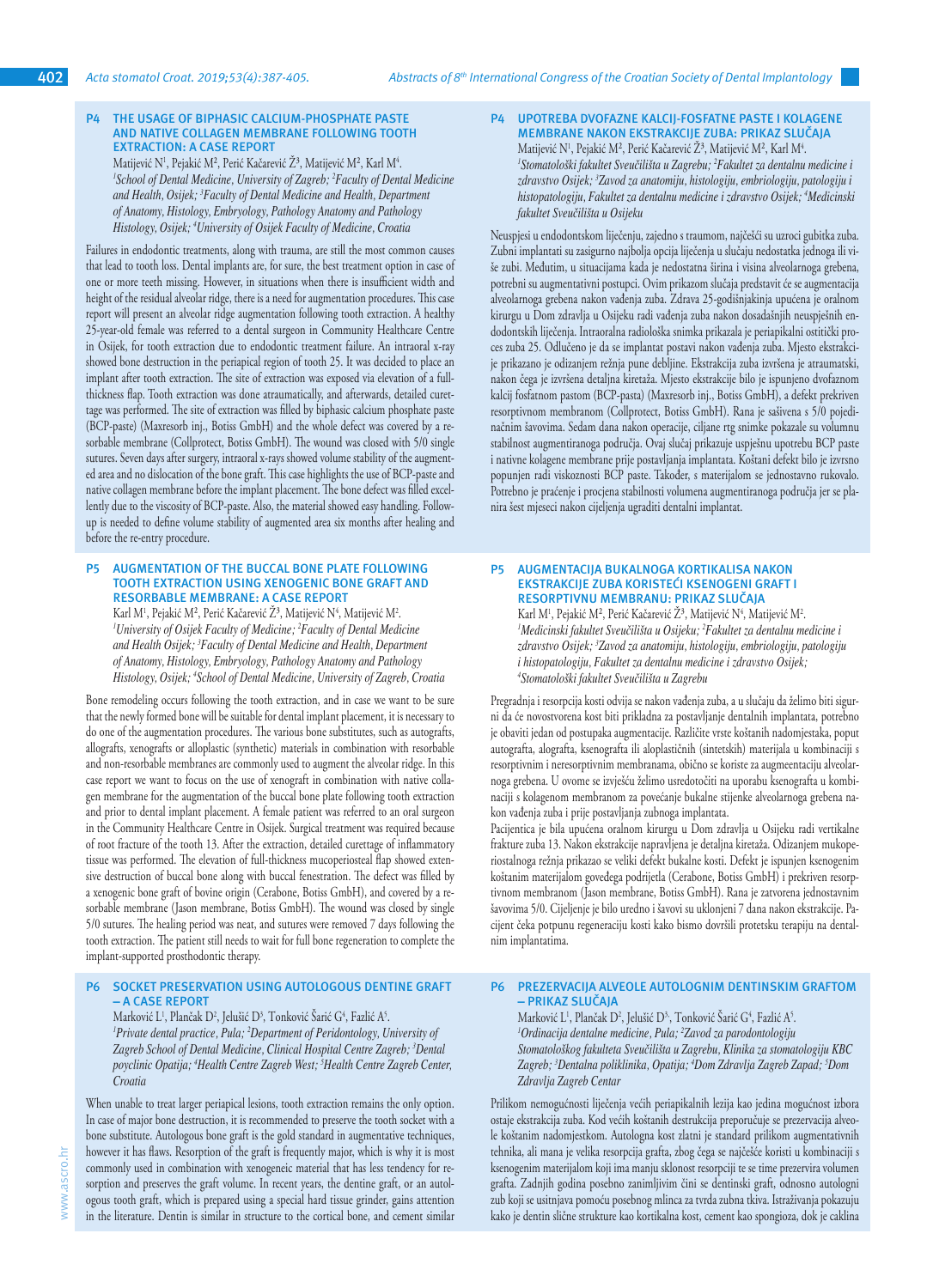## P4 THE USAGE OF BIPHASIC CALCIUM-PHOSPHATE PASTE AND NATIVE COLLAGEN MEMBRANE FOLLOWING TOOTH EXTRACTION: A CASE REPORT

Matijević N[1], Pejakić M[2], Perić Kačarević Ž[3], Matijević M[2], Karl M[4].

*[1]School of Dental Medicine, University of Zagreb; [2]Faculty of Dental Medicine and Health, Osijek; [3]Faculty of Dental Medicine and Health, Department of Anatomy, Histology, Embryology, Pathology Anatomy and Pathology Histology, Osijek; [4]University of Osijek Faculty of Medicine, Croatia*

Failures in endodontic treatments, along with trauma, are still the most common causes that lead to tooth loss. Dental implants are, for sure, the best treatment option in case of one or more teeth missing. However, in situations when there is insufficient width and height of the residual alveolar ridge, there is a need for augmentation procedures. This case report will present an alveolar ridge augmentation following tooth extraction. A healthy 25-year-old female was referred to a dental surgeon in Community Healthcare Centre in Osijek, for tooth extraction due to endodontic treatment failure. An intraoral x-ray showed bone destruction in the periapical region of tooth 25. It was decided to place an implant after tooth extraction. The site of extraction was exposed via elevation of a full-thickness flap. Tooth extraction was done atraumatically, and afterwards, detailed curettage was performed. The site of extraction was filled by biphasic calcium phosphate paste (BCP-paste) (Maxresorb inj., Botiss GmbH) and the whole defect was covered by a resorbable membrane (Collprotect, Botiss GmbH). The wound was closed with 5/0 single sutures. Seven days after surgery, intraoral x-rays showed volume stability of the augmented area and no dislocation of the bone graft. This case highlights the use of BCP-paste and native collagen membrane before the implant placement. The bone defect was filled excellently due to the viscosity of BCP-paste. Also, the material showed easy handling. Follow-up is needed to define volume stability of augmented area six months after healing and before the re-entry procedure.

## P4 UPOTREBA DVOFAZNE KALCIJ-FOSFATNE PASTE I KOLAGENE MEMBRANE NAKON EKSTRAKCIJE ZUBA: PRIKAZ SLUČAJA

Matijević N[1], Pejakić M[2], Perić Kačarević Ž[3], Matijević M[2], Karl M[4].

*[1]Stomatološki fakultet Sveučilišta u Zagrebu; [2]Fakultet za dentalnu medicine i zdravstvo Osijek; [3]Zavod za anatomiju, histologiju, embriologiju, patologiju i histopatologiju, Fakultet za dentalnu medicine i zdravstvo Osijek; [4]Medicinski fakultet Sveučilišta u Osijeku*

Neuspjesi u endodontskom liječenju, zajedno s traumom, najčešći su uzroci gubitka zuba. Zubni implantati su zasigurno najbolja opcija liječenja u slučaju nedostatka jednoga ili više zubi. Međutim, u situacijama kada je nedostatna širina i visina alveolarnoga grebena, potrebni su augmentativni postupci. Ovim prikazom slučaja predstavit će se augmentacija alveolarnoga grebena nakon vađenja zuba. Zdrava 25-godišnjakinja upućena je oralnom kirurgu u Dom zdravlja u Osijeku radi vađenja zuba nakon dosadašnjih neuspješnih endodontskih liječenja. Intraoralna radiološka snimka prikazala je periapikalni ostitički proces zuba 25. Odlučeno je da se implantat postavi nakon vađenja zuba. Mjesto ekstrakcije je prikazano je odizanjem režnja pune debljine. Ekstrakcija zuba izvršena je atraumatski, nakon čega je izvršena detaljna kiretaža. Mjesto ekstrakcije bilo je ispunjeno dvofaznom kalcij fosfatnom pastom (BCP-pasta) (Maxresorb inj., Botiss GmbH), a defekt prekriven resorptivnom membranom (Collprotect, Botiss GmbH). Rana je sašivena s 5/0 pojedinačnim šavovima. Sedam dana nakon operacije, ciljane rtg snimke pokazale su volumnu stabilnost augmentiranoga područja. Ovaj slučaj prikazuje uspješnu upotrebu BCP paste i nativne kolagene membrane prije postavljanja implantata. Koštani defekt bilo je izvrsno popunjen radi viskoznosti BCP paste. Također, s materijalom se jednostavno rukovalo. Potrebno je praćenje i procjena stabilnosti volumena augmentiranoga područja jer se planira šest mjeseci nakon cijeljenja ugraditi dentalni implantat.

## P5 AUGMENTATION OF THE BUCCAL BONE PLATE FOLLOWING TOOTH EXTRACTION USING XENOGENIC BONE GRAFT AND RESORBABLE MEMBRANE: A CASE REPORT

Karl M[1], Pejakić M[2], Perić Kačarević Ž[3], Matijević N[4], Matijević M[2].

*[1]University of Osijek Faculty of Medicine; [2]Faculty of Dental Medicine and Health Osijek; [3]Faculty of Dental Medicine and Health, Department of Anatomy, Histology, Embryology, Pathology Anatomy and Pathology Histology, Osijek; [4]School of Dental Medicine, University of Zagreb, Croatia*

Bone remodeling occurs following the tooth extraction, and in case we want to be sure that the newly formed bone will be suitable for dental implant placement, it is necessary to do one of the augmentation procedures. The various bone substitutes, such as autografts, allografts, xenografts or alloplastic (synthetic) materials in combination with resorbable and non-resorbable membranes are commonly used to augment the alveolar ridge. In this case report we want to focus on the use of xenograft in combination with native collagen membrane for the augmentation of the buccal bone plate following tooth extraction and prior to dental implant placement. A female patient was referred to an oral surgeon in the Community Healthcare Centre in Osijek. Surgical treatment was required because of root fracture of the tooth 13. After the extraction, detailed curettage of inflammatory tissue was performed. The elevation of full-thickness mucoperiosteal flap showed extensive destruction of buccal bone along with buccal fenestration. The defect was filled by a xenogenic bone graft of bovine origin (Cerabone, Botiss GmbH), and covered by a resorbable membrane (Jason membrane, Botiss GmbH). The wound was closed by single 5/0 sutures. The healing period was neat, and sutures were removed 7 days following the tooth extraction. The patient still needs to wait for full bone regeneration to complete the implant-supported prosthodontic therapy.

## P5 AUGMENTACIJA BUKALNOGA KORTIKALISA NAKON EKSTRAKCIJE ZUBA KORISTEĆI KSENOGENI GRAFT I RESORPTIVNU MEMBRANU: PRIKAZ SLUČAJA

Karl M[1], Pejakić M[2], Perić Kačarević Ž[3], Matijević N[4], Matijević M[2].

*[1]Medicinski fakultet Sveučilišta u Osijeku; [2]Fakultet za dentalnu medicine i zdravstvo Osijek; [3]Zavod za anatomiju, histologiju, embriologiju, patologiju i histopatologiju, Fakultet za dentalnu medicine i zdravstvo Osijek; [4]Stomatološki fakultet Sveučilišta u Zagrebu*

Pregradnja i resorpcija kosti odvija se nakon vađenja zuba, a u slučaju da želimo biti sigurni da će novostvorena kost biti prikladna za postavljanje dentalnih implantata, potrebno je obaviti jedan od postupaka augmentacije. Različite vrste koštanih nadomjestaka, poput autografta, alografta, ksenografta ili aloplastičnih (sintetskih) materijala u kombinaciji s resorptivnim i neresorptivnim membranama, obično se koriste za augmentaciju alveolarnoga grebena. U ovome se izvješću želimo usredotočiti na uporabu ksenografta u kombinaciji s kolagenom membranom za povećanje bukalne stijenke alveolarnoga grebena nakon vađenja zuba i prije postavljanja zubnoga implantata.

Pacijentica je bila upućena oralnom kirurgu u Dom zdravlja u Osijeku radi vertikalne frakture zuba 13. Nakon ekstrakcije napravljena je detaljna kiretaža. Odizanjem mukoperiostalnoga režnja prikazao se veliki defekt bukalne kosti. Defekt je ispunjen ksenogenim koštanim materijalom goveđega podrijetla (Cerabone, Botiss GmbH) i prekriven resorptivnom membranom (Jason membrane, Botiss GmbH). Rana je zatvorena jednostavnim šavovima 5/0. Cijeljenje je bilo uredno i šavovi su uklonjeni 7 dana nakon ekstrakcije. Pacijent čeka potpunu regeneraciju kosti kako bismo dovršili protetsku terapiju na dentalnim implantatima.

## P6 SOCKET PRESERVATION USING AUTOLOGOUS DENTINE GRAFT – A CASE REPORT

Marković L[1], Plančak D[2], Jelušić D[3], Tonković Šarić G[4], Fazlić A[5].

*[1]Private dental practice, Pula; [2]Department of Peridontology, University of Zagreb School of Dental Medicine, Clinical Hospital Centre Zagreb; [3]Dental poyclinic Opatija; [4]Health Centre Zagreb West; [5]Health Centre Zagreb Center, Croatia*

When unable to treat larger periapical lesions, tooth extraction remains the only option. In case of major bone destruction, it is recommended to preserve the tooth socket with a bone substitute. Autologous bone graft is the gold standard in augmentative techniques, however it has flaws. Resorption of the graft is frequently major, which is why it is most commonly used in combination with xenogeneic material that has less tendency for resorption and preserves the graft volume. In recent years, the dentine graft, or an autologous tooth graft, which is prepared using a special hard tissue grinder, gains attention in the literature. Dentin is similar in structure to the cortical bone, and cement similar

## P6 PREZERVACIJA ALVEOLE AUTOLOGNIM DENTINSKIM GRAFTOM – PRIKAZ SLUČAJA

Marković L[1], Plančak D[2], Jelušić D[3], Tonković Šarić G[4], Fazlić A[5].

*[1]Ordinacija dentalne medicine, Pula; [2]Zavod za parodontologiju Stomatološkog fakulteta Sveučilišta u Zagrebu, Klinika za stomatologiju KBC Zagreb; [3]Dentalna poliklinika, Opatija; [4]Dom Zdravlja Zagreb Zapad; [5]Dom Zdravlja Zagreb Centar*

Prilikom nemogućnosti liječenja većih periapikalnih lezija kao jedina mogućnost izbora ostaje ekstrakcija zuba. Kod većih koštanih destrukcija preporučuje se prezervacija alveole koštanim nadomjestkom. Autologna kost zlatni je standard prilikom augmentativnih tehnika, ali mana je velika resorpcija grafta, zbog čega se najčešće koristi u kombinaciji s ksenogenim materijalom koji ima manju sklonost resorpciji te se time prezervira volumen grafta. Zadnjih godina posebno zanimljivim čini se dentinski graft, odnosno autologni zub koji se usitnjava pomoću posebnog mlinca za tvrda zubna tkiva. Istraživanja pokazuju kako je dentin slične strukture kao kortikalna kost, cement kao spongioza, dok je caklina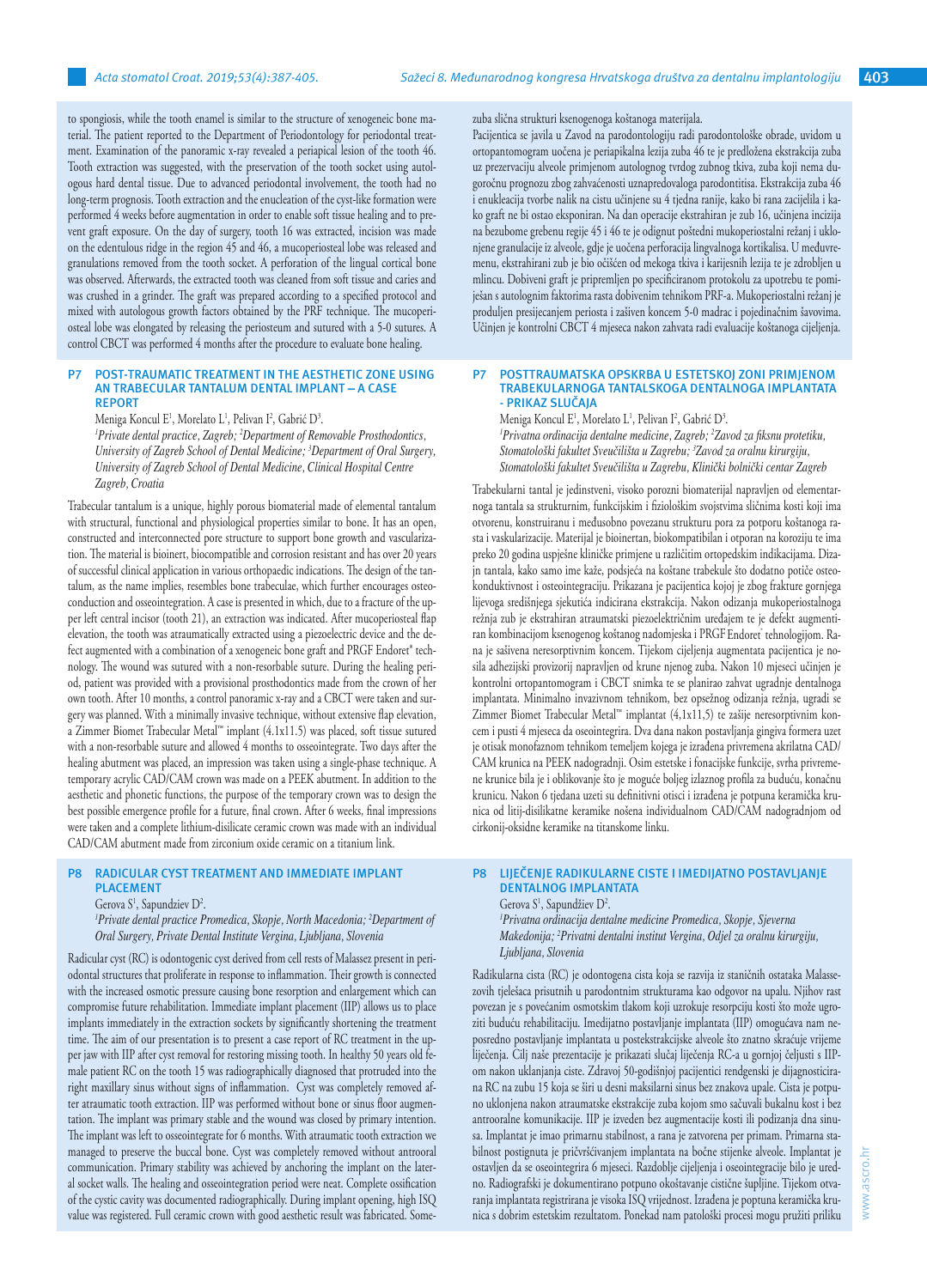to spongiosis, while the tooth enamel is similar to the structure of xenogeneic bone material. The patient reported to the Department of Periodontology for periodontal treatment. Examination of the panoramic x-ray revealed a periapical lesion of the tooth 46. Tooth extraction was suggested, with the preservation of the tooth socket using autologous hard dental tissue. Due to advanced periodontal involvement, the tooth had no long-term prognosis. Tooth extraction and the enucleation of the cyst-like formation were performed 4 weeks before augmentation in order to enable soft tissue healing and to prevent graft exposure. On the day of surgery, tooth 16 was extracted, incision was made on the edentulous ridge in the region 45 and 46, a mucoperiosteal lobe was released and granulations removed from the tooth socket. A perforation of the lingual cortical bone was observed. Afterwards, the extracted tooth was cleaned from soft tissue and caries and was crushed in a grinder. The graft was prepared according to a specified protocol and mixed with autologous growth factors obtained by the PRF technique. The mucoperiosteal lobe was elongated by releasing the periosteum and sutured with a 5-0 sutures. A control CBCT was performed 4 months after the procedure to evaluate bone healing.

zuba slična strukturi ksenogenoga koštanoga materijala.

Pacijentica se javila u Zavod na parodontologiju radi parodontološke obrade, uvidom u ortopantomogram uočena je periapikalna lezija zuba 46 te je predložena ekstrakcija zuba uz prezervaciju alveole primjenom autolognog tvrdog zubnog tkiva, zuba koji nema dugoročnu prognozu zbog zahvaćenosti uznapredovaloga parodontitisa. Ekstrakcija zuba 46 i enukleacija tvorbe nalik na cistu učinjene su 4 tjedna ranije, kako bi rana zacijelila i kako graft ne bi ostao eksponiran. Na dan operacije ekstrahiran je zub 16, učinjena incizija na bezubome grebenu regije 45 i 46 te je odignut poštedni mukoperiostalni režanj i uklonjene granulacije iz alveole, gdje je uočena perforacija lingvalnoga kortikalisa. U međuvremenu, ekstrahirani zub je bio očišćen od mekoga tkiva i karijesnih lezija te je zdrobljen u mlincu. Dobiveni graft je pripremljen po specificiranom protokolu za upotrebu te pomiješan s autolognim faktorima rasta dobivenim tehnikom PRF-a. Mukoperiostalni režanj je produljen presijecanjem periosta i zašiven koncem 5-0 madrac i pojedinačnim šavovima. Učinjen je kontrolni CBCT 4 mjeseca nakon zahvata radi evaluacije koštanoga cijeljenja.

## P7 POST-TRAUMATIC TREATMENT IN THE AESTHETIC ZONE USING AN TRABECULAR TANTALUM DENTAL IMPLANT – A CASE REPORT

Meniga Koncul E[1], Morelato L[1], Pelivan I[2], Gabrić D[3].

*[1]Private dental practice, Zagreb; [2]Department of Removable Prosthodontics, University of Zagreb School of Dental Medicine; [3]Department of Oral Surgery, University of Zagreb School of Dental Medicine, Clinical Hospital Centre Zagreb, Croatia*

Trabecular tantalum is a unique, highly porous biomaterial made of elemental tantalum with structural, functional and physiological properties similar to bone. It has an open, constructed and interconnected pore structure to support bone growth and vascularization. The material is bioinert, biocompatible and corrosion resistant and has over 20 years of successful clinical application in various orthopaedic indications. The design of the tantalum, as the name implies, resembles bone trabeculae, which further encourages osteoconduction and osseointegration. A case is presented in which, due to a fracture of the upper left central incisor (tooth 21), an extraction was indicated. After mucoperiosteal flap elevation, the tooth was atraumatically extracted using a piezoelectric device and the defect augmented with a combination of a xenogeneic bone graft and PRGF Endoret® technology. The wound was sutured with a non-resorbable suture. During the healing period, patient was provided with a provisional prosthodontics made from the crown of her own tooth. After 10 months, a control panoramic x-ray and a CBCT were taken and surgery was planned. With a minimally invasive technique, without extensive flap elevation, a Zimmer Biomet Trabecular Metal™ implant (4.1x11.5) was placed, soft tissue sutured with a non-resorbable suture and allowed 4 months to osseointegrate. Two days after the healing abutment was placed, an impression was taken using a single-phase technique. A temporary acrylic CAD/CAM crown was made on a PEEK abutment. In addition to the aesthetic and phonetic functions, the purpose of the temporary crown was to design the best possible emergence profile for a future, final crown. After 6 weeks, final impressions were taken and a complete lithium-disilicate ceramic crown was made with an individual CAD/CAM abutment made from zirconium oxide ceramic on a titanium link.

## P7 POSTTRAUMATSKA OPSKRBA U ESTETSKOJ ZONI PRIMJENOM TRABEKULARNOGA TANTALSKOGA DENTALNOGA IMPLANTATA - PRIKAZ SLUČAJA

Meniga Koncul E[1], Morelato L[1], Pelivan I[2], Gabrić D[3].

*[1]Privatna ordinacija dentalne medicine, Zagreb; [2]Zavod za fiksnu protetiku, Stomatološki fakultet Sveučilišta u Zagrebu; [3]Zavod za oralnu kirurgiju, Stomatološki fakultet Sveučilišta u Zagrebu, Klinički bolnički centar Zagreb*

Trabekularni tantal je jedinstveni, visoko porozni biomaterijal napravljen od elementarnoga tantala sa strukturnim, funkcijskim i fiziološkim svojstvima sličnima kosti koji ima otvorenu, konstruiranu i međusobno povezanu strukturu pora za potporu koštanoga rasta i vaskularizacije. Materijal je bioinertan, biokompatibilan i otporan na koroziju te ima preko 20 godina uspješne kliničke primjene u različitim ortopedskim indikacijama. Dizajn tantala, kako samo ime kaže, podsjeća na koštane trabekule što dodatno potiče osteokonduktivnost i osteointegraciju. Prikazana je pacijentica kojoj je zbog frakture gornjega lijevoga središnjega sjekutića indicirana ekstrakcija. Nakon odizanja mukoperiostalnoga režnja zub je ekstrahiran atraumatski piezoelektričnim uređajem te je defekt augmentiran kombinacijom ksenogenog koštanog nadomjeska i PRGF Endoret® tehnologijom. Rana je sašivena neresorptivnim koncem. Tijekom cijeljenja augmentata pacijentica je nosila adhezijski provizorij napravljen od krune njenog zuba. Nakon 10 mjeseci učinjen je kontrolni ortopantomogram i CBCT snimka te se planirao zahvat ugradnje dentalnoga implantata. Minimalno invazivnom tehnikom, bez opsežnog odizanja režnja, ugradi se Zimmer Biomet Trabecular Metal™ implantat (4,1x11,5) te zašije neresorptivnim koncem i pusti 4 mjeseca da oseointegrira. Dva dana nakon postavljanja gingiva formera uzet je otisak monofaznom tehnikom temeljem kojega je izrađena privremena akrilatna CAD/CAM krunica na PEEK nadogradnji. Osim estetske i fonacijske funkcije, svrha privremene krunice bila je i oblikovanje što je moguće boljeg izlaznog profila za buduću, konačnu krunicu. Nakon 6 tjedana uzeti su definitivni otisci i izrađena je potpuna keramička krunica od litij-disilikatne keramike nošena individualnom CAD/CAM nadogradnjom od cirkonij-oksidne keramike na titanskome linku.

## P8 RADICULAR CYST TREATMENT AND IMMEDIATE IMPLANT PLACEMENT

Gerova S[1], Sapundziev D[2].

*[1]Private dental practice Promedica, Skopje, North Macedonia; [2]Department of Oral Surgery, Private Dental Institute Vergina, Ljubljana, Slovenia*

Radicular cyst (RC) is odontogenic cyst derived from cell rests of Malassez present in periodontal structures that proliferate in response to inflammation. Their growth is connected with the increased osmotic pressure causing bone resorption and enlargement which can compromise future rehabilitation. Immediate implant placement (IIP) allows us to place implants immediately in the extraction sockets by significantly shortening the treatment time. The aim of our presentation is to present a case report of RC treatment in the upper jaw with IIP after cyst removal for restoring missing tooth. In healthy 50 years old female patient RC on the tooth 15 was radiographically diagnosed that protruded into the right maxillary sinus without signs of inflammation. Cyst was completely removed after atraumatic tooth extraction. IIP was performed without bone or sinus floor augmentation. The implant was primary stable and the wound was closed by primary intention. The implant was left to osseointegrate for 6 months. With atraumatic tooth extraction we managed to preserve the buccal bone. Cyst was completely removed without antroorал communication. Primary stability was achieved by anchoring the implant on the lateral socket walls. The healing and osseointegration period were neat. Complete ossification of the cystic cavity was documented radiographically. During implant opening, high ISQ value was registered. Full ceramic crown with good aesthetic result was fabricated. Some-

## P8 LIJEČENJE RADIKULARNE CISTE I IMEDIJATNO POSTAVLJANJE DENTALNOG IMPLANTATA

Gerova S[1], Sapundžiev D[2].

*[1]Privatna ordinacija dentalne medicine Promedica, Skopje, Sjeverna Makedonija; [2]Privatni dentalni institut Vergina, Odjel za oralnu kirurgiju, Ljubljana, Slovenia*

Radikularna cista (RC) je odontogena cista koja se razvija iz staničnih ostataka Malassezovih tjelešaca prisutnih u parodontnim strukturama kao odgovor na upalu. Njihov rast povezan je s povećanim osmotskim tlakom koji uzrokuje resorpciju kosti što može ugroziti buduću rehabilitaciju. Imedijatno postavljanje implantata (IIP) omogućava nam neposredno postavljanje implantata u postekstrakcijske alveole što znatno skraćuje vrijeme liječenja. Cilj naše prezentacije je prikazati slučaj liječenja RC-a u gornjoj čeljusti s IIP-om nakon uklanjanja ciste. Zdravoj 50-godišnjoj pacijentici rendgenski je dijagnosticirana RC na zubu 15 koja se širi u desni maksilarni sinus bez znakova upale. Cista je potpuno uklonjena nakon atraumatske ekstrakcije zuba kojom smo sačuvali bukalnu kost i bez antrooralne komunikacije. IIP je izveden bez augmentacije kosti ili podizanja dna sinusa. Implantat je imao primarnu stabilnost, a rana je zatvorena per primam. Primarna stabilnost postignuta je pričvršćivanjem implantata na bočne stijenke alveole. Implantat je ostavljen da se oseointegrira 6 mjeseci. Razdoblje cijeljenja i oseointegracije bilo je uredno. Radiografski je dokumentirano potpuno okoštavanje cistične šupljine. Tijekom otvaranja implantata registrirana je visoka ISQ vrijednost. Izrađena je poptuna keramička krunica s dobrim estetskim rezultatom. Ponekad nam patološki procesi mogu pružiti priliku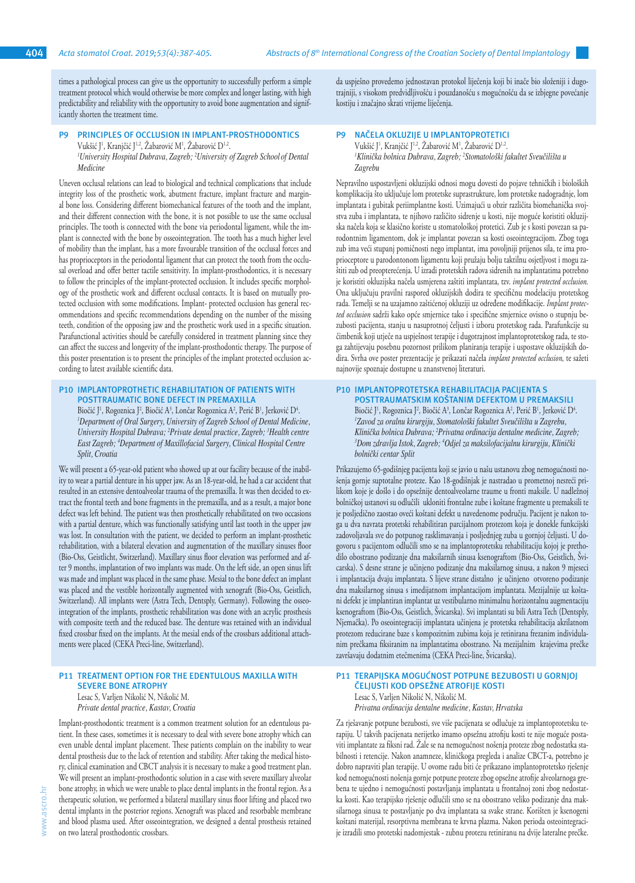times a pathological process can give us the opportunity to successfully perform a simple treatment protocol which would otherwise be more complex and longer lasting, with high predictability and reliability with the opportunity to avoid bone augmentation and significantly shorten the treatment time.

da uspješno provedemo jednostavan protokol liječenja koji bi inače bio složeniji i dugotrajniji, s visokom predvidljivošću i pouzdanošću s mogućnošću da se izbjegne povećanje kostiju i značajno skrati vrijeme liječenja.

## P9 PRINCIPLES OF OCCLUSION IN IMPLANT-PROSTHODONTICS

Vukšić J[1], Kranjčić J[1,2], Žabarović M[1], Žabarović D[1,2].

*[1]University Hospital Dubrava, Zagreb; [2]University of Zagreb School of Dental Medicine*

Uneven occlusal relations can lead to biological and technical complications that include integrity loss of the prosthetic work, abutment fracture, implant fracture and marginal bone loss. Considering different biomechanical features of the tooth and the implant, and their different connection with the bone, it is not possible to use the same occlusal principles. The tooth is connected with the bone via periodontal ligament, while the implant is connected with the bone by osseointegration. The tooth has a much higher level of mobility than the implant, has a more favourable transition of the occlusal forces and has proprioceptors in the periodontal ligament that can protect the tooth from the occlusal overload and offer better tactile sensitivity. In implant-prosthodontics, it is necessary to follow the principles of the implant-protected occlusion. It includes specific morphology of the prosthetic work and different occlusal contacts. It is based on mutually protected occlusion with some modifications. Implant- protected occlusion has general recommendations and specific recommendations depending on the number of the missing teeth, condition of the opposing jaw and the prosthetic work used in a specific situation. Parafunctional activities should be carefully considered in treatment planning since they can affect the success and longevity of the implant-prosthodontic therapy. The purpose of this poster presentation is to present the principles of the implant protected occlusion according to latest available scientific data.

## P9 NAČELA OKLUZIJE U IMPLANTOPROTETICI

Vukšić J[1], Kranjčić J[1,2], Žabarović M[1], Žabarović D[1,2].

*[1]Klinička bolnica Dubrava, Zagreb; [2]Stomatološki fakultet Sveučilišta u Zagrebu*

Nepravilno uspostavljeni okluzijski odnosi mogu dovesti do pojave tehničkih i bioloških komplikacija što uključuje lom protetske suprastrukture, lom protetske nadogradnje, lom implantata i gubitak periimplantne kosti. Uzimajući u obzir različita biomehanička svojstva zuba i implantata, te njihovo različito sidrenje u kosti, nije moguće koristiti okluzijska načela koja se klasično koriste u stomatološkoj protetici. Zub je s kosti povezan sa parodontnim ligamentom, dok je implantat povezan sa kosti oseointegracijom. Zbog toga zub ima veći stupanj pomičnosti nego implantat, ima povoljniji prijenos sila, te ima proprioceptore u parodontnom ligamentu koji pružaju bolju taktilnu osjetljivost i mogu zaštiti zub od preopterećenja. U izradi protetskih radova sidrenih na implantatima potrebno je koristiti okluzijska načela usmjerena zaštiti implantata, tzv. *implant protected occlusion.* Ona uključuju pravilni raspored okluzijskih dodira te specifičnu modelaciju protetskog rada. Temelji se na uzajamno zaštićenoj okluziji uz određene modifikacije. *Implant protected occlusion* sadrži kako opće smjernice tako i specifične smjernice ovisno o stupnju bezubosti pacijenta, stanju u nasuprotnoj čeljusti i izboru protetskog rada. Parafunkcije su čimbenik koji utječe na uspješnost terapije i dugotrajnost implantoprotetskog rada, te stoga zahtijevaju posebnu pozornost prilikom planiranja terapije i uspostave okluzijskih dodira. Svrha ove poster prezentacije je prikazati načela *implant protected occlusion,* te sažeti najnovije spoznaje dostupne u znanstvenoj literaturi.

## P10 IMPLANTOPROTHETIC REHABILITATION OF PATIENTS WITH POSTTRAUMATIC BONE DEFECT IN PREMAXILLA

Biočić J[1], Rogoznica J[2], Biočić A[3], Lončar Rogoznica A[2], Perić B[1], Jerković D[4].

*[1]Department of Oral Surgery, University of Zagreb School of Dental Medicine, University Hospital Dubrava; [2]Private dental practice, Zagreb; [3]Health centre East Zagreb; [4]Department of Maxillofacial Surgery, Clinical Hospital Centre Split, Croatia*

We will present a 65-year-old patient who showed up at our facility because of the inability to wear a partial denture in his upper jaw. As an 18-year-old, he had a car accident that resulted in an extensive dentoalveolar trauma of the premaxilla. It was then decided to extract the frontal teeth and bone fragments in the premaxilla, and as a result, a major bone defect was left behind. The patient was then prosthetically rehabilitated on two occasions with a partial denture, which was functionally satisfying until last tooth in the upper jaw was lost. In consultation with the patient, we decided to perform an implant-prosthetic rehabilitation, with a bilateral elevation and augmentation of the maxillary sinuses floor (Bio-Oss, Geistlich, Switzerland). Maxillary sinus floor elevation was performed and after 9 months, implantation of two implants was made. On the left side, an open sinus lift was made and implant was placed in the same phase. Mesial to the bone defect an implant was placed and the vestible horizontally augmented with xenograft (Bio-Oss, Geistlich, Switzerland). All implants were (Astra Tech, Dentsply, Germany). Following the osseointegration of the implants, prosthetic rehabilitation was done with an acrylic prosthesis with composite teeth and the reduced base. The denture was retained with an individual fixed crossbar fixed on the implants. At the mesial ends of the crossbars additional attachments were placed (CEKA Preci-line, Switzerland).

## P10 IMPLANTOPROTETSKA REHABILITACIJA PACIJENTA S POSTTRAUMATSKIM KOŠTANIM DEFEKTOM U PREMAKSILI

Biočić J[1], Rogoznica J[2], Biočić A[3], Lončar Rogoznica A[2], Perić B[1], Jerković D[4].

*[1]Zavod za oralnu kirurgiju, Stomatološki fakultet Sveučilišta u Zagrebu, Klinička bolnica Dubrava; [2]Privatna ordinacija dentalne medicine, Zagreb; [3]Dom zdravlja Istok, Zagreb; [4]Odjel za maksilofacijalnu kirurgiju, Klinički bolnički centar Split*

Prikazujemo 65-godišnjeg pacijenta koji se javio u našu ustanovu zbog nemogućnosti nošenja gornje suptotalne proteze. Kao 18-godišnjak je nastradao u prometnoj nesreći prilikom koje je došlo i do opsežnije dentoalveolarne traume u fronti maksile. U nadležnoj bolničkoj ustanovi su odlučili ukloniti frontalne zube i koštane fragmente u premaksili te je posljedično zaostao veći koštani defekt u navedenome području. Pacijent je nakon toga u dva navrata protetski rehabilitiran parcijalnom protezom koja je donekle funkcijski zadovoljavala sve do potpunog rasklimavanja i posljednjeg zuba u gornjoj čeljusti. U dogovoru s pacijentom odlučili smo se na implantoprotetsku rehabilitaciju kojoj je prethodilo obostrano podizanje dna maksilarnih sinusa ksenograftom (Bio-Oss, Geistlich, Švicarska). S desne strane je učinjeno podizanje dna maksilarnog sinusa, a nakon 9 mjeseci i implantacija dvaju implantata. S lijeve strane distalno je učinjeno otvoreno podizanje dna maksilarnog sinusa s imedijatnom implantacijom implantata. Mezijalnije uz koštani defekt je implantiran implantat uz vestibularno minimalnu horizontalnu augmentaciju ksenograftom (Bio-Oss, Geistlich, Švicarska). Svi implantati su bili Astra Tech (Dentsply, Njemačka). Po oseointegraciji implantata učinjena je protetska rehabilitacija akrilatnom protezom reducirane baze s kompozitnim zubima koja je retinirana frezanim individualnim prečkama fiksiranim na implantatima obostrano. Na mezijalnim krajevima prečke završavaju dodatnim etečmenima (CEKA Preci-line, Švicarska).

## P11 TREATMENT OPTION FOR THE EDENTULOUS MAXILLA WITH SEVERE BONE ATROPHY

Lesac S, Varljen Nikolić N, Nikolić M.

*Private dental practice, Kastav, Croatia*

Implant-prosthodontic treatment is a common treatment solution for an edentulous patient. In these cases, sometimes it is necessary to deal with severe bone atrophy which can even unable dental implant placement. These patients complain on the inability to wear dental prosthesis due to the lack of retention and stability. After taking the medical history, clinical examination and CBCT analysis it is necessary to make a good treatment plan. We will present an implant-prosthodontic solution in a case with severe maxillary alveolar bone atrophy, in which we were unable to place dental implants in the frontal region. As a therapeutic solution, we performed a bilateral maxillary sinus floor lifting and placed two dental implants in the posterior regions. Xenograft was placed and resorbable membrane and blood plasma used. After osseointegration, we designed a dental prosthesis retained on two lateral prosthodontic crossbars.

## P11 TERAPIJSKA MOGUĆNOST POTPUNE BEZUBOSTI U GORNJOJ ČELJUSTI KOD OPSEŽNE ATROFIJE KOSTI

Lesac S, Varljen Nikolić N, Nikolić M.

*Privatna ordinacija dentalne medicine, Kastav, Hrvatska*

Za rješavanje potpune bezubosti, sve više pacijenata se odlučuje za implantoprotetsku terapiju. U takvih pacijenata nerijetko imamo opsežnu atrofiju kosti te nije moguće postaviti implantate za fiksni rad. Žale se na nemogućnost nošenja proteze zbog nedostatka stabilnosti i retencije. Nakon anamneze, kliničkoga pregleda i analize CBCT-a, potrebno je dobro napraviti plan terapije. U ovome radu biti će prikazano implantoprotetsko rješenje kod nemogućnosti nošenja gornje potpune proteze zbog opsežne atrofije alveolarnoga grebena te ujedno i nemogućnosti postavljanja implantata u frontalnoj zoni zbog nedostatka kosti. Kao terapijsko rješenje odlučili smo se na obostrano veliko podizanje dna maksilarnoga sinusa te postavljanje po dva implantata sa svake strane. Korišten je ksenogeni koštani materijal, resorptivna membrana te krvna plazma. Nakon perioda oseointegracije izradili smo protetski nadomjestak - zubnu protezu retiniranu na dvije lateralne prečke.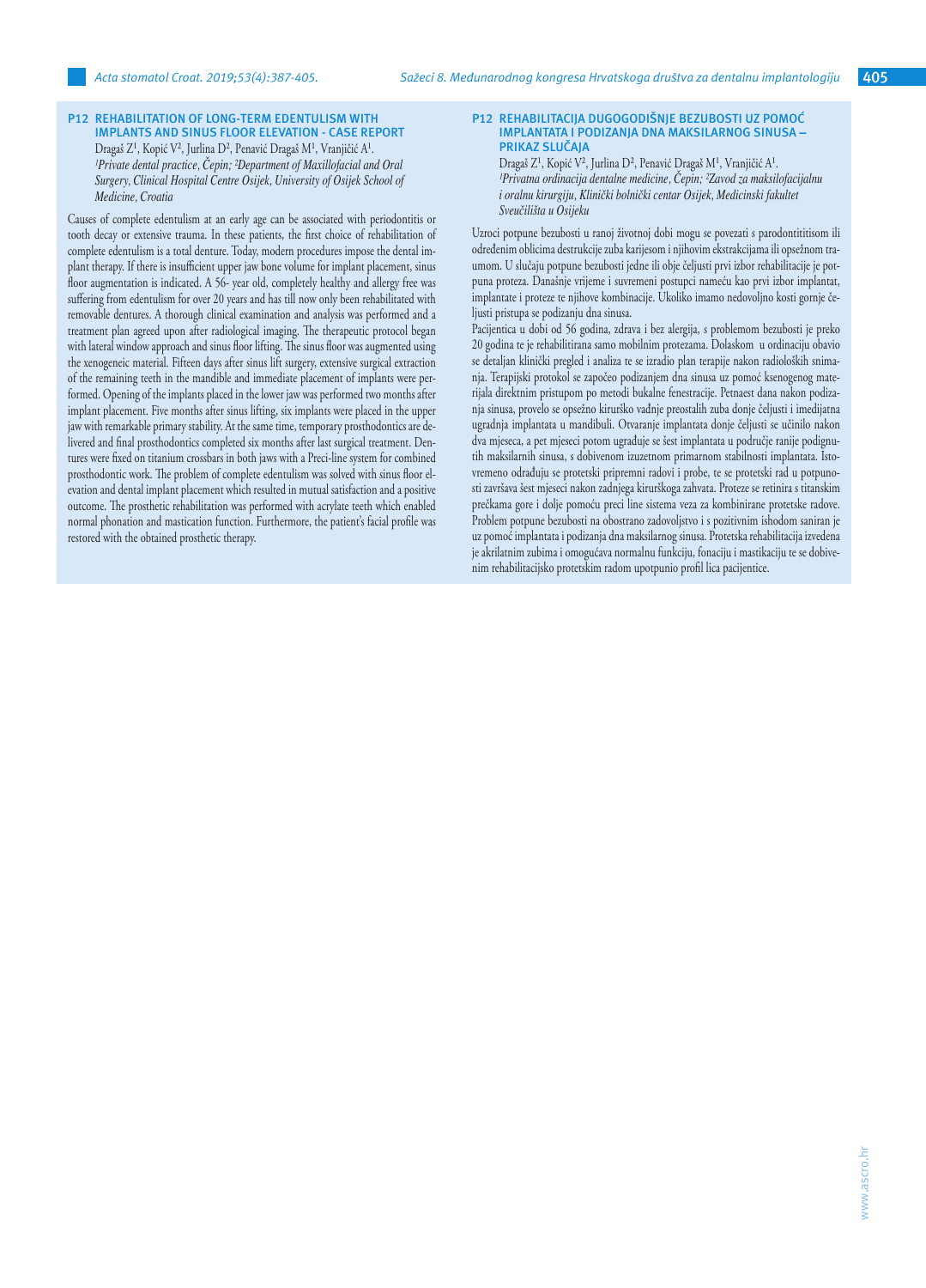## P12 REHABILITATION OF LONG-TERM EDENTULISM WITH IMPLANTS AND SINUS FLOOR ELEVATION - CASE REPORT

Dragaš Z[1], Kopić V[2], Jurlina D[2], Penavić Dragaš M[1], Vranjičić A[1].

*[1]Private dental practice, Čepin; [2]Department of Maxillofacial and Oral Surgery, Clinical Hospital Centre Osijek, University of Osijek School of Medicine, Croatia*

Causes of complete edentulism at an early age can be associated with periodontitis or tooth decay or extensive trauma. In these patients, the first choice of rehabilitation of complete edentulism is a total denture. Today, modern procedures impose the dental implant therapy. If there is insufficient upper jaw bone volume for implant placement, sinus floor augmentation is indicated. A 56- year old, completely healthy and allergy free was suffering from edentulism for over 20 years and has till now only been rehabilitated with removable dentures. A thorough clinical examination and analysis was performed and a treatment plan agreed upon after radiological imaging. The therapeutic protocol began with lateral window approach and sinus floor lifting. The sinus floor was augmented using the xenogeneic material. Fifteen days after sinus lift surgery, extensive surgical extraction of the remaining teeth in the mandible and immediate placement of implants were performed. Opening of the implants placed in the lower jaw was performed two months after implant placement. Five months after sinus lifting, six implants were placed in the upper jaw with remarkable primary stability. At the same time, temporary prosthodontics are delivered and final prosthodontics completed six months after last surgical treatment. Dentures were fixed on titanium crossbars in both jaws with a Preci-line system for combined prosthodontic work. The problem of complete edentulism was solved with sinus floor elevation and dental implant placement which resulted in mutual satisfaction and a positive outcome. The prosthetic rehabilitation was performed with acrylate teeth which enabled normal phonation and mastication function. Furthermore, the patient's facial profile was restored with the obtained prosthetic therapy.

## P12 REHABILITACIJA DUGOGODIŠNJE BEZUBOSTI UZ POMOĆ IMPLANTATA I PODIZANJA DNA MAKSILARNOG SINUSA – PRIKAZ SLUČAJA

Dragaš Z[1], Kopić V[2], Jurlina D[2], Penavić Dragaš M[1], Vranjičić A[1].

*[1]Privatna ordinacija dentalne medicine, Čepin; [2]Zavod za maksilofacijalnu i oralnu kirurgiju, Klinički bolnički centar Osijek, Medicinski fakultet Sveučilišta u Osijeku*

Uzroci potpune bezubosti u ranoj životnoj dobi mogu se povezati s parodontititisom ili određenim oblicima destrukcije zuba karijesom i njihovim ekstrakcijama ili opsežnom traumom. U slučaju potpune bezubosti jedne ili obje čeljusti prvi izbor rehabilitacije je potpuna proteza. Današnje vrijeme i suvremeni postupci nameću kao prvi izbor implantat, implantate i proteze te njihove kombinacije. Ukoliko imamo nedovoljno kosti gornje čeljusti pristupa se podizanju dna sinusa.

Pacijentica u dobi od 56 godina, zdrava i bez alergija, s problemom bezubosti je preko 20 godina te je rehabilitirana samo mobilnim protezama. Dolaskom u ordinaciju obavio se detaljan klinički pregled i analiza te se izradio plan terapije nakon radioloških snimanja. Terapijski protokol se započeo podizanjem dna sinusa uz pomoć ksenogenog materijala direktnim pristupom po metodi bukalne fenestracije. Petnaest dana nakon podizanja sinusa, provelo se opsežno kirurško vađnje preostalih zuba donje čeljusti i imedijatna ugradnja implantata u mandibuli. Otvaranje implantata donje čeljusti se učinilo nakon dva mjeseca, a pet mjeseci potom ugrađuje se šest implantata u područje ranije podignutih maksilarnih sinusa, s dobivenom izuzetnom primarnom stabilnosti implantata. Istovremeno odrađuju se protetski pripremni radovi i probe, te se protetski rad u potpunosti završava šest mjeseci nakon zadnjega kirurškoga zahvata. Proteze se retinira s titanskim prečkama gore i dolje pomoću preci line sistema veza za kombinirane protetske radove. Problem potpune bezubosti na obostrano zadovoljstvo i s pozitivnim ishodom saniran je uz pomoć implantata i podizanja dna maksilarnog sinusa. Protetska rehabilitacija izvedena je akrilatnim zubima i omogućava normalnu funkciju, fonaciju i mastikaciju te se dobivenim rehabilitacijsko protetskim radom upotpunio profil lica pacijentice.